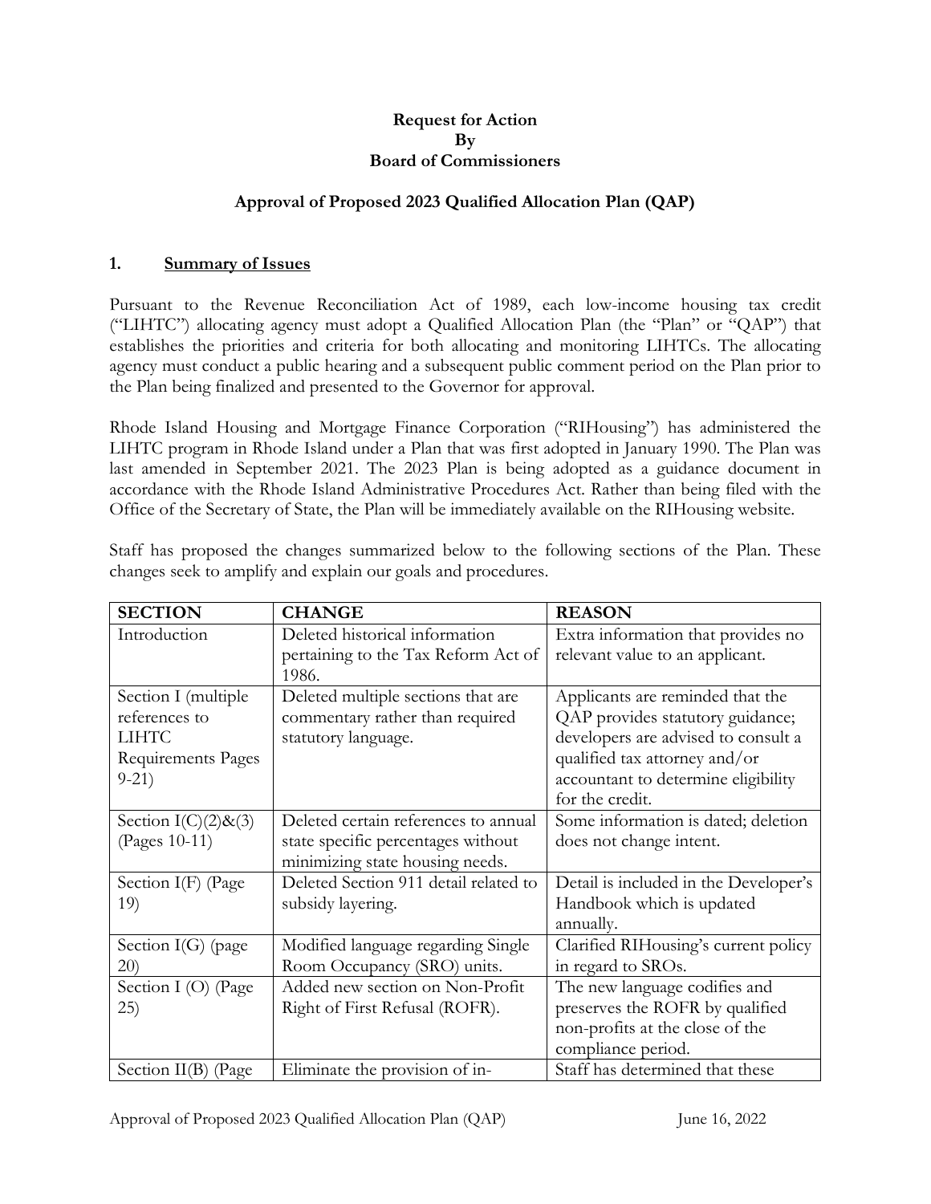**Request for Action**
**By**
**Board of Commissioners**

**Approval of Proposed 2023 Qualified Allocation Plan (QAP)**

## 1. Summary of Issues

Pursuant to the Revenue Reconciliation Act of 1989, each low-income housing tax credit ("LIHTC") allocating agency must adopt a Qualified Allocation Plan (the "Plan" or "QAP") that establishes the priorities and criteria for both allocating and monitoring LIHTCs. The allocating agency must conduct a public hearing and a subsequent public comment period on the Plan prior to the Plan being finalized and presented to the Governor for approval.

Rhode Island Housing and Mortgage Finance Corporation ("RIHousing") has administered the LIHTC program in Rhode Island under a Plan that was first adopted in January 1990. The Plan was last amended in September 2021. The 2023 Plan is being adopted as a guidance document in accordance with the Rhode Island Administrative Procedures Act. Rather than being filed with the Office of the Secretary of State, the Plan will be immediately available on the RIHousing website.

Staff has proposed the changes summarized below to the following sections of the Plan. These changes seek to amplify and explain our goals and procedures.

| SECTION | CHANGE | REASON |
|---|---|---|
| Introduction | Deleted historical information pertaining to the Tax Reform Act of 1986. | Extra information that provides no relevant value to an applicant. |
| Section I (multiple references to LIHTC Requirements Pages 9-21) | Deleted multiple sections that are commentary rather than required statutory language. | Applicants are reminded that the QAP provides statutory guidance; developers are advised to consult a qualified tax attorney and/or accountant to determine eligibility for the credit. |
| Section I(C)(2)&(3) (Pages 10-11) | Deleted certain references to annual state specific percentages without minimizing state housing needs. | Some information is dated; deletion does not change intent. |
| Section I(F) (Page 19) | Deleted Section 911 detail related to subsidy layering. | Detail is included in the Developer's Handbook which is updated annually. |
| Section I(G) (page 20) | Modified language regarding Single Room Occupancy (SRO) units. | Clarified RIHousing's current policy in regard to SROs. |
| Section I (O) (Page 25) | Added new section on Non-Profit Right of First Refusal (ROFR). | The new language codifies and preserves the ROFR by qualified non-profits at the close of the compliance period. |
| Section II(B) (Page | Eliminate the provision of in- | Staff has determined that these |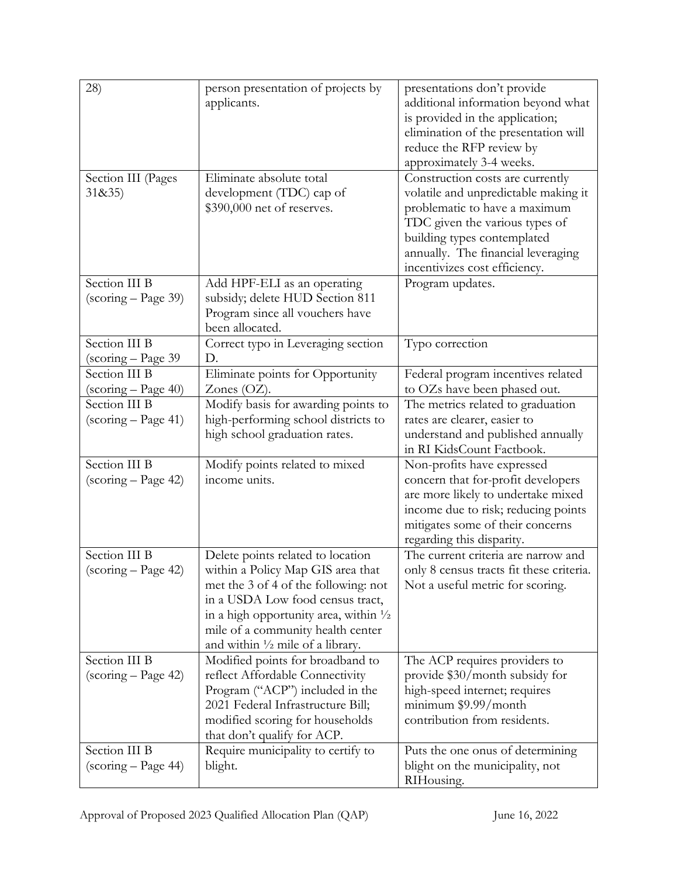| | | |
|---|---|---|
| 28) | person presentation of projects by applicants. | presentations don't provide additional information beyond what is provided in the application; elimination of the presentation will reduce the RFP review by approximately 3-4 weeks. |
| Section III (Pages 31&35) | Eliminate absolute total development (TDC) cap of $390,000 net of reserves. | Construction costs are currently volatile and unpredictable making it problematic to have a maximum TDC given the various types of building types contemplated annually. The financial leveraging incentivizes cost efficiency. |
| Section III B (scoring – Page 39) | Add HPF-ELI as an operating subsidy; delete HUD Section 811 Program since all vouchers have been allocated. | Program updates. |
| Section III B (scoring – Page 39 | Correct typo in Leveraging section D. | Typo correction |
| Section III B (scoring – Page 40) | Eliminate points for Opportunity Zones (OZ). | Federal program incentives related to OZs have been phased out. |
| Section III B (scoring – Page 41) | Modify basis for awarding points to high-performing school districts to high school graduation rates. | The metrics related to graduation rates are clearer, easier to understand and published annually in RI KidsCount Factbook. |
| Section III B (scoring – Page 42) | Modify points related to mixed income units. | Non-profits have expressed concern that for-profit developers are more likely to undertake mixed income due to risk; reducing points mitigates some of their concerns regarding this disparity. |
| Section III B (scoring – Page 42) | Delete points related to location within a Policy Map GIS area that met the 3 of 4 of the following: not in a USDA Low food census tract, in a high opportunity area, within ½ mile of a community health center and within ½ mile of a library. | The current criteria are narrow and only 8 census tracts fit these criteria. Not a useful metric for scoring. |
| Section III B (scoring – Page 42) | Modified points for broadband to reflect Affordable Connectivity Program ("ACP") included in the 2021 Federal Infrastructure Bill; modified scoring for households that don't qualify for ACP. | The ACP requires providers to provide $30/month subsidy for high-speed internet; requires minimum $9.99/month contribution from residents. |
| Section III B (scoring – Page 44) | Require municipality to certify to blight. | Puts the one onus of determining blight on the municipality, not RIHousing. |

Approval of Proposed 2023 Qualified Allocation Plan (QAP) June 16, 2022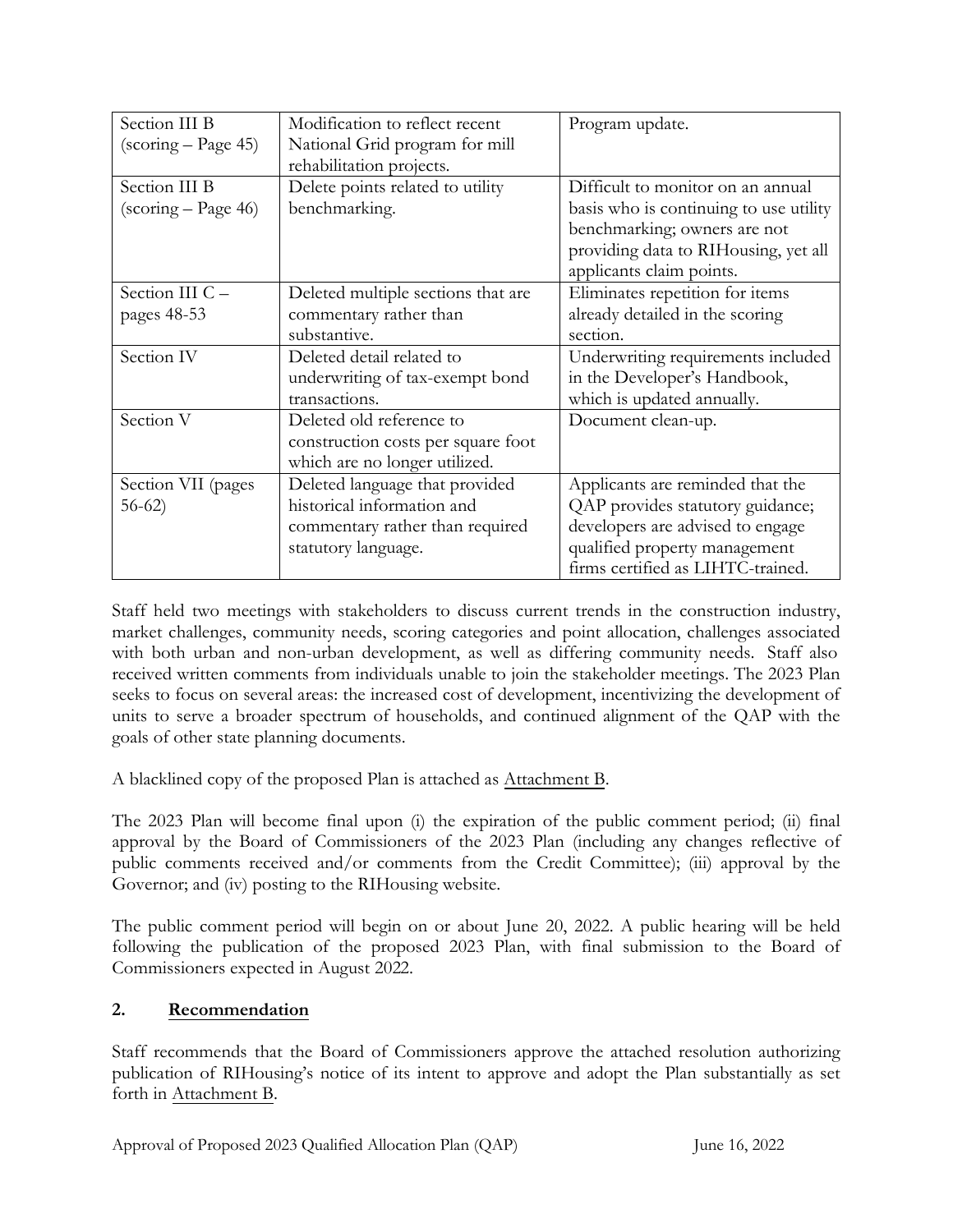| Section III B (scoring – Page 45) | Modification to reflect recent National Grid program for mill rehabilitation projects. | Program update. |
|---|---|---|
| Section III B (scoring – Page 46) | Delete points related to utility benchmarking. | Difficult to monitor on an annual basis who is continuing to use utility benchmarking; owners are not providing data to RIHousing, yet all applicants claim points. |
| Section III C – pages 48-53 | Deleted multiple sections that are commentary rather than substantive. | Eliminates repetition for items already detailed in the scoring section. |
| Section IV | Deleted detail related to underwriting of tax-exempt bond transactions. | Underwriting requirements included in the Developer's Handbook, which is updated annually. |
| Section V | Deleted old reference to construction costs per square foot which are no longer utilized. | Document clean-up. |
| Section VII (pages 56-62) | Deleted language that provided historical information and commentary rather than required statutory language. | Applicants are reminded that the QAP provides statutory guidance; developers are advised to engage qualified property management firms certified as LIHTC-trained. |

Staff held two meetings with stakeholders to discuss current trends in the construction industry, market challenges, community needs, scoring categories and point allocation, challenges associated with both urban and non-urban development, as well as differing community needs. Staff also received written comments from individuals unable to join the stakeholder meetings. The 2023 Plan seeks to focus on several areas: the increased cost of development, incentivizing the development of units to serve a broader spectrum of households, and continued alignment of the QAP with the goals of other state planning documents.

A blacklined copy of the proposed Plan is attached as Attachment B.

The 2023 Plan will become final upon (i) the expiration of the public comment period; (ii) final approval by the Board of Commissioners of the 2023 Plan (including any changes reflective of public comments received and/or comments from the Credit Committee); (iii) approval by the Governor; and (iv) posting to the RIHousing website.

The public comment period will begin on or about June 20, 2022. A public hearing will be held following the publication of the proposed 2023 Plan, with final submission to the Board of Commissioners expected in August 2022.

## 2. Recommendation

Staff recommends that the Board of Commissioners approve the attached resolution authorizing publication of RIHousing's notice of its intent to approve and adopt the Plan substantially as set forth in Attachment B.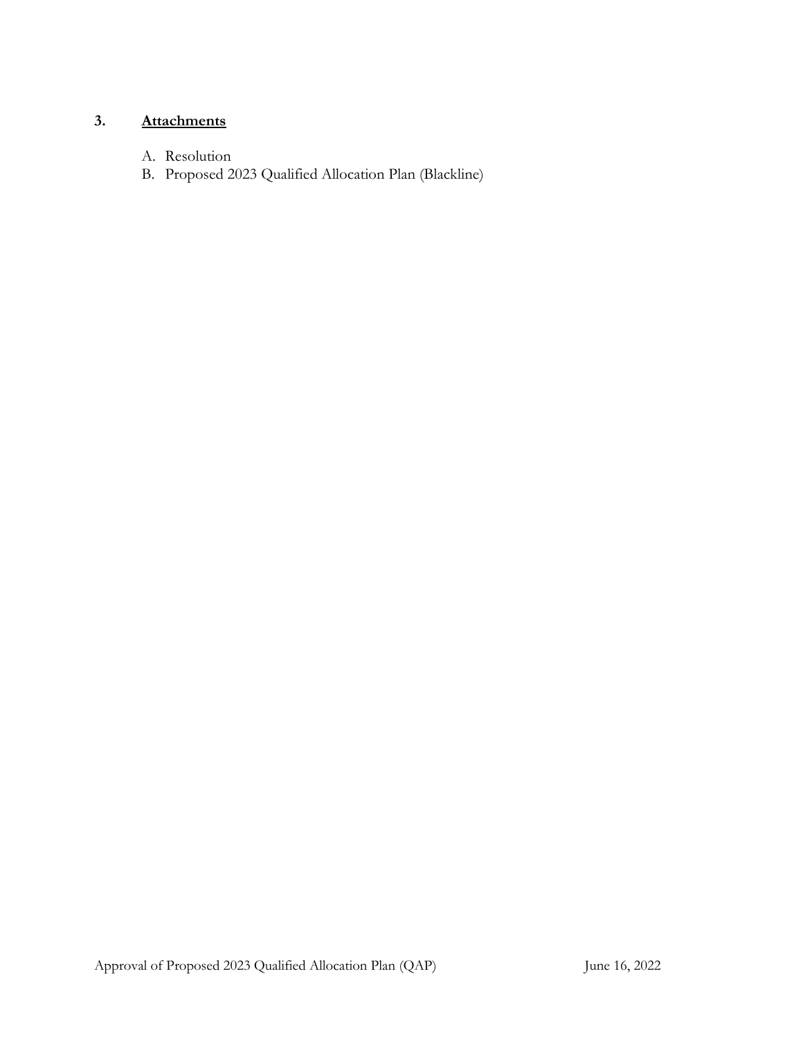## 3. **Attachments**

A. Resolution
B. Proposed 2023 Qualified Allocation Plan (Blackline)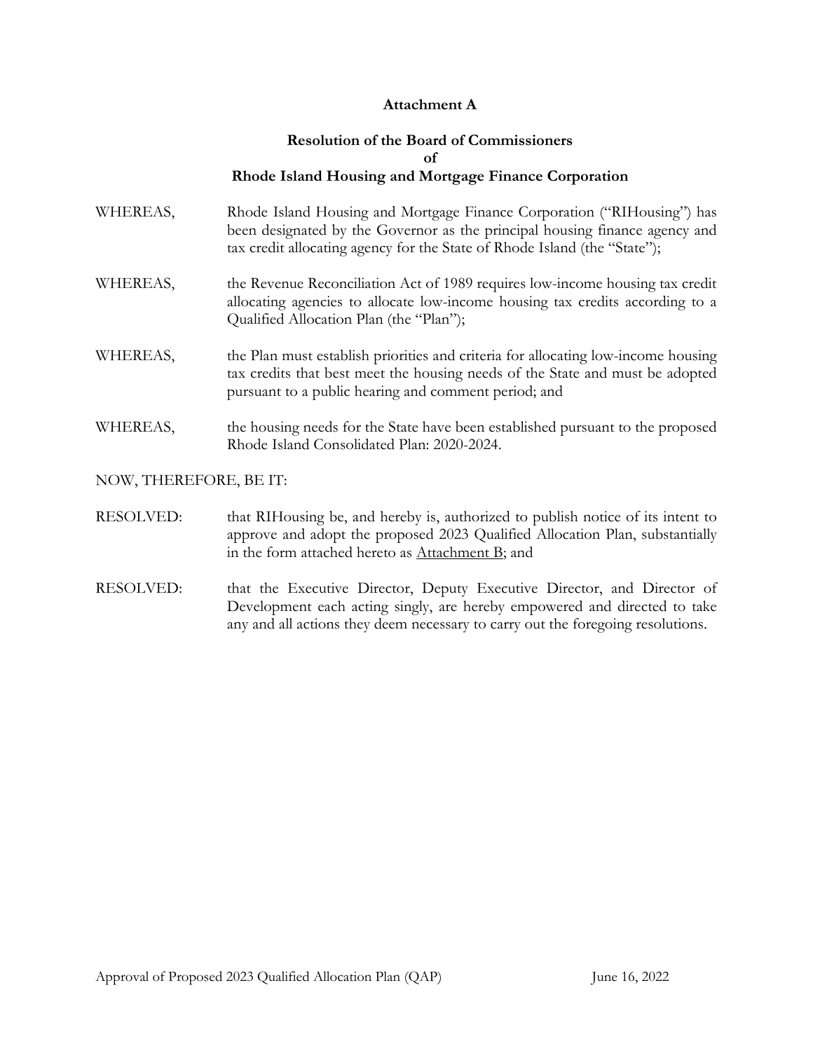**Attachment A**

**Resolution of the Board of Commissioners of Rhode Island Housing and Mortgage Finance Corporation**

WHEREAS, Rhode Island Housing and Mortgage Finance Corporation ("RIHousing") has been designated by the Governor as the principal housing finance agency and tax credit allocating agency for the State of Rhode Island (the "State");

WHEREAS, the Revenue Reconciliation Act of 1989 requires low-income housing tax credit allocating agencies to allocate low-income housing tax credits according to a Qualified Allocation Plan (the "Plan");

WHEREAS, the Plan must establish priorities and criteria for allocating low-income housing tax credits that best meet the housing needs of the State and must be adopted pursuant to a public hearing and comment period; and

WHEREAS, the housing needs for the State have been established pursuant to the proposed Rhode Island Consolidated Plan: 2020-2024.

NOW, THEREFORE, BE IT:

RESOLVED: that RIHousing be, and hereby is, authorized to publish notice of its intent to approve and adopt the proposed 2023 Qualified Allocation Plan, substantially in the form attached hereto as Attachment B; and

RESOLVED: that the Executive Director, Deputy Executive Director, and Director of Development each acting singly, are hereby empowered and directed to take any and all actions they deem necessary to carry out the foregoing resolutions.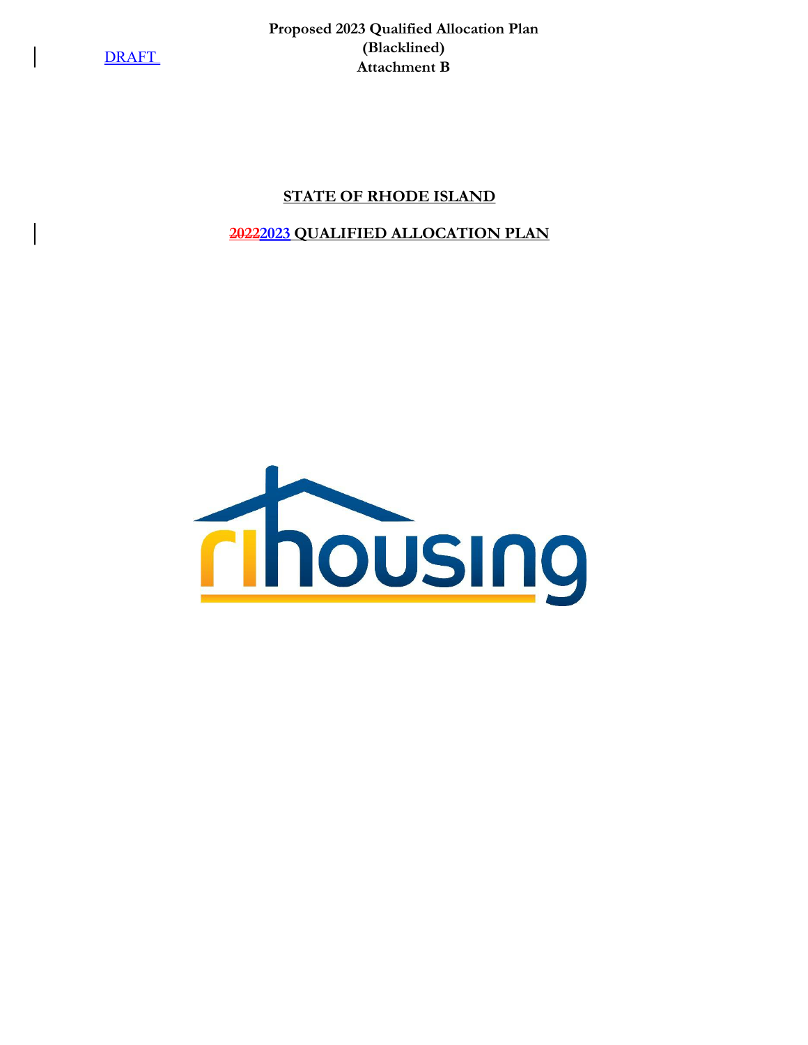DRAFT

**Proposed 2023 Qualified Allocation Plan**
**(Blacklined)**
**Attachment B**

# STATE OF RHODE ISLAND

# ~~2022~~2023 QUALIFIED ALLOCATION PLAN

rihousing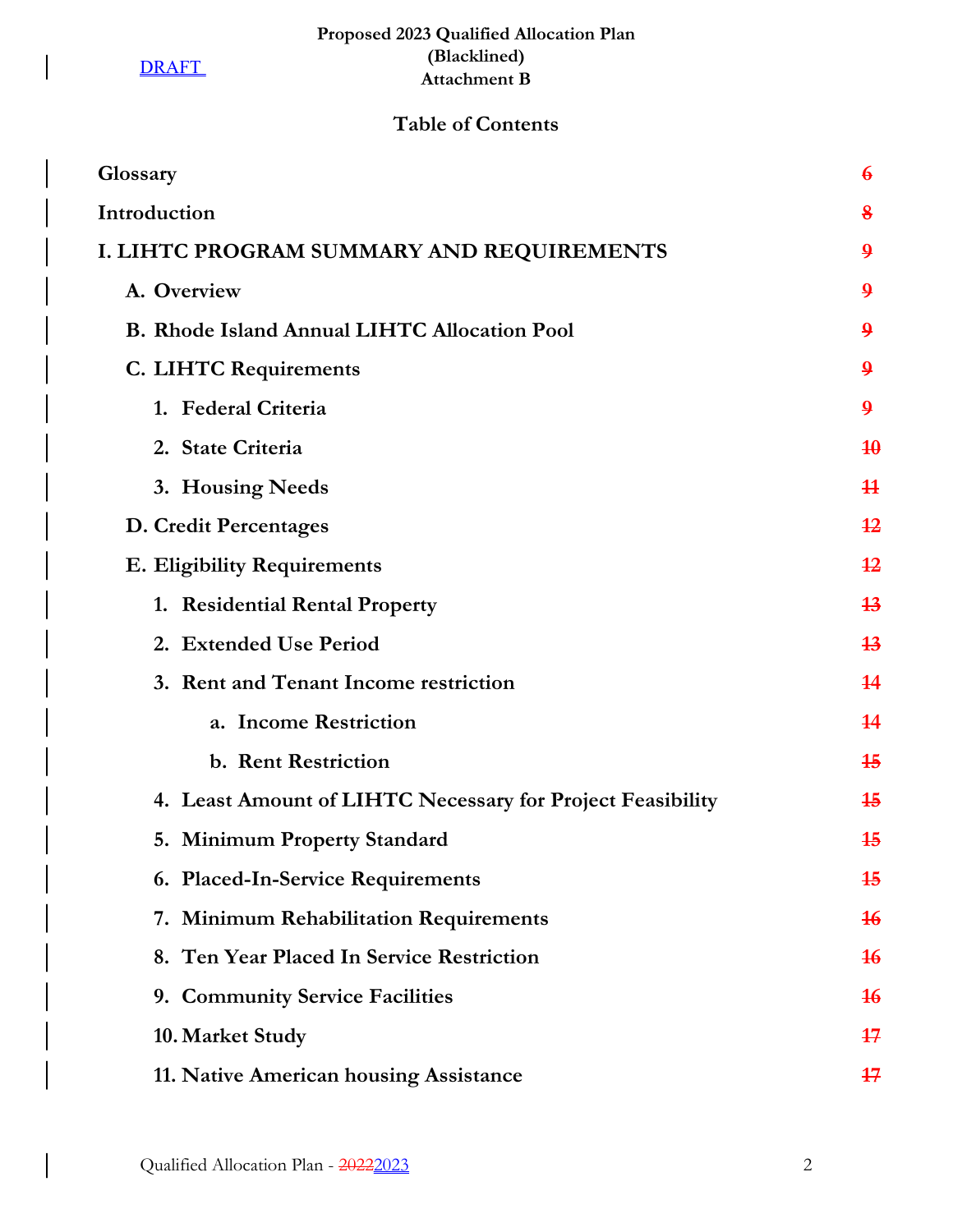Proposed 2023 Qualified Allocation Plan
(Blacklined)
Attachment B

DRAFT

# Table of Contents

| | |
|---|---|
| **Glossary** | ~~6~~ |
| **Introduction** | ~~8~~ |
| **I. LIHTC PROGRAM SUMMARY AND REQUIREMENTS** | ~~9~~ |
| **A. Overview** | ~~9~~ |
| **B. Rhode Island Annual LIHTC Allocation Pool** | ~~9~~ |
| **C. LIHTC Requirements** | ~~9~~ |
| **1. Federal Criteria** | ~~9~~ |
| **2. State Criteria** | ~~10~~ |
| **3. Housing Needs** | ~~11~~ |
| **D. Credit Percentages** | ~~12~~ |
| **E. Eligibility Requirements** | ~~12~~ |
| **1. Residential Rental Property** | ~~13~~ |
| **2. Extended Use Period** | ~~13~~ |
| **3. Rent and Tenant Income restriction** | ~~14~~ |
| **a. Income Restriction** | ~~14~~ |
| **b. Rent Restriction** | ~~15~~ |
| **4. Least Amount of LIHTC Necessary for Project Feasibility** | ~~15~~ |
| **5. Minimum Property Standard** | ~~15~~ |
| **6. Placed-In-Service Requirements** | ~~15~~ |
| **7. Minimum Rehabilitation Requirements** | ~~16~~ |
| **8. Ten Year Placed In Service Restriction** | ~~16~~ |
| **9. Community Service Facilities** | ~~16~~ |
| **10. Market Study** | ~~17~~ |
| **11. Native American housing Assistance** | ~~17~~ |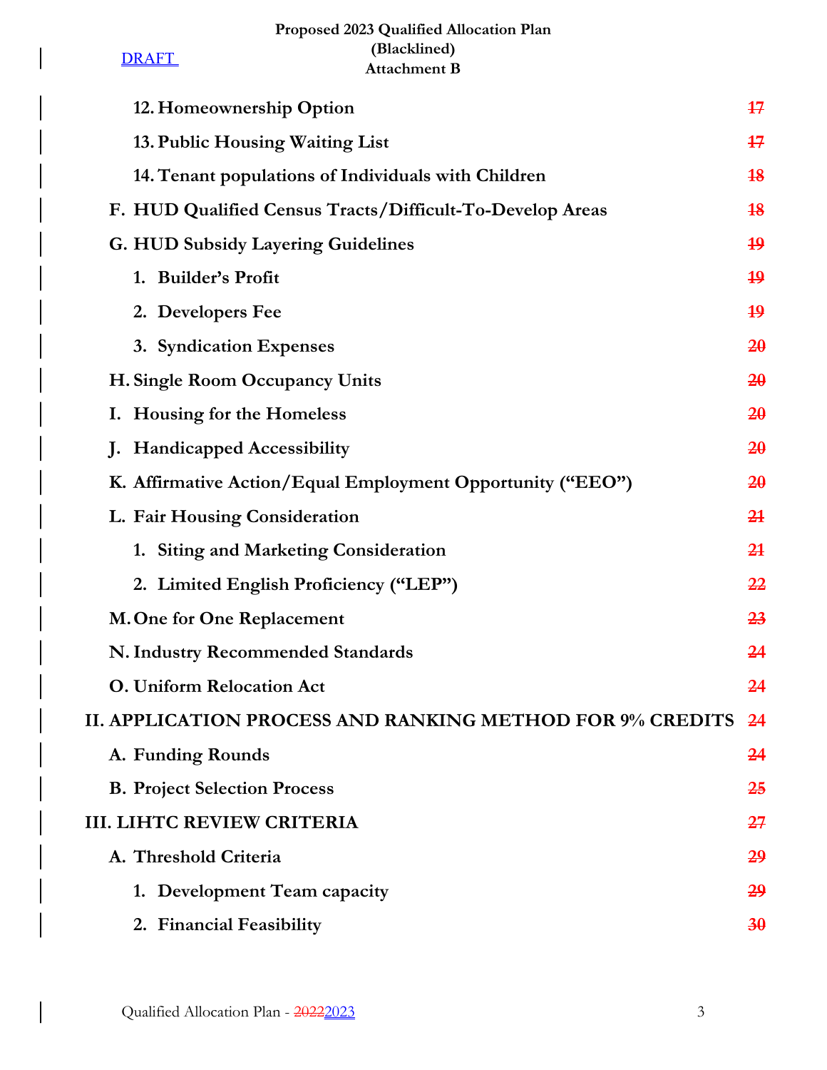DRAFT

**12. Homeownership Option** ~~17~~

**13. Public Housing Waiting List** ~~17~~

**14. Tenant populations of Individuals with Children** ~~18~~

**F. HUD Qualified Census Tracts/Difficult-To-Develop Areas** ~~18~~

**G. HUD Subsidy Layering Guidelines** ~~19~~

**1. Builder's Profit** ~~19~~

**2. Developers Fee** ~~19~~

**3. Syndication Expenses** ~~20~~

**H. Single Room Occupancy Units** ~~20~~

**I. Housing for the Homeless** ~~20~~

**J. Handicapped Accessibility** ~~20~~

**K. Affirmative Action/Equal Employment Opportunity ("EEO")** ~~20~~

**L. Fair Housing Consideration** ~~21~~

**1. Siting and Marketing Consideration** ~~21~~

**2. Limited English Proficiency ("LEP")** ~~22~~

**M. One for One Replacement** ~~23~~

**N. Industry Recommended Standards** ~~24~~

**O. Uniform Relocation Act** ~~24~~

**II. APPLICATION PROCESS AND RANKING METHOD FOR 9% CREDITS** ~~24~~

**A. Funding Rounds** ~~24~~

**B. Project Selection Process** ~~25~~

**III. LIHTC REVIEW CRITERIA** ~~27~~

**A. Threshold Criteria** ~~29~~

**1. Development Team capacity** ~~29~~

**2. Financial Feasibility** ~~30~~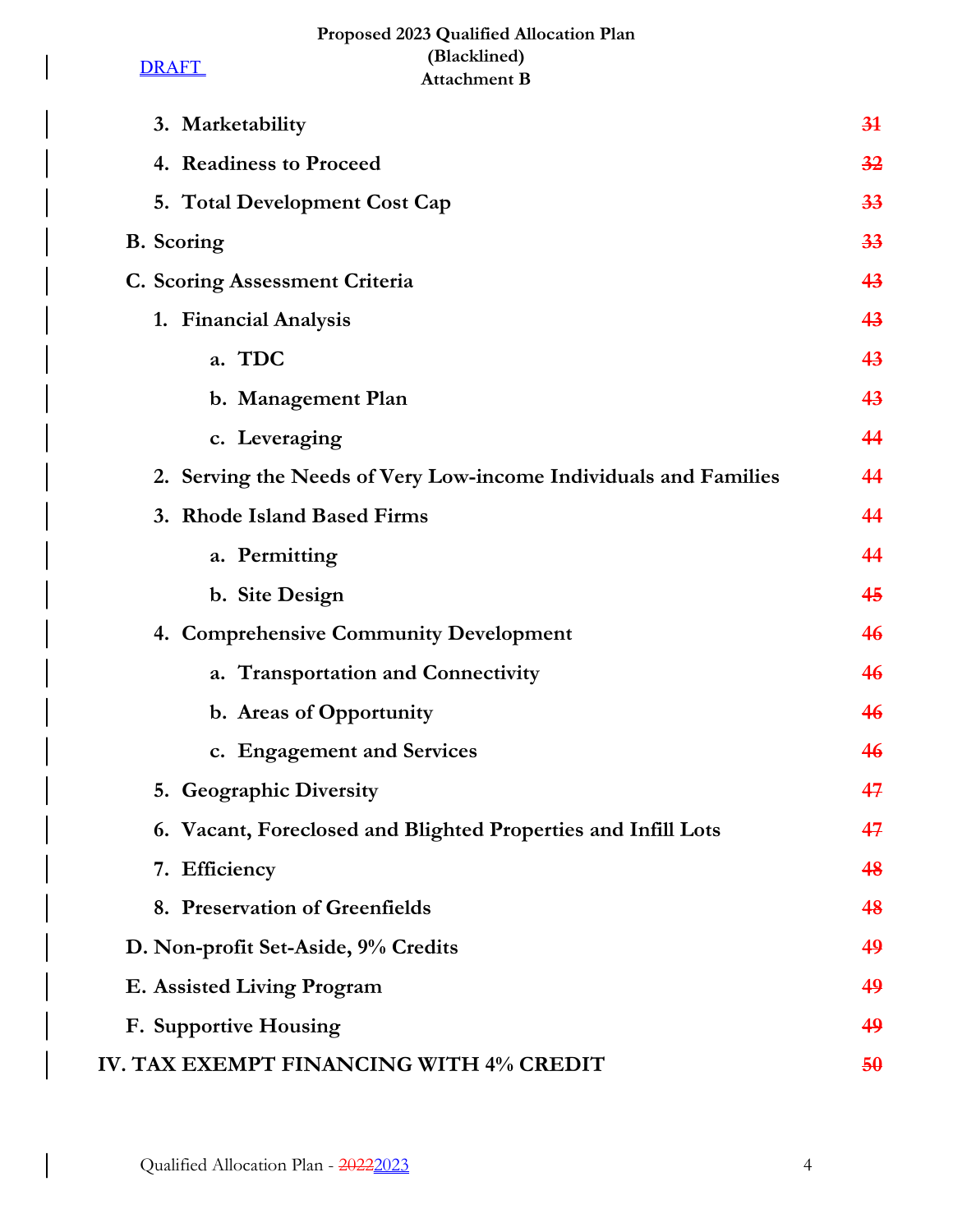DRAFT

| | |
|---|---|
| 3. Marketability | 31 |
| 4. Readiness to Proceed | 32 |
| 5. Total Development Cost Cap | 33 |
| B. Scoring | 33 |
| C. Scoring Assessment Criteria | 43 |
| 1. Financial Analysis | 43 |
| a. TDC | 43 |
| b. Management Plan | 43 |
| c. Leveraging | 44 |
| 2. Serving the Needs of Very Low-income Individuals and Families | 44 |
| 3. Rhode Island Based Firms | 44 |
| a. Permitting | 44 |
| b. Site Design | 45 |
| 4. Comprehensive Community Development | 46 |
| a. Transportation and Connectivity | 46 |
| b. Areas of Opportunity | 46 |
| c. Engagement and Services | 46 |
| 5. Geographic Diversity | 47 |
| 6. Vacant, Foreclosed and Blighted Properties and Infill Lots | 47 |
| 7. Efficiency | 48 |
| 8. Preservation of Greenfields | 48 |
| D. Non-profit Set-Aside, 9% Credits | 49 |
| E. Assisted Living Program | 49 |
| F. Supportive Housing | 49 |
| IV. TAX EXEMPT FINANCING WITH 4% CREDIT | 50 |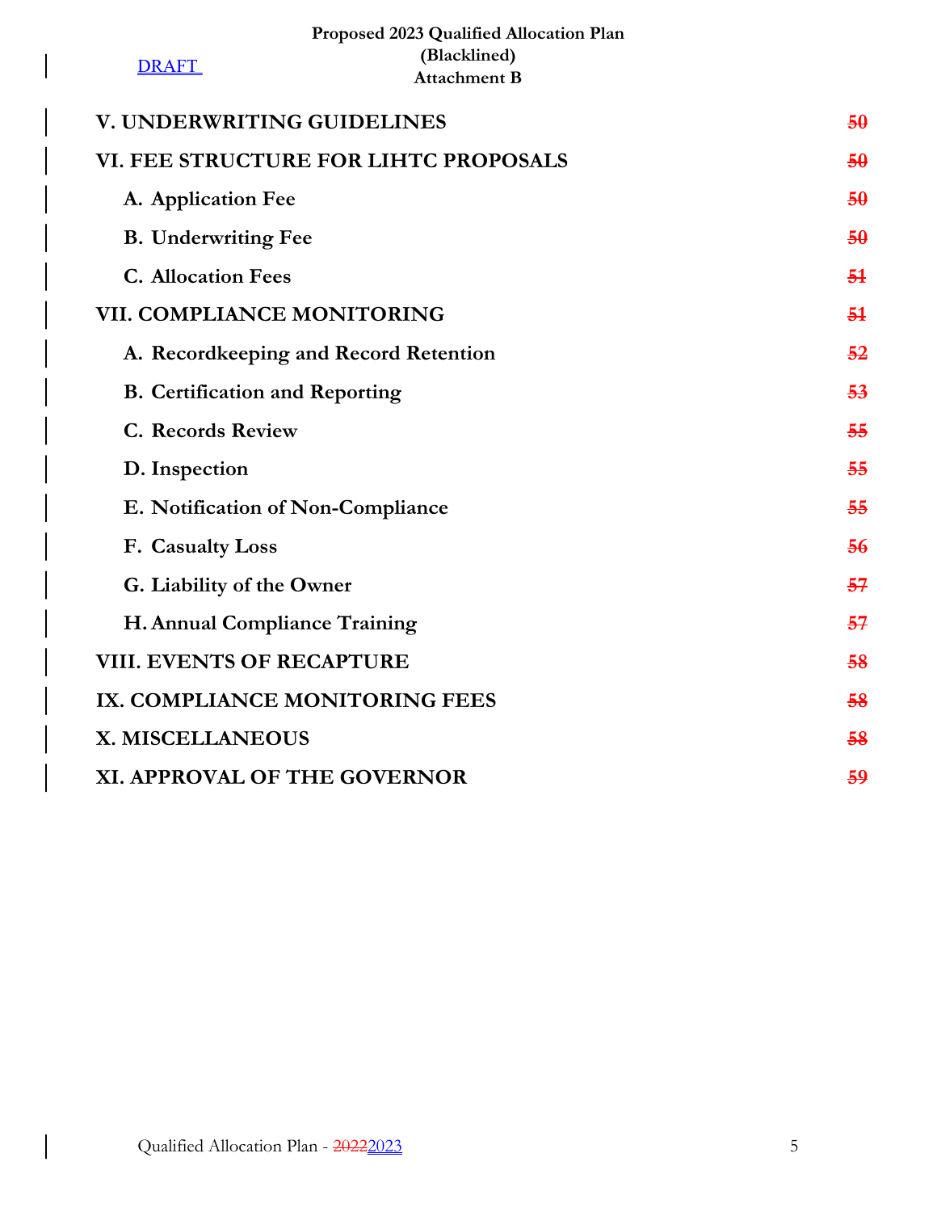| | |
|---|---|
| **V. UNDERWRITING GUIDELINES** | 50 |
| **VI. FEE STRUCTURE FOR LIHTC PROPOSALS** | 50 |
| **A. Application Fee** | 50 |
| **B. Underwriting Fee** | 50 |
| **C. Allocation Fees** | 51 |
| **VII. COMPLIANCE MONITORING** | 51 |
| **A. Recordkeeping and Record Retention** | 52 |
| **B. Certification and Reporting** | 53 |
| **C. Records Review** | 55 |
| **D. Inspection** | 55 |
| **E. Notification of Non-Compliance** | 55 |
| **F. Casualty Loss** | 56 |
| **G. Liability of the Owner** | 57 |
| **H. Annual Compliance Training** | 57 |
| **VIII. EVENTS OF RECAPTURE** | 58 |
| **IX. COMPLIANCE MONITORING FEES** | 58 |
| **X. MISCELLANEOUS** | 58 |
| **XI. APPROVAL OF THE GOVERNOR** | 59 |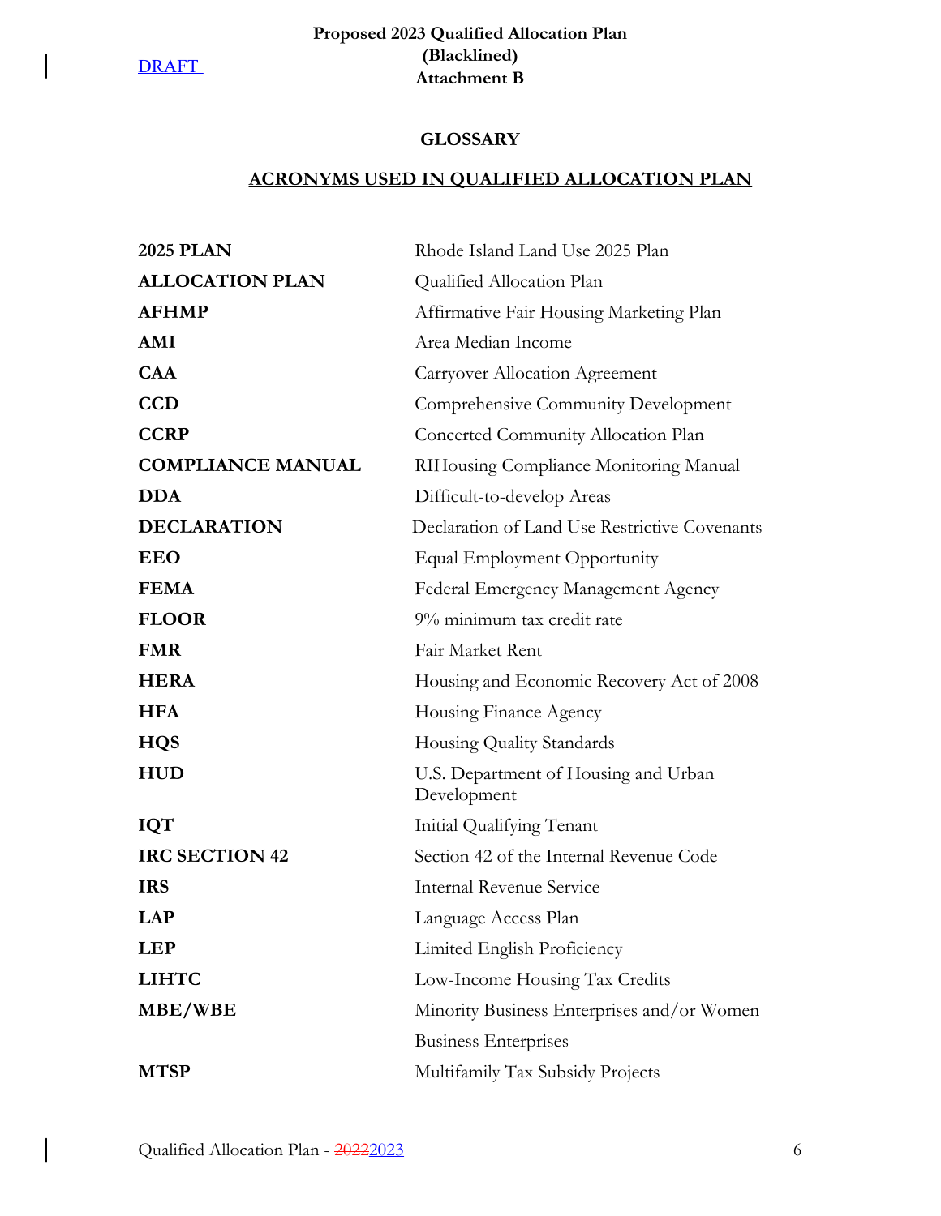DRAFT

**Proposed 2023 Qualified Allocation Plan**
**(Blacklined)**
**Attachment B**

# GLOSSARY

## ACRONYMS USED IN QUALIFIED ALLOCATION PLAN

| | |
|---|---|
| **2025 PLAN** | Rhode Island Land Use 2025 Plan |
| **ALLOCATION PLAN** | Qualified Allocation Plan |
| **AFHMP** | Affirmative Fair Housing Marketing Plan |
| **AMI** | Area Median Income |
| **CAA** | Carryover Allocation Agreement |
| **CCD** | Comprehensive Community Development |
| **CCRP** | Concerted Community Allocation Plan |
| **COMPLIANCE MANUAL** | RIHousing Compliance Monitoring Manual |
| **DDA** | Difficult-to-develop Areas |
| **DECLARATION** | Declaration of Land Use Restrictive Covenants |
| **EEO** | Equal Employment Opportunity |
| **FEMA** | Federal Emergency Management Agency |
| **FLOOR** | 9% minimum tax credit rate |
| **FMR** | Fair Market Rent |
| **HERA** | Housing and Economic Recovery Act of 2008 |
| **HFA** | Housing Finance Agency |
| **HQS** | Housing Quality Standards |
| **HUD** | U.S. Department of Housing and Urban Development |
| **IQT** | Initial Qualifying Tenant |
| **IRC SECTION 42** | Section 42 of the Internal Revenue Code |
| **IRS** | Internal Revenue Service |
| **LAP** | Language Access Plan |
| **LEP** | Limited English Proficiency |
| **LIHTC** | Low-Income Housing Tax Credits |
| **MBE/WBE** | Minority Business Enterprises and/or Women Business Enterprises |
| **MTSP** | Multifamily Tax Subsidy Projects |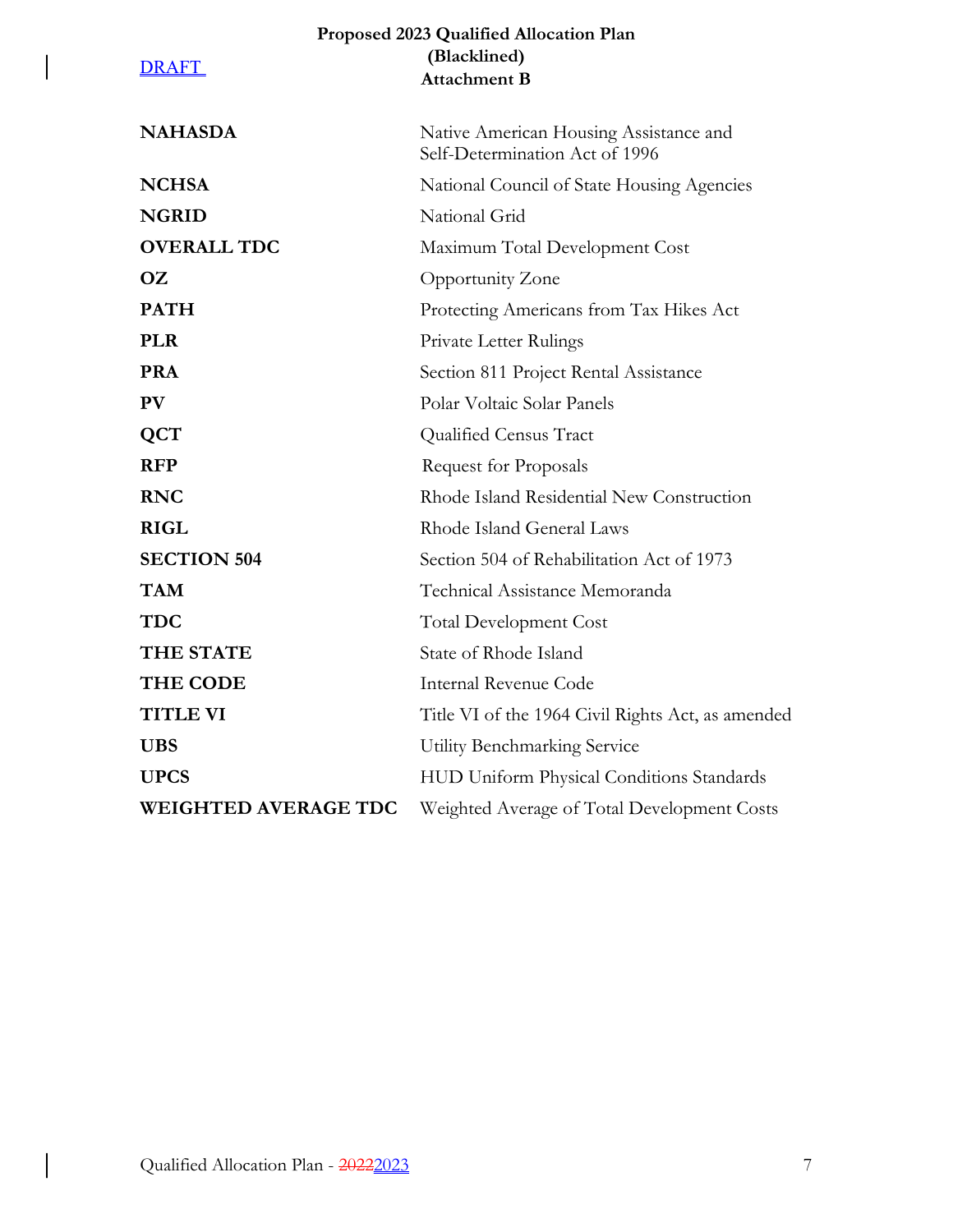| | |
|---|---|
| **NAHASDA** | Native American Housing Assistance and Self-Determination Act of 1996 |
| **NCHSA** | National Council of State Housing Agencies |
| **NGRID** | National Grid |
| **OVERALL TDC** | Maximum Total Development Cost |
| **OZ** | Opportunity Zone |
| **PATH** | Protecting Americans from Tax Hikes Act |
| **PLR** | Private Letter Rulings |
| **PRA** | Section 811 Project Rental Assistance |
| **PV** | Polar Voltaic Solar Panels |
| **QCT** | Qualified Census Tract |
| **RFP** | Request for Proposals |
| **RNC** | Rhode Island Residential New Construction |
| **RIGL** | Rhode Island General Laws |
| **SECTION 504** | Section 504 of Rehabilitation Act of 1973 |
| **TAM** | Technical Assistance Memoranda |
| **TDC** | Total Development Cost |
| **THE STATE** | State of Rhode Island |
| **THE CODE** | Internal Revenue Code |
| **TITLE VI** | Title VI of the 1964 Civil Rights Act, as amended |
| **UBS** | Utility Benchmarking Service |
| **UPCS** | HUD Uniform Physical Conditions Standards |
| **WEIGHTED AVERAGE TDC** | Weighted Average of Total Development Costs |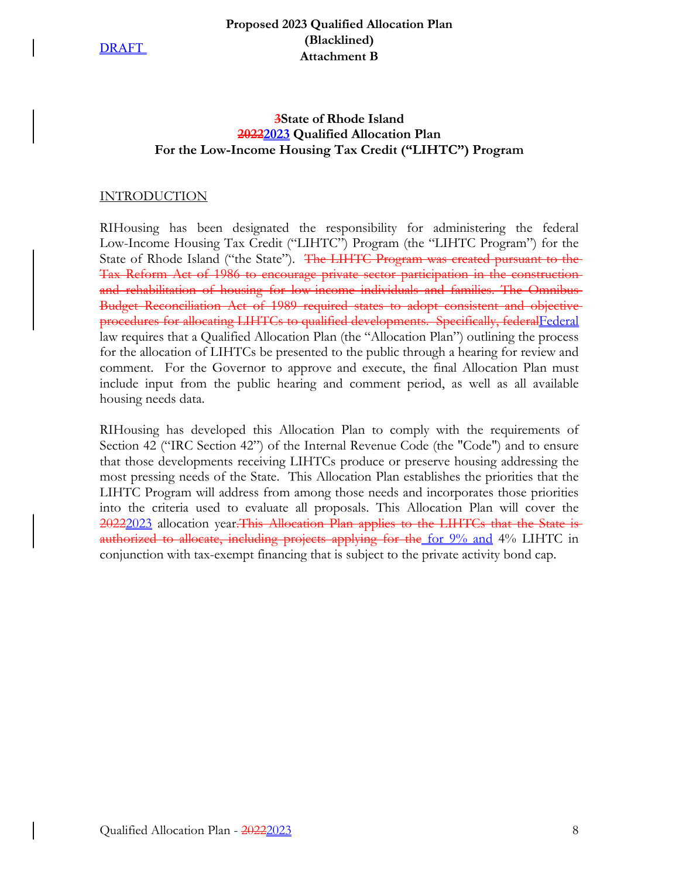DRAFT

**Proposed 2023 Qualified Allocation Plan**
**(Blacklined)**
**Attachment B**

# ~~3~~State of Rhode Island
# ~~2022~~2023 Qualified Allocation Plan
# For the Low-Income Housing Tax Credit ("LIHTC") Program

INTRODUCTION

RIHousing has been designated the responsibility for administering the federal Low-Income Housing Tax Credit ("LIHTC") Program (the "LIHTC Program") for the State of Rhode Island ("the State"). ~~The LIHTC Program was created pursuant to the Tax Reform Act of 1986 to encourage private sector participation in the construction and rehabilitation of housing for low income individuals and families. The Omnibus Budget Reconciliation Act of 1989 required states to adopt consistent and objective procedures for allocating LIHTCs to qualified developments. Specifically, federal~~Federal law requires that a Qualified Allocation Plan (the "Allocation Plan") outlining the process for the allocation of LIHTCs be presented to the public through a hearing for review and comment. For the Governor to approve and execute, the final Allocation Plan must include input from the public hearing and comment period, as well as all available housing needs data.

RIHousing has developed this Allocation Plan to comply with the requirements of Section 42 ("IRC Section 42") of the Internal Revenue Code (the "Code") and to ensure that those developments receiving LIHTCs produce or preserve housing addressing the most pressing needs of the State. This Allocation Plan establishes the priorities that the LIHTC Program will address from among those needs and incorporates those priorities into the criteria used to evaluate all proposals. This Allocation Plan will cover the ~~2022~~2023 allocation year~~.This Allocation Plan applies to the LIHTCs that the State is authorized to allocate, including projects applying for the~~ for 9% and 4% LIHTC in conjunction with tax-exempt financing that is subject to the private activity bond cap.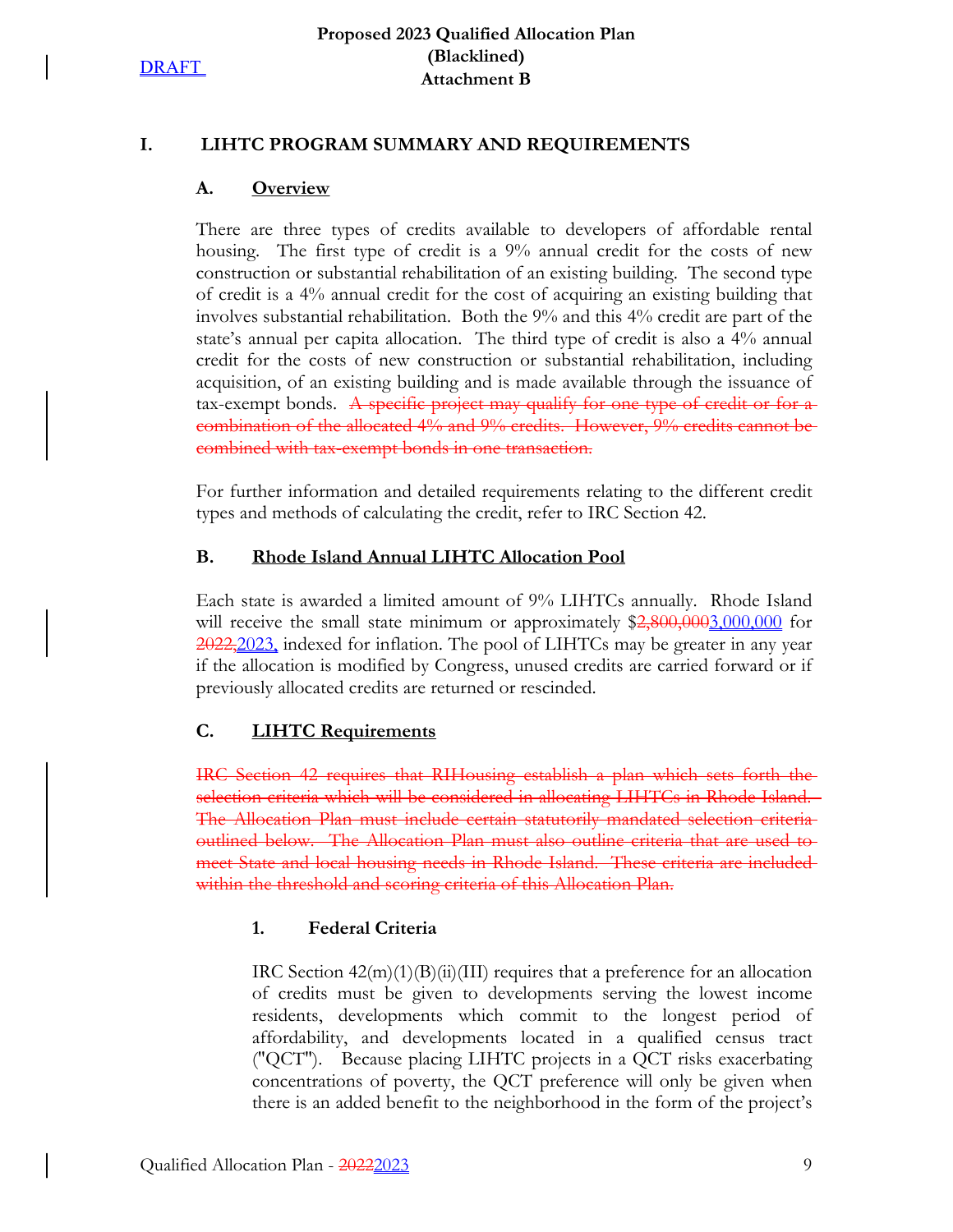# I. LIHTC PROGRAM SUMMARY AND REQUIREMENTS

## A. Overview

There are three types of credits available to developers of affordable rental housing. The first type of credit is a 9% annual credit for the costs of new construction or substantial rehabilitation of an existing building. The second type of credit is a 4% annual credit for the cost of acquiring an existing building that involves substantial rehabilitation. Both the 9% and this 4% credit are part of the state's annual per capita allocation. The third type of credit is also a 4% annual credit for the costs of new construction or substantial rehabilitation, including acquisition, of an existing building and is made available through the issuance of tax-exempt bonds. ~~A specific project may qualify for one type of credit or for a combination of the allocated 4% and 9% credits. However, 9% credits cannot be combined with tax-exempt bonds in one transaction.~~

For further information and detailed requirements relating to the different credit types and methods of calculating the credit, refer to IRC Section 42.

## B. Rhode Island Annual LIHTC Allocation Pool

Each state is awarded a limited amount of 9% LIHTCs annually. Rhode Island will receive the small state minimum or approximately $~~2,800,000~~3,000,000 for ~~2022,~~2023, indexed for inflation. The pool of LIHTCs may be greater in any year if the allocation is modified by Congress, unused credits are carried forward or if previously allocated credits are returned or rescinded.

## C. LIHTC Requirements

~~IRC Section 42 requires that RIHousing establish a plan which sets forth the selection criteria which will be considered in allocating LIHTCs in Rhode Island. The Allocation Plan must include certain statutorily mandated selection criteria outlined below. The Allocation Plan must also outline criteria that are used to meet State and local housing needs in Rhode Island. These criteria are included within the threshold and scoring criteria of this Allocation Plan.~~

### 1. Federal Criteria

IRC Section 42(m)(1)(B)(ii)(III) requires that a preference for an allocation of credits must be given to developments serving the lowest income residents, developments which commit to the longest period of affordability, and developments located in a qualified census tract ("QCT"). Because placing LIHTC projects in a QCT risks exacerbating concentrations of poverty, the QCT preference will only be given when there is an added benefit to the neighborhood in the form of the project's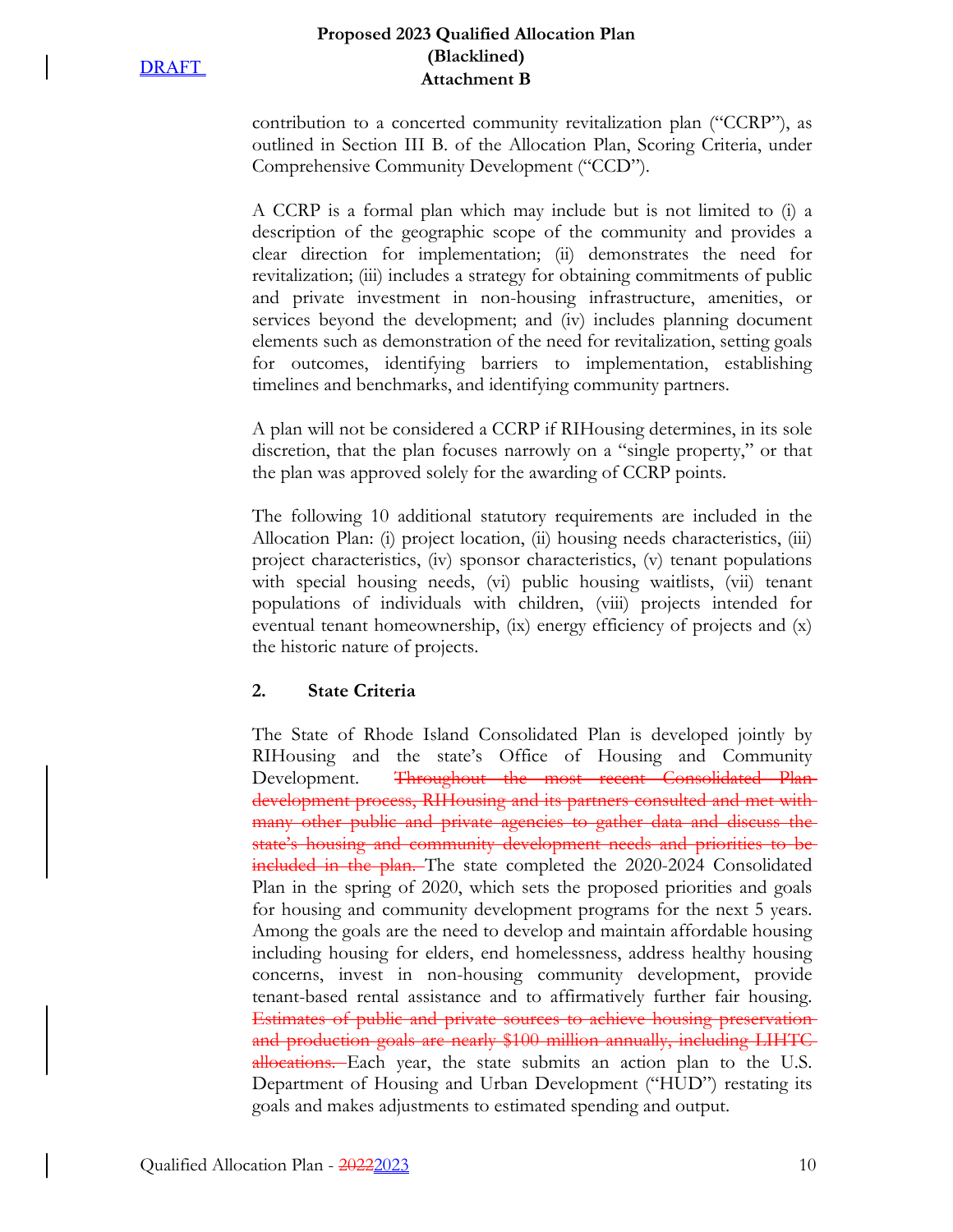contribution to a concerted community revitalization plan ("CCRP"), as outlined in Section III B. of the Allocation Plan, Scoring Criteria, under Comprehensive Community Development ("CCD").

A CCRP is a formal plan which may include but is not limited to (i) a description of the geographic scope of the community and provides a clear direction for implementation; (ii) demonstrates the need for revitalization; (iii) includes a strategy for obtaining commitments of public and private investment in non-housing infrastructure, amenities, or services beyond the development; and (iv) includes planning document elements such as demonstration of the need for revitalization, setting goals for outcomes, identifying barriers to implementation, establishing timelines and benchmarks, and identifying community partners.

A plan will not be considered a CCRP if RIHousing determines, in its sole discretion, that the plan focuses narrowly on a "single property," or that the plan was approved solely for the awarding of CCRP points.

The following 10 additional statutory requirements are included in the Allocation Plan: (i) project location, (ii) housing needs characteristics, (iii) project characteristics, (iv) sponsor characteristics, (v) tenant populations with special housing needs, (vi) public housing waitlists, (vii) tenant populations of individuals with children, (viii) projects intended for eventual tenant homeownership, (ix) energy efficiency of projects and (x) the historic nature of projects.

### 2. State Criteria

The State of Rhode Island Consolidated Plan is developed jointly by RIHousing and the state's Office of Housing and Community Development. ~~Throughout the most recent Consolidated Plan development process, RIHousing and its partners consulted and met with many other public and private agencies to gather data and discuss the state's housing and community development needs and priorities to be included in the plan.~~ The state completed the 2020-2024 Consolidated Plan in the spring of 2020, which sets the proposed priorities and goals for housing and community development programs for the next 5 years. Among the goals are the need to develop and maintain affordable housing including housing for elders, end homelessness, address healthy housing concerns, invest in non-housing community development, provide tenant-based rental assistance and to affirmatively further fair housing. ~~Estimates of public and private sources to achieve housing preservation and production goals are nearly $100 million annually, including LIHTC allocations.~~ Each year, the state submits an action plan to the U.S. Department of Housing and Urban Development ("HUD") restating its goals and makes adjustments to estimated spending and output.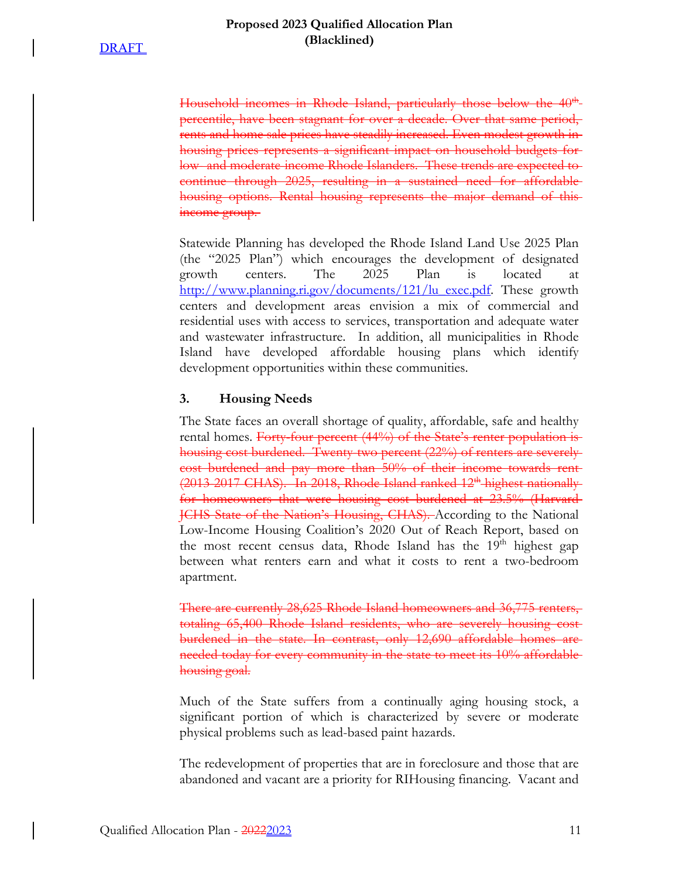~~Household incomes in Rhode Island, particularly those below the 40th percentile, have been stagnant for over a decade. Over that same period, rents and home sale prices have steadily increased. Even modest growth in housing prices represents a significant impact on household budgets for low- and moderate income Rhode Islanders. These trends are expected to continue through 2025, resulting in a sustained need for affordable housing options. Rental housing represents the major demand of this income group.~~

Statewide Planning has developed the Rhode Island Land Use 2025 Plan (the "2025 Plan") which encourages the development of designated growth centers. The 2025 Plan is located at http://www.planning.ri.gov/documents/121/lu_exec.pdf. These growth centers and development areas envision a mix of commercial and residential uses with access to services, transportation and adequate water and wastewater infrastructure. In addition, all municipalities in Rhode Island have developed affordable housing plans which identify development opportunities within these communities.

### 3. Housing Needs

The State faces an overall shortage of quality, affordable, safe and healthy rental homes. ~~Forty-four percent (44%) of the State's renter population is housing cost burdened. Twenty two percent (22%) of renters are severely cost burdened and pay more than 50% of their income towards rent (2013-2017 CHAS). In 2018, Rhode Island ranked 12th highest nationally for homeowners that were housing cost burdened at 23.5% (Harvard JCHS State of the Nation's Housing, CHAS).~~ According to the National Low-Income Housing Coalition's 2020 Out of Reach Report, based on the most recent census data, Rhode Island has the 19th highest gap between what renters earn and what it costs to rent a two-bedroom apartment.

~~There are currently 28,625 Rhode Island homeowners and 36,775 renters, totaling 65,400 Rhode Island residents, who are severely housing cost burdened in the state. In contrast, only 12,690 affordable homes are needed today for every community in the state to meet its 10% affordable housing goal.~~

Much of the State suffers from a continually aging housing stock, a significant portion of which is characterized by severe or moderate physical problems such as lead-based paint hazards.

The redevelopment of properties that are in foreclosure and those that are abandoned and vacant are a priority for RIHousing financing. Vacant and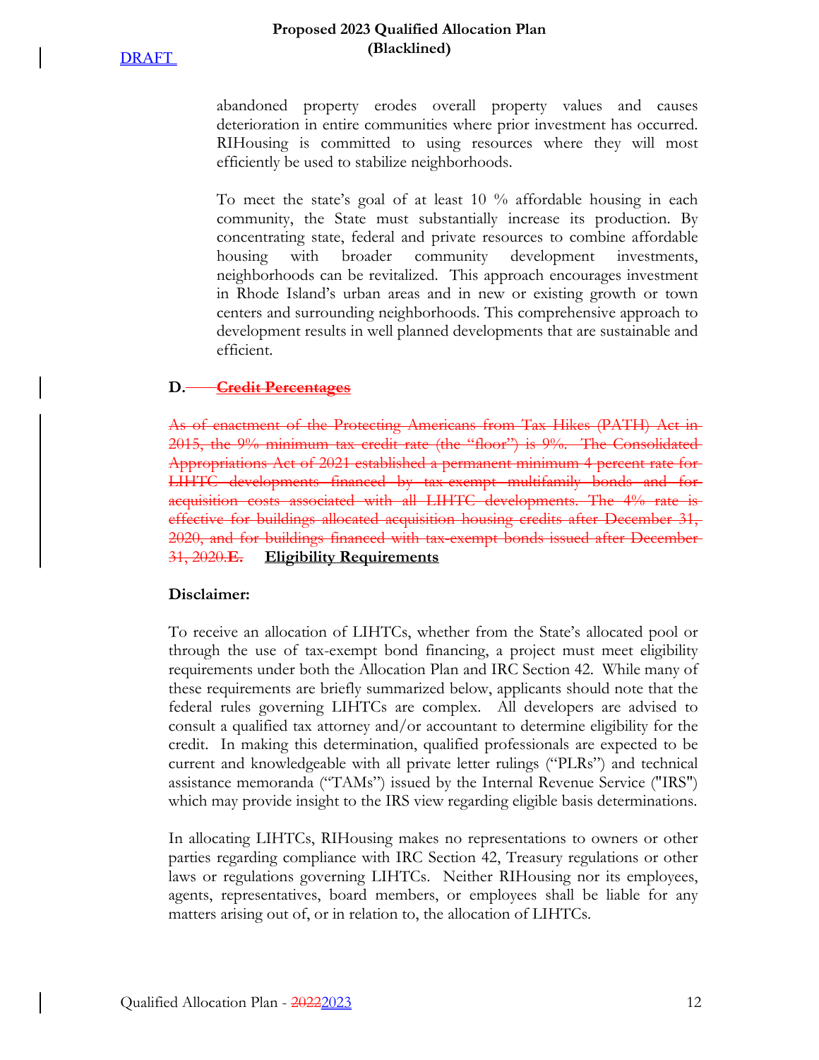abandoned property erodes overall property values and causes deterioration in entire communities where prior investment has occurred. RIHousing is committed to using resources where they will most efficiently be used to stabilize neighborhoods.

To meet the state's goal of at least 10 % affordable housing in each community, the State must substantially increase its production. By concentrating state, federal and private resources to combine affordable housing with broader community development investments, neighborhoods can be revitalized. This approach encourages investment in Rhode Island's urban areas and in new or existing growth or town centers and surrounding neighborhoods. This comprehensive approach to development results in well planned developments that are sustainable and efficient.

## D. ~~Credit Percentages~~

~~As of enactment of the Protecting Americans from Tax Hikes (PATH) Act in 2015, the 9% minimum tax credit rate (the "floor") is 9%. The Consolidated Appropriations Act of 2021 established a permanent minimum 4 percent rate for LIHTC developments financed by tax-exempt multifamily bonds and for acquisition costs associated with all LIHTC developments. The 4% rate is effective for buildings allocated acquisition housing credits after December 31, 2020, and for buildings financed with tax-exempt bonds issued after December 31, 2020.~~~~E.~~ **Eligibility Requirements**

**Disclaimer:**

To receive an allocation of LIHTCs, whether from the State's allocated pool or through the use of tax-exempt bond financing, a project must meet eligibility requirements under both the Allocation Plan and IRC Section 42. While many of these requirements are briefly summarized below, applicants should note that the federal rules governing LIHTCs are complex. All developers are advised to consult a qualified tax attorney and/or accountant to determine eligibility for the credit. In making this determination, qualified professionals are expected to be current and knowledgeable with all private letter rulings ("PLRs") and technical assistance memoranda ("TAMs") issued by the Internal Revenue Service ("IRS") which may provide insight to the IRS view regarding eligible basis determinations.

In allocating LIHTCs, RIHousing makes no representations to owners or other parties regarding compliance with IRC Section 42, Treasury regulations or other laws or regulations governing LIHTCs. Neither RIHousing nor its employees, agents, representatives, board members, or employees shall be liable for any matters arising out of, or in relation to, the allocation of LIHTCs.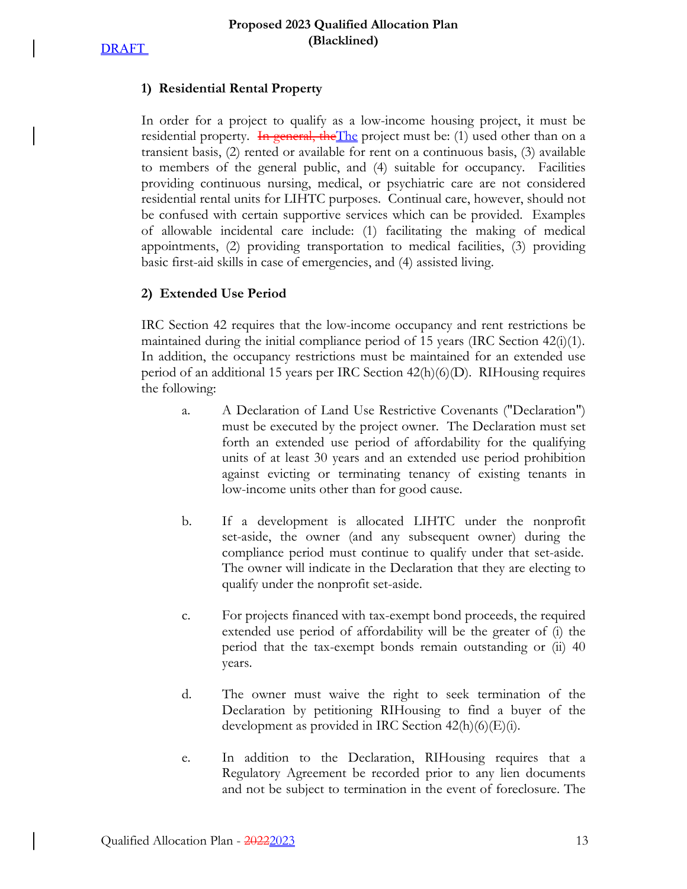## 1) Residential Rental Property

In order for a project to qualify as a low-income housing project, it must be residential property. ~~In general, the~~The project must be: (1) used other than on a transient basis, (2) rented or available for rent on a continuous basis, (3) available to members of the general public, and (4) suitable for occupancy. Facilities providing continuous nursing, medical, or psychiatric care are not considered residential rental units for LIHTC purposes. Continual care, however, should not be confused with certain supportive services which can be provided. Examples of allowable incidental care include: (1) facilitating the making of medical appointments, (2) providing transportation to medical facilities, (3) providing basic first-aid skills in case of emergencies, and (4) assisted living.

## 2) Extended Use Period

IRC Section 42 requires that the low-income occupancy and rent restrictions be maintained during the initial compliance period of 15 years (IRC Section 42(i)(1). In addition, the occupancy restrictions must be maintained for an extended use period of an additional 15 years per IRC Section 42(h)(6)(D). RIHousing requires the following:

a. A Declaration of Land Use Restrictive Covenants ("Declaration") must be executed by the project owner. The Declaration must set forth an extended use period of affordability for the qualifying units of at least 30 years and an extended use period prohibition against evicting or terminating tenancy of existing tenants in low-income units other than for good cause.

b. If a development is allocated LIHTC under the nonprofit set-aside, the owner (and any subsequent owner) during the compliance period must continue to qualify under that set-aside. The owner will indicate in the Declaration that they are electing to qualify under the nonprofit set-aside.

c. For projects financed with tax-exempt bond proceeds, the required extended use period of affordability will be the greater of (i) the period that the tax-exempt bonds remain outstanding or (ii) 40 years.

d. The owner must waive the right to seek termination of the Declaration by petitioning RIHousing to find a buyer of the development as provided in IRC Section 42(h)(6)(E)(i).

e. In addition to the Declaration, RIHousing requires that a Regulatory Agreement be recorded prior to any lien documents and not be subject to termination in the event of foreclosure. The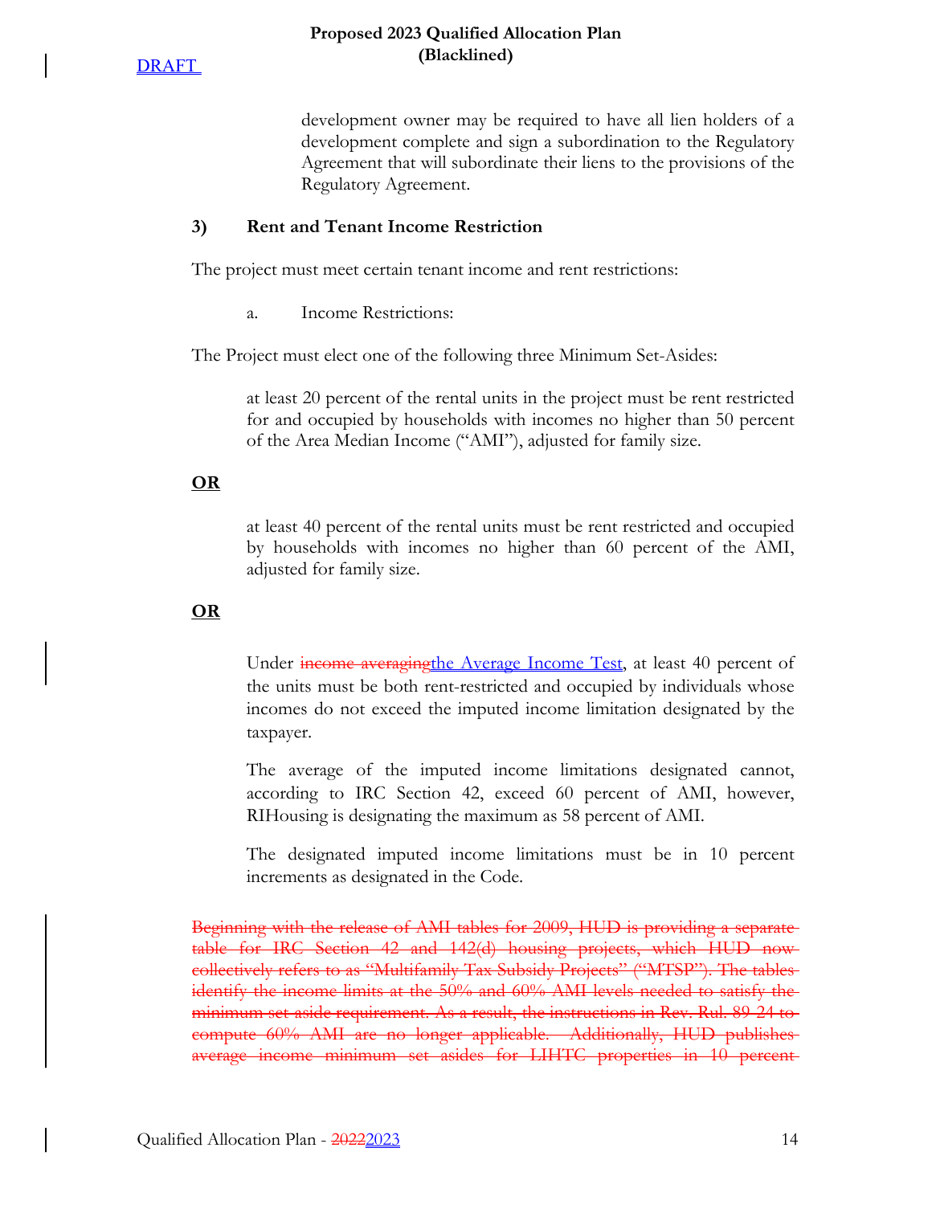DRAFT

development owner may be required to have all lien holders of a development complete and sign a subordination to the Regulatory Agreement that will subordinate their liens to the provisions of the Regulatory Agreement.

### 3) Rent and Tenant Income Restriction

The project must meet certain tenant income and rent restrictions:

a. Income Restrictions:

The Project must elect one of the following three Minimum Set-Asides:

> at least 20 percent of the rental units in the project must be rent restricted for and occupied by households with incomes no higher than 50 percent of the Area Median Income ("AMI"), adjusted for family size.

**OR**

> at least 40 percent of the rental units must be rent restricted and occupied by households with incomes no higher than 60 percent of the AMI, adjusted for family size.

**OR**

> Under ~~income averaging~~the Average Income Test, at least 40 percent of the units must be both rent-restricted and occupied by individuals whose incomes do not exceed the imputed income limitation designated by the taxpayer.
>
> The average of the imputed income limitations designated cannot, according to IRC Section 42, exceed 60 percent of AMI, however, RIHousing is designating the maximum as 58 percent of AMI.
>
> The designated imputed income limitations must be in 10 percent increments as designated in the Code.

~~Beginning with the release of AMI tables for 2009, HUD is providing a separate table for IRC Section 42 and 142(d) housing projects, which HUD now collectively refers to as "Multifamily Tax Subsidy Projects" ("MTSP"). The tables identify the income limits at the 50% and 60% AMI levels needed to satisfy the minimum set aside requirement. As a result, the instructions in Rev. Rul. 89-24 to compute 60% AMI are no longer applicable. Additionally, HUD publishes average income minimum set asides for LIHTC properties in 10 percent~~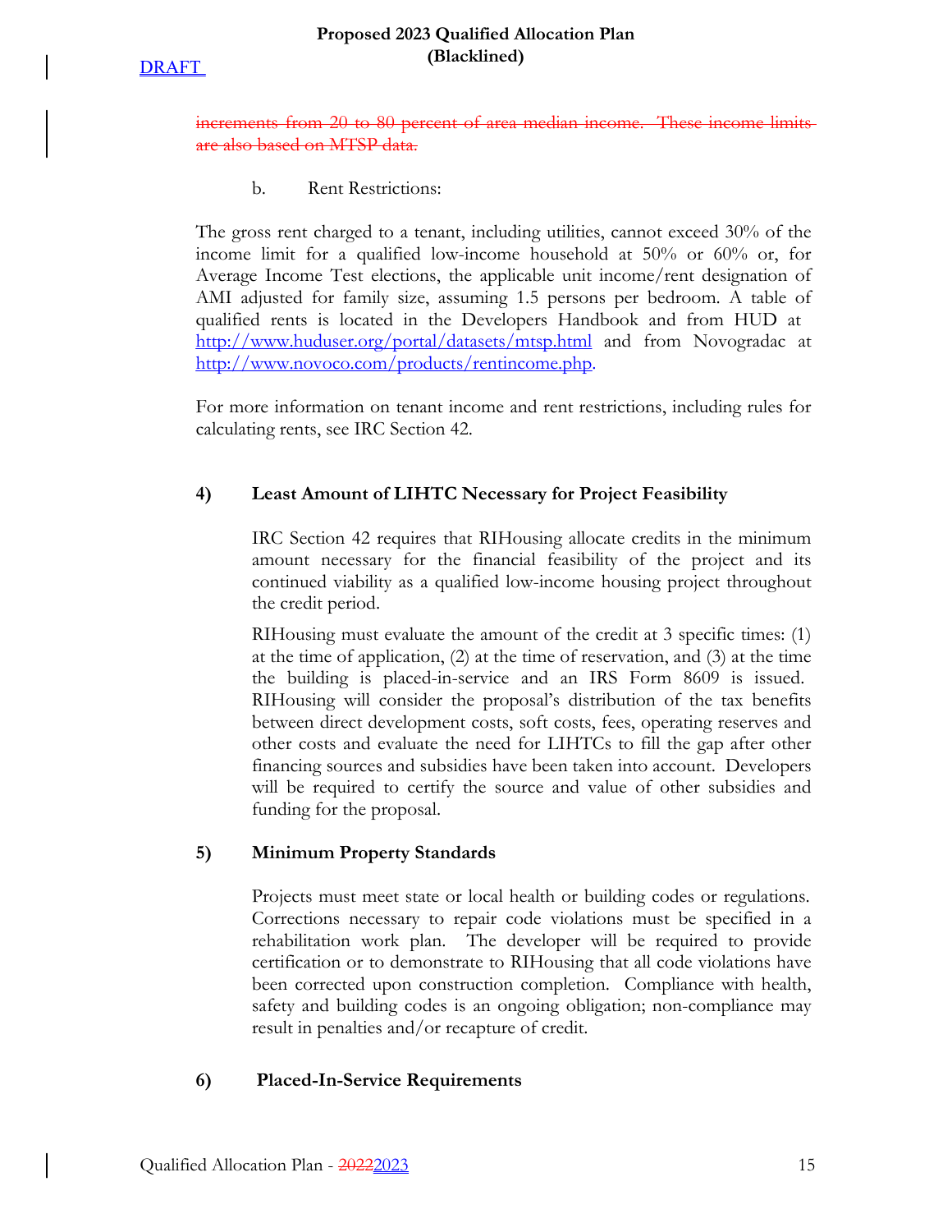~~increments from 20 to 80 percent of area median income. These income limits are also based on MTSP data.~~

b. Rent Restrictions:

The gross rent charged to a tenant, including utilities, cannot exceed 30% of the income limit for a qualified low-income household at 50% or 60% or, for Average Income Test elections, the applicable unit income/rent designation of AMI adjusted for family size, assuming 1.5 persons per bedroom. A table of qualified rents is located in the Developers Handbook and from HUD at http://www.huduser.org/portal/datasets/mtsp.html and from Novogradac at http://www.novoco.com/products/rentincome.php.

For more information on tenant income and rent restrictions, including rules for calculating rents, see IRC Section 42.

### 4) Least Amount of LIHTC Necessary for Project Feasibility

IRC Section 42 requires that RIHousing allocate credits in the minimum amount necessary for the financial feasibility of the project and its continued viability as a qualified low-income housing project throughout the credit period.

RIHousing must evaluate the amount of the credit at 3 specific times: (1) at the time of application, (2) at the time of reservation, and (3) at the time the building is placed-in-service and an IRS Form 8609 is issued. RIHousing will consider the proposal's distribution of the tax benefits between direct development costs, soft costs, fees, operating reserves and other costs and evaluate the need for LIHTCs to fill the gap after other financing sources and subsidies have been taken into account. Developers will be required to certify the source and value of other subsidies and funding for the proposal.

### 5) Minimum Property Standards

Projects must meet state or local health or building codes or regulations. Corrections necessary to repair code violations must be specified in a rehabilitation work plan. The developer will be required to provide certification or to demonstrate to RIHousing that all code violations have been corrected upon construction completion. Compliance with health, safety and building codes is an ongoing obligation; non-compliance may result in penalties and/or recapture of credit.

### 6) Placed-In-Service Requirements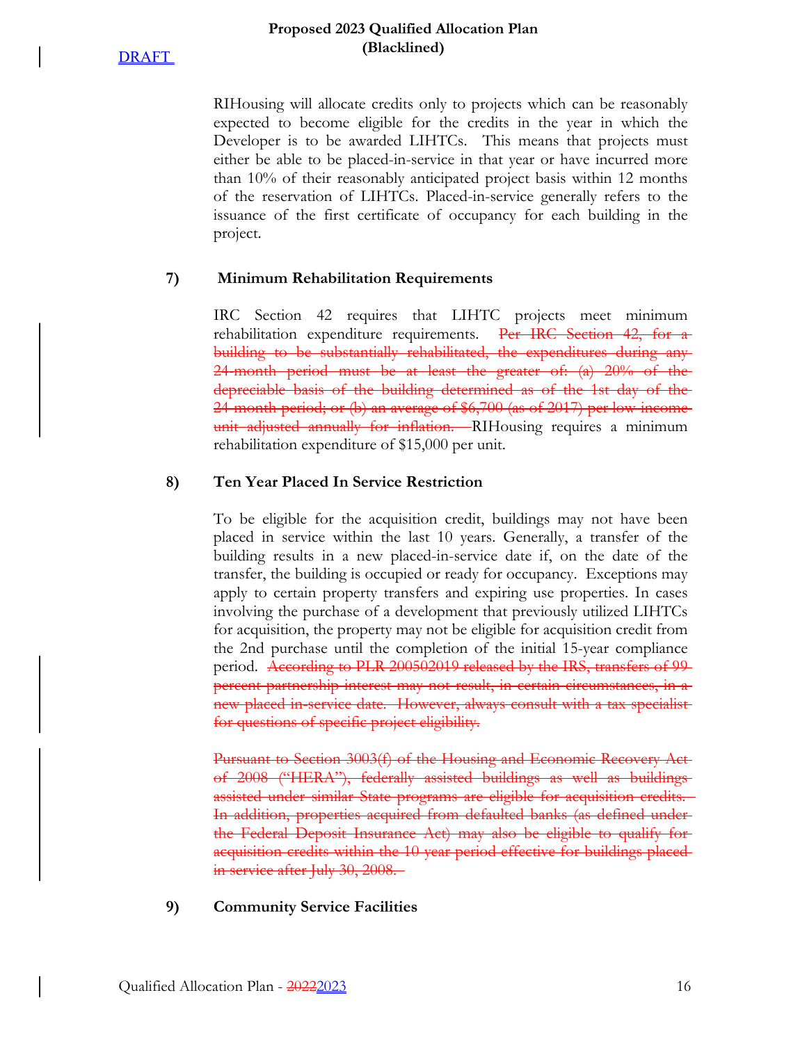RIHousing will allocate credits only to projects which can be reasonably expected to become eligible for the credits in the year in which the Developer is to be awarded LIHTCs. This means that projects must either be able to be placed-in-service in that year or have incurred more than 10% of their reasonably anticipated project basis within 12 months of the reservation of LIHTCs. Placed-in-service generally refers to the issuance of the first certificate of occupancy for each building in the project.

### 7) Minimum Rehabilitation Requirements

IRC Section 42 requires that LIHTC projects meet minimum rehabilitation expenditure requirements. ~~Per IRC Section 42, for a building to be substantially rehabilitated, the expenditures during any 24-month period must be at least the greater of: (a) 20% of the depreciable basis of the building determined as of the 1st day of the 24-month period; or (b) an average of $6,700 (as of 2017) per low-income unit adjusted annually for inflation.~~ RIHousing requires a minimum rehabilitation expenditure of $15,000 per unit.

### 8) Ten Year Placed In Service Restriction

To be eligible for the acquisition credit, buildings may not have been placed in service within the last 10 years. Generally, a transfer of the building results in a new placed-in-service date if, on the date of the transfer, the building is occupied or ready for occupancy. Exceptions may apply to certain property transfers and expiring use properties. In cases involving the purchase of a development that previously utilized LIHTCs for acquisition, the property may not be eligible for acquisition credit from the 2nd purchase until the completion of the initial 15-year compliance period. ~~According to PLR 200502019 released by the IRS, transfers of 99 percent partnership interest may not result, in certain circumstances, in a new placed in-service date. However, always consult with a tax specialist for questions of specific project eligibility.~~

~~Pursuant to Section 3003(f) of the Housing and Economic Recovery Act of 2008 ("HERA"), federally assisted buildings as well as buildings assisted under similar State programs are eligible for acquisition credits. In addition, properties acquired from defaulted banks (as defined under the Federal Deposit Insurance Act) may also be eligible to qualify for acquisition credits within the 10 year period effective for buildings placed in service after July 30, 2008.~~

### 9) Community Service Facilities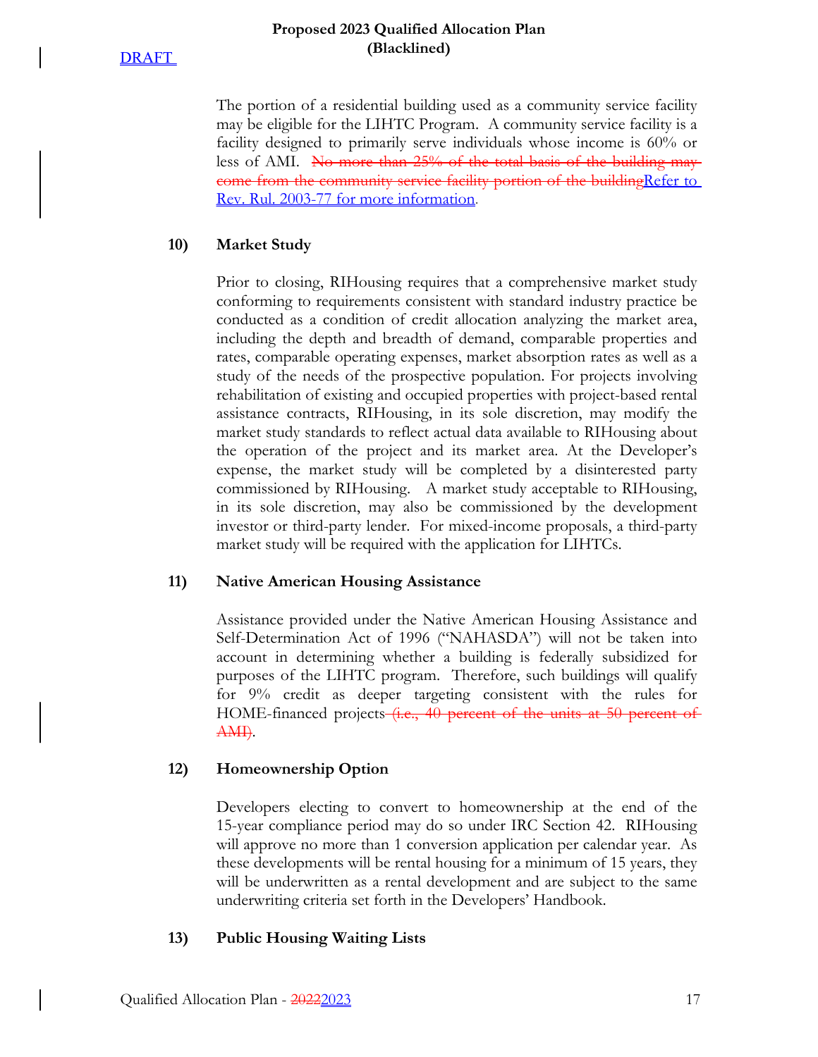The portion of a residential building used as a community service facility may be eligible for the LIHTC Program. A community service facility is a facility designed to primarily serve individuals whose income is 60% or less of AMI. ~~No more than 25% of the total basis of the building may come from the community service facility portion of the building~~Refer to Rev. Rul. 2003-77 for more information.

**10) Market Study**

Prior to closing, RIHousing requires that a comprehensive market study conforming to requirements consistent with standard industry practice be conducted as a condition of credit allocation analyzing the market area, including the depth and breadth of demand, comparable properties and rates, comparable operating expenses, market absorption rates as well as a study of the needs of the prospective population. For projects involving rehabilitation of existing and occupied properties with project-based rental assistance contracts, RIHousing, in its sole discretion, may modify the market study standards to reflect actual data available to RIHousing about the operation of the project and its market area. At the Developer's expense, the market study will be completed by a disinterested party commissioned by RIHousing. A market study acceptable to RIHousing, in its sole discretion, may also be commissioned by the development investor or third-party lender. For mixed-income proposals, a third-party market study will be required with the application for LIHTCs.

**11) Native American Housing Assistance**

Assistance provided under the Native American Housing Assistance and Self-Determination Act of 1996 ("NAHASDA") will not be taken into account in determining whether a building is federally subsidized for purposes of the LIHTC program. Therefore, such buildings will qualify for 9% credit as deeper targeting consistent with the rules for HOME-financed projects ~~(i.e., 40 percent of the units at 50 percent of AMI)~~.

**12) Homeownership Option**

Developers electing to convert to homeownership at the end of the 15-year compliance period may do so under IRC Section 42. RIHousing will approve no more than 1 conversion application per calendar year. As these developments will be rental housing for a minimum of 15 years, they will be underwritten as a rental development and are subject to the same underwriting criteria set forth in the Developers' Handbook.

**13) Public Housing Waiting Lists**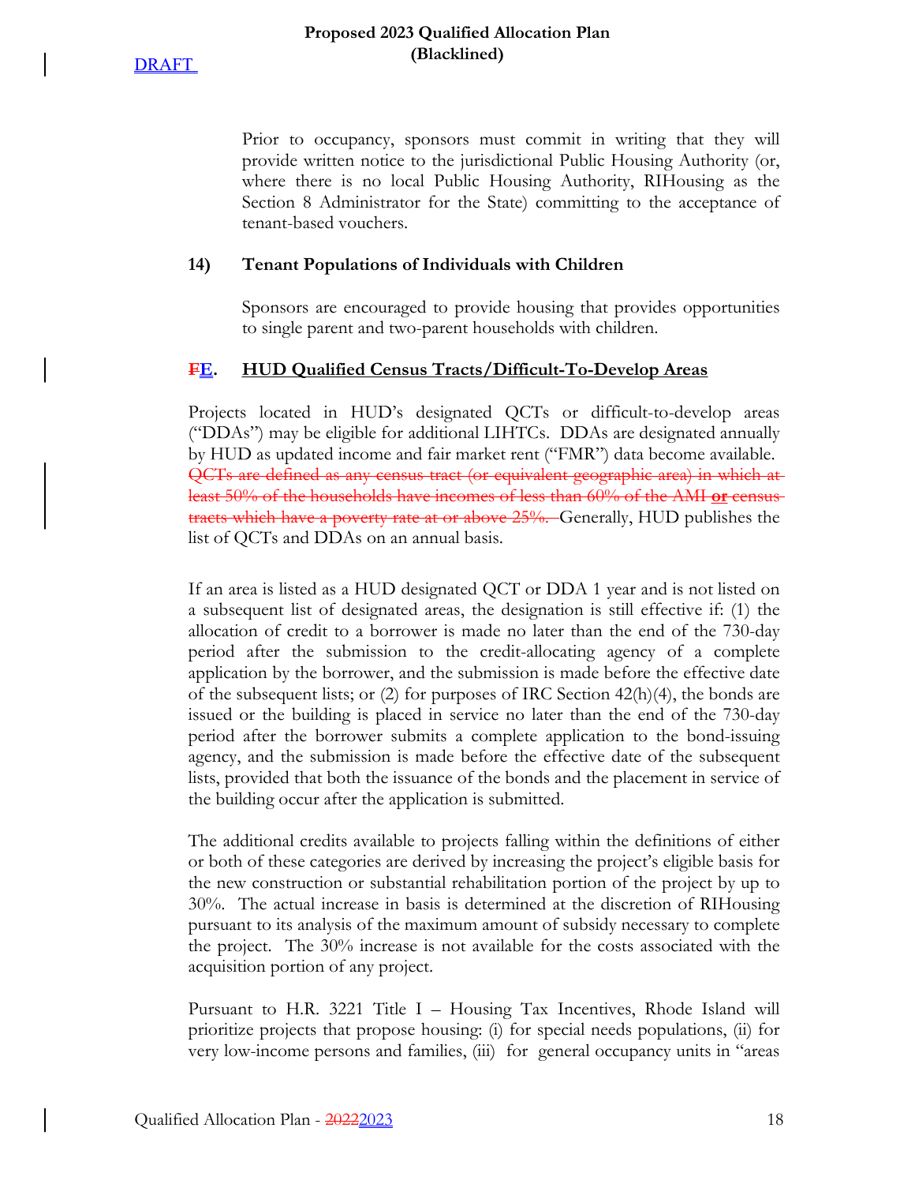Prior to occupancy, sponsors must commit in writing that they will provide written notice to the jurisdictional Public Housing Authority (or, where there is no local Public Housing Authority, RIHousing as the Section 8 Administrator for the State) committing to the acceptance of tenant-based vouchers.

#### 14) Tenant Populations of Individuals with Children

Sponsors are encouraged to provide housing that provides opportunities to single parent and two-parent households with children.

### ~~F~~E. HUD Qualified Census Tracts/Difficult-To-Develop Areas

Projects located in HUD's designated QCTs or difficult-to-develop areas ("DDAs") may be eligible for additional LIHTCs. DDAs are designated annually by HUD as updated income and fair market rent ("FMR") data become available. ~~QCTs are defined as any census tract (or equivalent geographic area) in which at least 50% of the households have incomes of less than 60% of the AMI **or** census tracts which have a poverty rate at or above 25%.~~ Generally, HUD publishes the list of QCTs and DDAs on an annual basis.

If an area is listed as a HUD designated QCT or DDA 1 year and is not listed on a subsequent list of designated areas, the designation is still effective if: (1) the allocation of credit to a borrower is made no later than the end of the 730-day period after the submission to the credit-allocating agency of a complete application by the borrower, and the submission is made before the effective date of the subsequent lists; or (2) for purposes of IRC Section 42(h)(4), the bonds are issued or the building is placed in service no later than the end of the 730-day period after the borrower submits a complete application to the bond-issuing agency, and the submission is made before the effective date of the subsequent lists, provided that both the issuance of the bonds and the placement in service of the building occur after the application is submitted.

The additional credits available to projects falling within the definitions of either or both of these categories are derived by increasing the project's eligible basis for the new construction or substantial rehabilitation portion of the project by up to 30%. The actual increase in basis is determined at the discretion of RIHousing pursuant to its analysis of the maximum amount of subsidy necessary to complete the project. The 30% increase is not available for the costs associated with the acquisition portion of any project.

Pursuant to H.R. 3221 Title I – Housing Tax Incentives, Rhode Island will prioritize projects that propose housing: (i) for special needs populations, (ii) for very low-income persons and families, (iii) for general occupancy units in "areas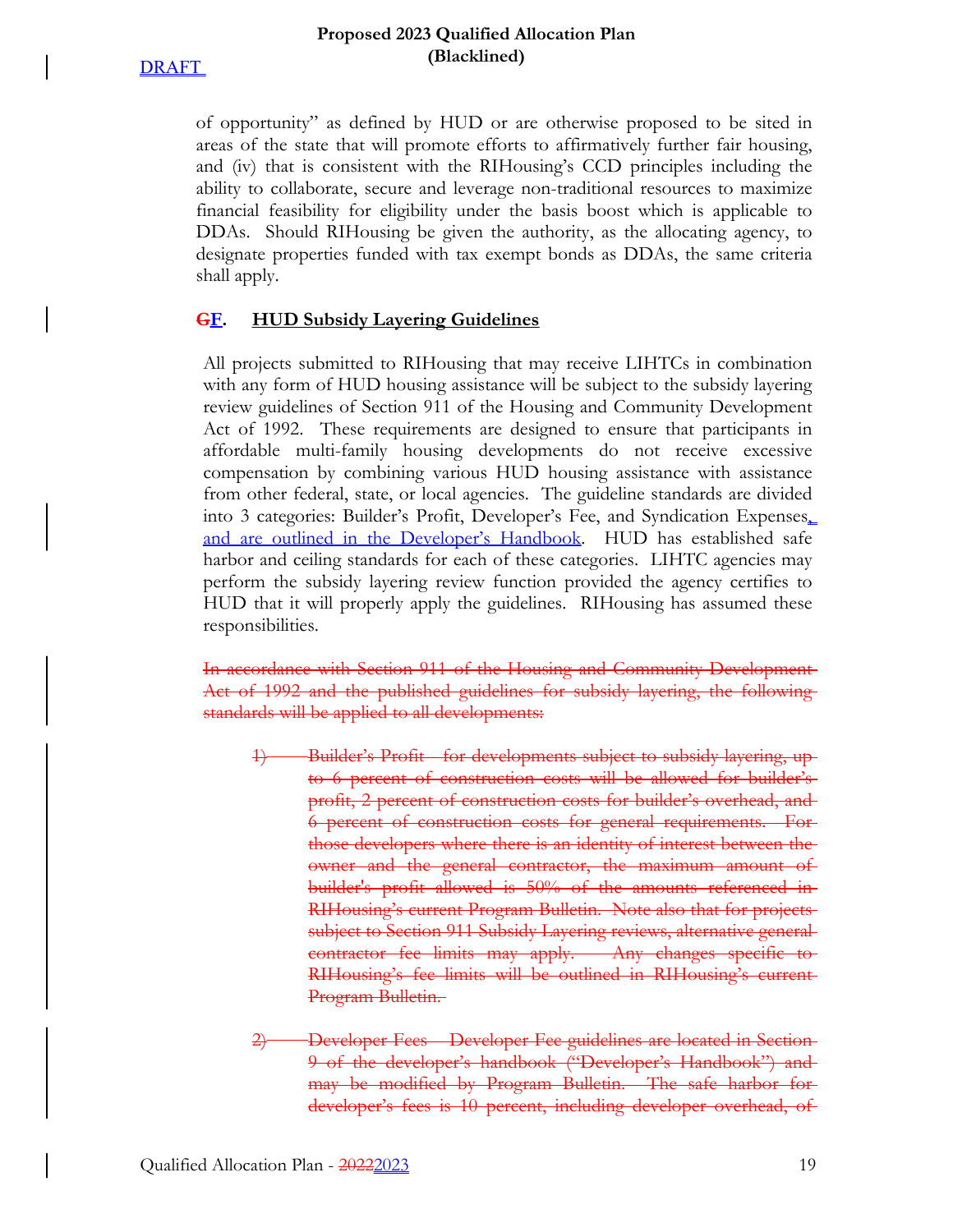of opportunity" as defined by HUD or are otherwise proposed to be sited in areas of the state that will promote efforts to affirmatively further fair housing, and (iv) that is consistent with the RIHousing's CCD principles including the ability to collaborate, secure and leverage non-traditional resources to maximize financial feasibility for eligibility under the basis boost which is applicable to DDAs. Should RIHousing be given the authority, as the allocating agency, to designate properties funded with tax exempt bonds as DDAs, the same criteria shall apply.

## ~~G~~F. HUD Subsidy Layering Guidelines

All projects submitted to RIHousing that may receive LIHTCs in combination with any form of HUD housing assistance will be subject to the subsidy layering review guidelines of Section 911 of the Housing and Community Development Act of 1992. These requirements are designed to ensure that participants in affordable multi-family housing developments do not receive excessive compensation by combining various HUD housing assistance with assistance from other federal, state, or local agencies. The guideline standards are divided into 3 categories: Builder's Profit, Developer's Fee, and Syndication Expenses, and are outlined in the Developer's Handbook. HUD has established safe harbor and ceiling standards for each of these categories. LIHTC agencies may perform the subsidy layering review function provided the agency certifies to HUD that it will properly apply the guidelines. RIHousing has assumed these responsibilities.

~~In accordance with Section 911 of the Housing and Community Development Act of 1992 and the published guidelines for subsidy layering, the following standards will be applied to all developments:~~

1) ~~Builder's Profit – for developments subject to subsidy layering, up to 6 percent of construction costs will be allowed for builder's profit, 2 percent of construction costs for builder's overhead, and 6 percent of construction costs for general requirements. For those developers where there is an identity of interest between the owner and the general contractor, the maximum amount of builder's profit allowed is 50% of the amounts referenced in RIHousing's current Program Bulletin. Note also that for projects subject to Section 911 Subsidy Layering reviews, alternative general contractor fee limits may apply. Any changes specific to RIHousing's fee limits will be outlined in RIHousing's current Program Bulletin.~~

2) ~~Developer Fees – Developer Fee guidelines are located in Section 9 of the developer's handbook ("Developer's Handbook") and may be modified by Program Bulletin. The safe harbor for developer's fees is 10 percent, including developer overhead, of~~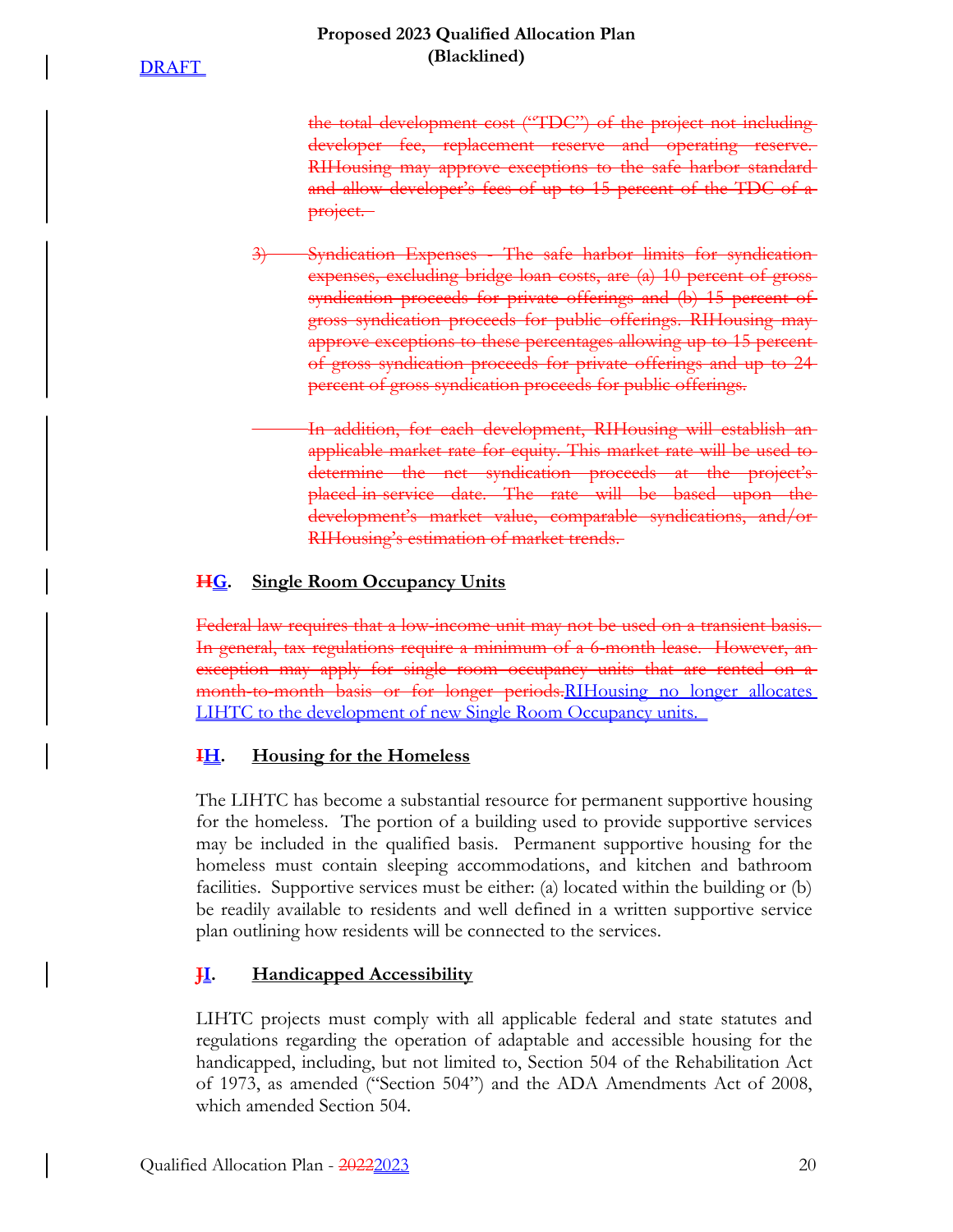~~the total development cost ("TDC") of the project not including developer fee, replacement reserve and operating reserve. RIHousing may approve exceptions to the safe harbor standard and allow developer's fees of up to 15 percent of the TDC of a project.~~

~~3) Syndication Expenses - The safe harbor limits for syndication expenses, excluding bridge loan costs, are (a) 10 percent of gross syndication proceeds for private offerings and (b) 15 percent of gross syndication proceeds for public offerings. RIHousing may approve exceptions to these percentages allowing up to 15 percent of gross syndication proceeds for private offerings and up to 24 percent of gross syndication proceeds for public offerings.~~

~~In addition, for each development, RIHousing will establish an applicable market rate for equity. This market rate will be used to determine the net syndication proceeds at the project's placed in service date. The rate will be based upon the development's market value, comparable syndications, and/or RIHousing's estimation of market trends.~~

## ~~H~~G. Single Room Occupancy Units

~~Federal law requires that a low-income unit may not be used on a transient basis. In general, tax regulations require a minimum of a 6-month lease. However, an exception may apply for single room occupancy units that are rented on a month-to-month basis or for longer periods.~~RIHousing no longer allocates LIHTC to the development of new Single Room Occupancy units.

## ~~I~~H. Housing for the Homeless

The LIHTC has become a substantial resource for permanent supportive housing for the homeless. The portion of a building used to provide supportive services may be included in the qualified basis. Permanent supportive housing for the homeless must contain sleeping accommodations, and kitchen and bathroom facilities. Supportive services must be either: (a) located within the building or (b) be readily available to residents and well defined in a written supportive service plan outlining how residents will be connected to the services.

## ~~J~~I. Handicapped Accessibility

LIHTC projects must comply with all applicable federal and state statutes and regulations regarding the operation of adaptable and accessible housing for the handicapped, including, but not limited to, Section 504 of the Rehabilitation Act of 1973, as amended ("Section 504") and the ADA Amendments Act of 2008, which amended Section 504.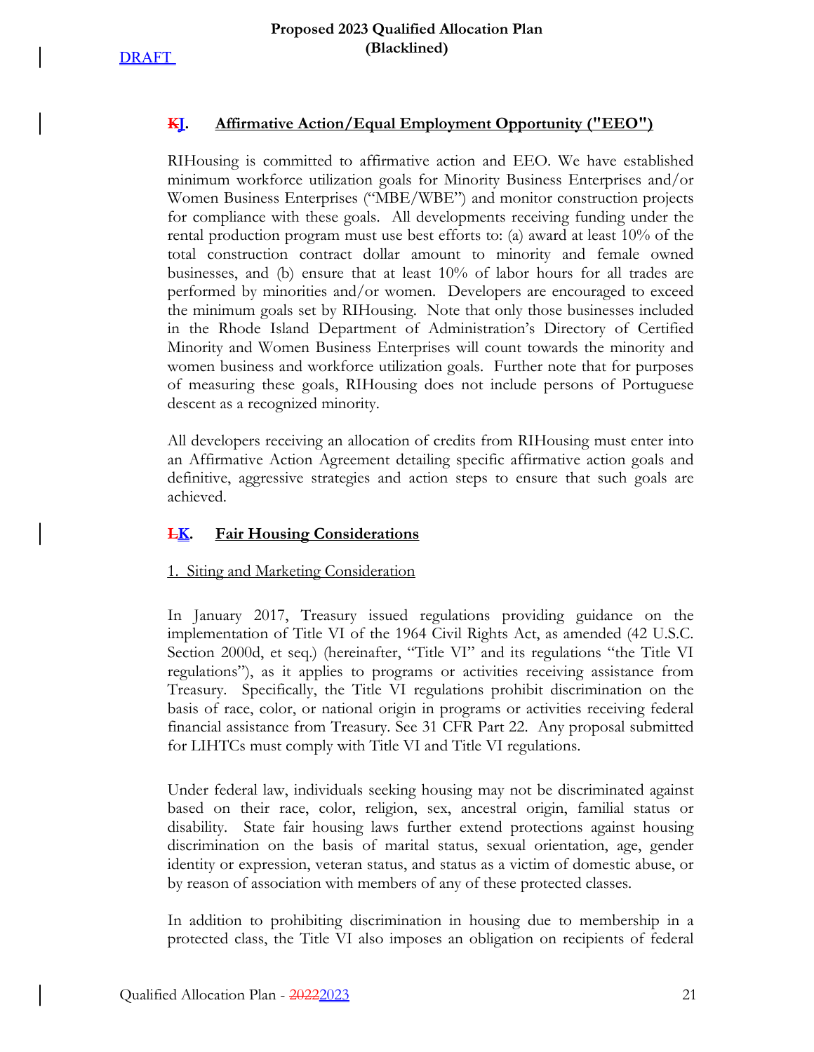DRAFT

## ~~K~~J. Affirmative Action/Equal Employment Opportunity ("EEO")

RIHousing is committed to affirmative action and EEO. We have established minimum workforce utilization goals for Minority Business Enterprises and/or Women Business Enterprises ("MBE/WBE") and monitor construction projects for compliance with these goals. All developments receiving funding under the rental production program must use best efforts to: (a) award at least 10% of the total construction contract dollar amount to minority and female owned businesses, and (b) ensure that at least 10% of labor hours for all trades are performed by minorities and/or women. Developers are encouraged to exceed the minimum goals set by RIHousing. Note that only those businesses included in the Rhode Island Department of Administration's Directory of Certified Minority and Women Business Enterprises will count towards the minority and women business and workforce utilization goals. Further note that for purposes of measuring these goals, RIHousing does not include persons of Portuguese descent as a recognized minority.

All developers receiving an allocation of credits from RIHousing must enter into an Affirmative Action Agreement detailing specific affirmative action goals and definitive, aggressive strategies and action steps to ensure that such goals are achieved.

## ~~L~~K. Fair Housing Considerations

1. Siting and Marketing Consideration

In January 2017, Treasury issued regulations providing guidance on the implementation of Title VI of the 1964 Civil Rights Act, as amended (42 U.S.C. Section 2000d, et seq.) (hereinafter, "Title VI" and its regulations "the Title VI regulations"), as it applies to programs or activities receiving assistance from Treasury. Specifically, the Title VI regulations prohibit discrimination on the basis of race, color, or national origin in programs or activities receiving federal financial assistance from Treasury. See 31 CFR Part 22. Any proposal submitted for LIHTCs must comply with Title VI and Title VI regulations.

Under federal law, individuals seeking housing may not be discriminated against based on their race, color, religion, sex, ancestral origin, familial status or disability. State fair housing laws further extend protections against housing discrimination on the basis of marital status, sexual orientation, age, gender identity or expression, veteran status, and status as a victim of domestic abuse, or by reason of association with members of any of these protected classes.

In addition to prohibiting discrimination in housing due to membership in a protected class, the Title VI also imposes an obligation on recipients of federal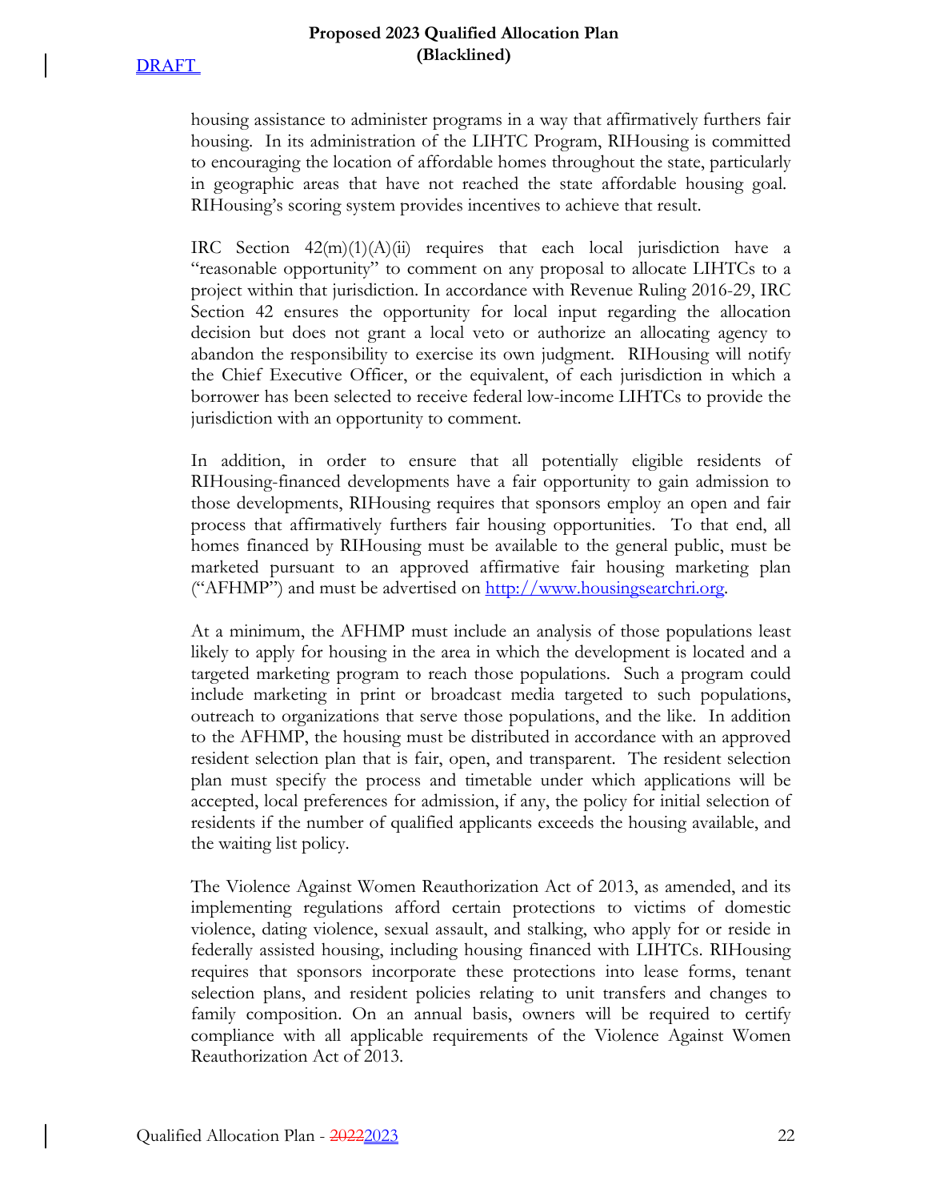housing assistance to administer programs in a way that affirmatively furthers fair housing. In its administration of the LIHTC Program, RIHousing is committed to encouraging the location of affordable homes throughout the state, particularly in geographic areas that have not reached the state affordable housing goal. RIHousing's scoring system provides incentives to achieve that result.

IRC Section 42(m)(1)(A)(ii) requires that each local jurisdiction have a "reasonable opportunity" to comment on any proposal to allocate LIHTCs to a project within that jurisdiction. In accordance with Revenue Ruling 2016-29, IRC Section 42 ensures the opportunity for local input regarding the allocation decision but does not grant a local veto or authorize an allocating agency to abandon the responsibility to exercise its own judgment. RIHousing will notify the Chief Executive Officer, or the equivalent, of each jurisdiction in which a borrower has been selected to receive federal low-income LIHTCs to provide the jurisdiction with an opportunity to comment.

In addition, in order to ensure that all potentially eligible residents of RIHousing-financed developments have a fair opportunity to gain admission to those developments, RIHousing requires that sponsors employ an open and fair process that affirmatively furthers fair housing opportunities. To that end, all homes financed by RIHousing must be available to the general public, must be marketed pursuant to an approved affirmative fair housing marketing plan ("AFHMP") and must be advertised on http://www.housingsearchri.org.

At a minimum, the AFHMP must include an analysis of those populations least likely to apply for housing in the area in which the development is located and a targeted marketing program to reach those populations. Such a program could include marketing in print or broadcast media targeted to such populations, outreach to organizations that serve those populations, and the like. In addition to the AFHMP, the housing must be distributed in accordance with an approved resident selection plan that is fair, open, and transparent. The resident selection plan must specify the process and timetable under which applications will be accepted, local preferences for admission, if any, the policy for initial selection of residents if the number of qualified applicants exceeds the housing available, and the waiting list policy.

The Violence Against Women Reauthorization Act of 2013, as amended, and its implementing regulations afford certain protections to victims of domestic violence, dating violence, sexual assault, and stalking, who apply for or reside in federally assisted housing, including housing financed with LIHTCs. RIHousing requires that sponsors incorporate these protections into lease forms, tenant selection plans, and resident policies relating to unit transfers and changes to family composition. On an annual basis, owners will be required to certify compliance with all applicable requirements of the Violence Against Women Reauthorization Act of 2013.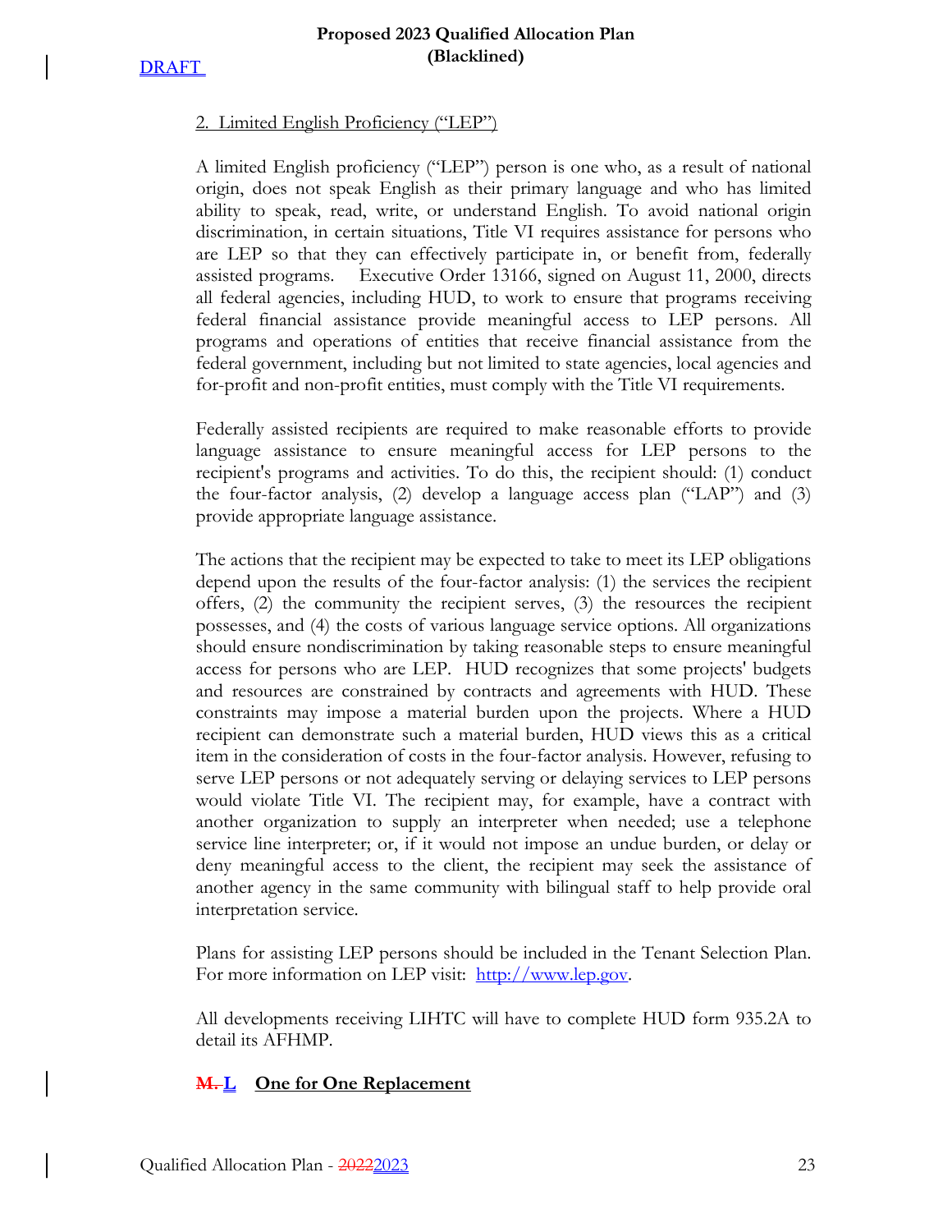## 2. Limited English Proficiency ("LEP")

A limited English proficiency ("LEP") person is one who, as a result of national origin, does not speak English as their primary language and who has limited ability to speak, read, write, or understand English. To avoid national origin discrimination, in certain situations, Title VI requires assistance for persons who are LEP so that they can effectively participate in, or benefit from, federally assisted programs. Executive Order 13166, signed on August 11, 2000, directs all federal agencies, including HUD, to work to ensure that programs receiving federal financial assistance provide meaningful access to LEP persons. All programs and operations of entities that receive financial assistance from the federal government, including but not limited to state agencies, local agencies and for-profit and non-profit entities, must comply with the Title VI requirements.

Federally assisted recipients are required to make reasonable efforts to provide language assistance to ensure meaningful access for LEP persons to the recipient's programs and activities. To do this, the recipient should: (1) conduct the four-factor analysis, (2) develop a language access plan ("LAP") and (3) provide appropriate language assistance.

The actions that the recipient may be expected to take to meet its LEP obligations depend upon the results of the four-factor analysis: (1) the services the recipient offers, (2) the community the recipient serves, (3) the resources the recipient possesses, and (4) the costs of various language service options. All organizations should ensure nondiscrimination by taking reasonable steps to ensure meaningful access for persons who are LEP. HUD recognizes that some projects' budgets and resources are constrained by contracts and agreements with HUD. These constraints may impose a material burden upon the projects. Where a HUD recipient can demonstrate such a material burden, HUD views this as a critical item in the consideration of costs in the four-factor analysis. However, refusing to serve LEP persons or not adequately serving or delaying services to LEP persons would violate Title VI. The recipient may, for example, have a contract with another organization to supply an interpreter when needed; use a telephone service line interpreter; or, if it would not impose an undue burden, or delay or deny meaningful access to the client, the recipient may seek the assistance of another agency in the same community with bilingual staff to help provide oral interpretation service.

Plans for assisting LEP persons should be included in the Tenant Selection Plan. For more information on LEP visit: http://www.lep.gov.

All developments receiving LIHTC will have to complete HUD form 935.2A to detail its AFHMP.

## ~~M.~~ L One for One Replacement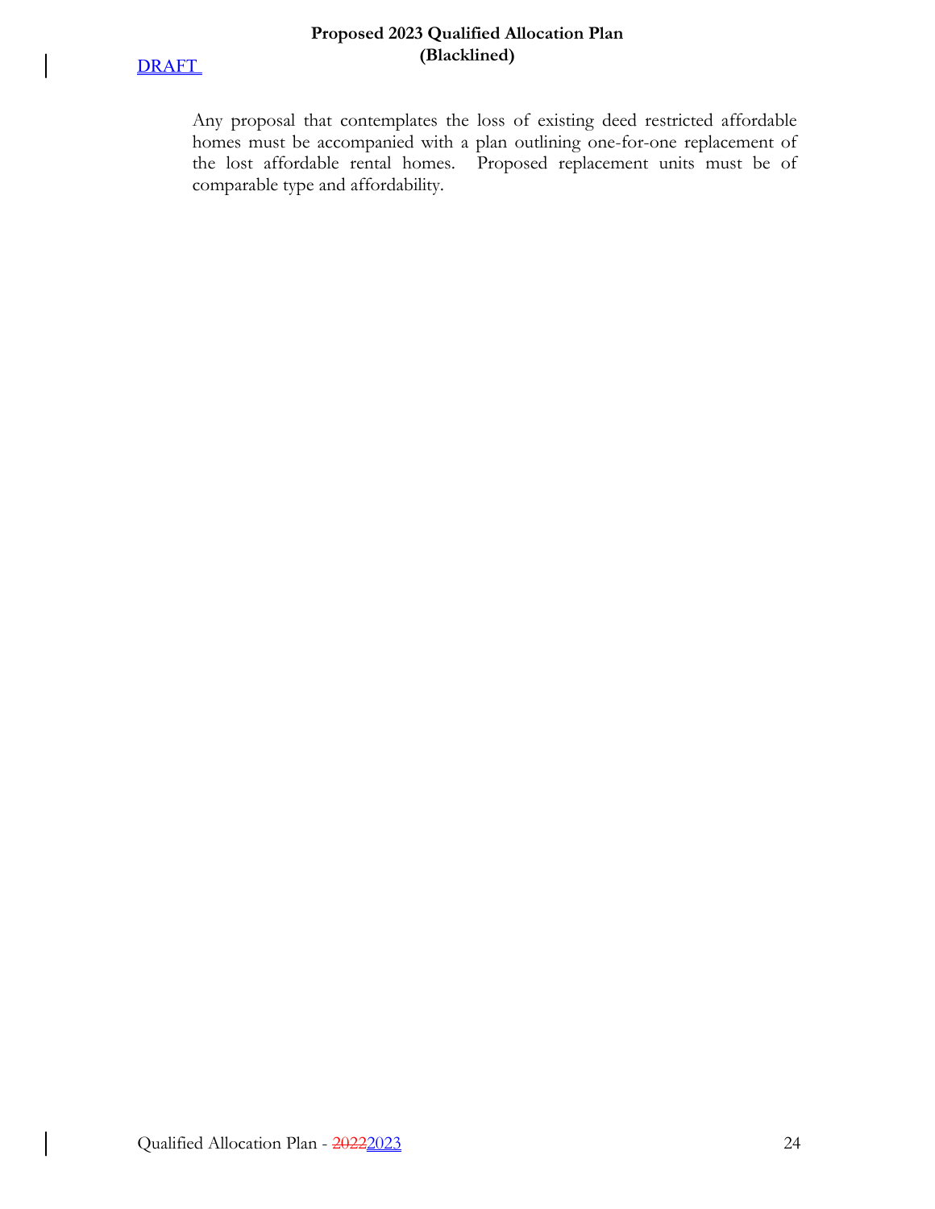Any proposal that contemplates the loss of existing deed restricted affordable homes must be accompanied with a plan outlining one-for-one replacement of the lost affordable rental homes. Proposed replacement units must be of comparable type and affordability.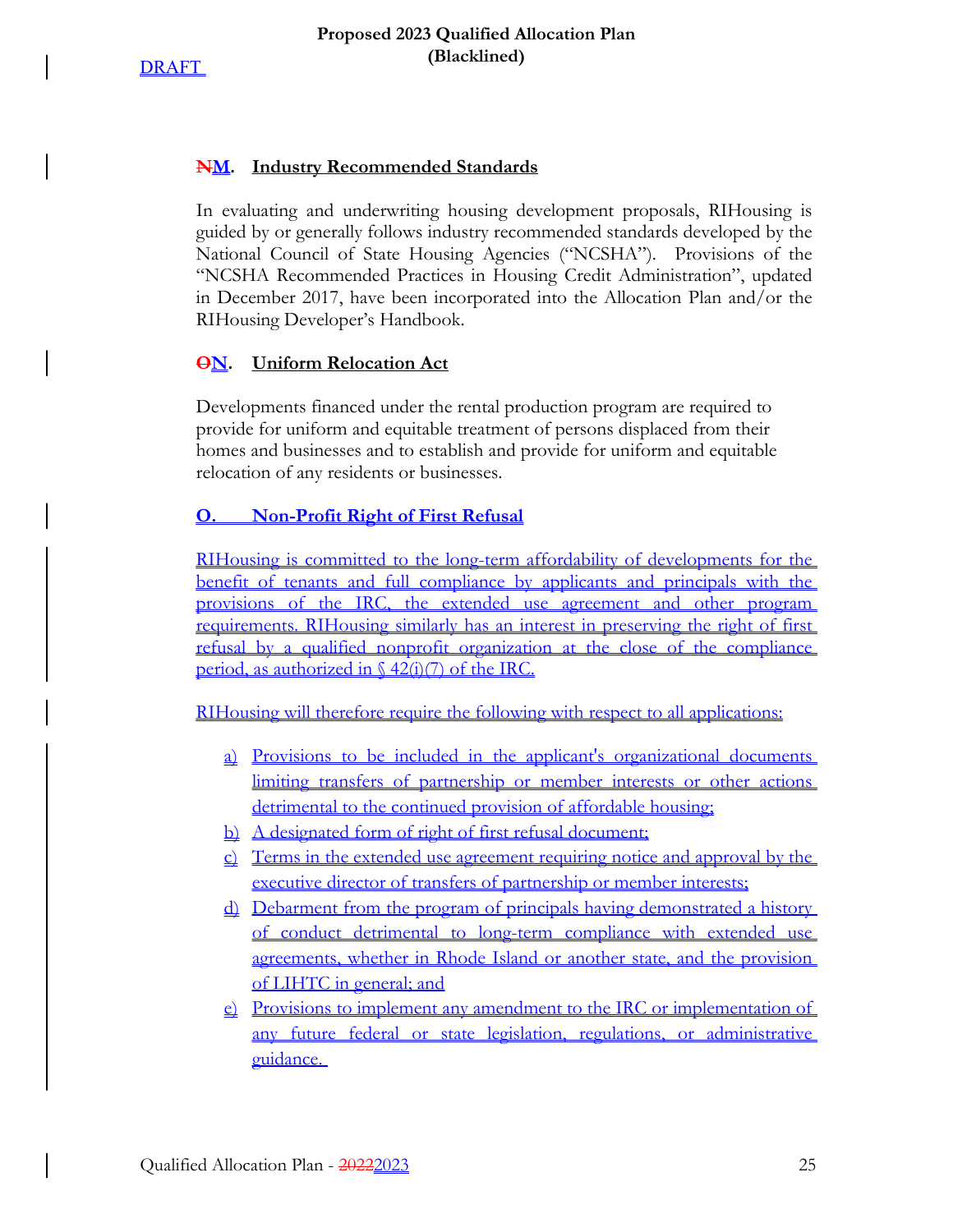## ~~N~~M. Industry Recommended Standards

In evaluating and underwriting housing development proposals, RIHousing is guided by or generally follows industry recommended standards developed by the National Council of State Housing Agencies ("NCSHA"). Provisions of the "NCSHA Recommended Practices in Housing Credit Administration", updated in December 2017, have been incorporated into the Allocation Plan and/or the RIHousing Developer's Handbook.

## ~~O~~N. Uniform Relocation Act

Developments financed under the rental production program are required to provide for uniform and equitable treatment of persons displaced from their homes and businesses and to establish and provide for uniform and equitable relocation of any residents or businesses.

## O. Non-Profit Right of First Refusal

RIHousing is committed to the long-term affordability of developments for the benefit of tenants and full compliance by applicants and principals with the provisions of the IRC, the extended use agreement and other program requirements. RIHousing similarly has an interest in preserving the right of first refusal by a qualified nonprofit organization at the close of the compliance period, as authorized in § 42(i)(7) of the IRC.

RIHousing will therefore require the following with respect to all applications:

a) Provisions to be included in the applicant's organizational documents limiting transfers of partnership or member interests or other actions detrimental to the continued provision of affordable housing;
b) A designated form of right of first refusal document;
c) Terms in the extended use agreement requiring notice and approval by the executive director of transfers of partnership or member interests;
d) Debarment from the program of principals having demonstrated a history of conduct detrimental to long-term compliance with extended use agreements, whether in Rhode Island or another state, and the provision of LIHTC in general; and
e) Provisions to implement any amendment to the IRC or implementation of any future federal or state legislation, regulations, or administrative guidance.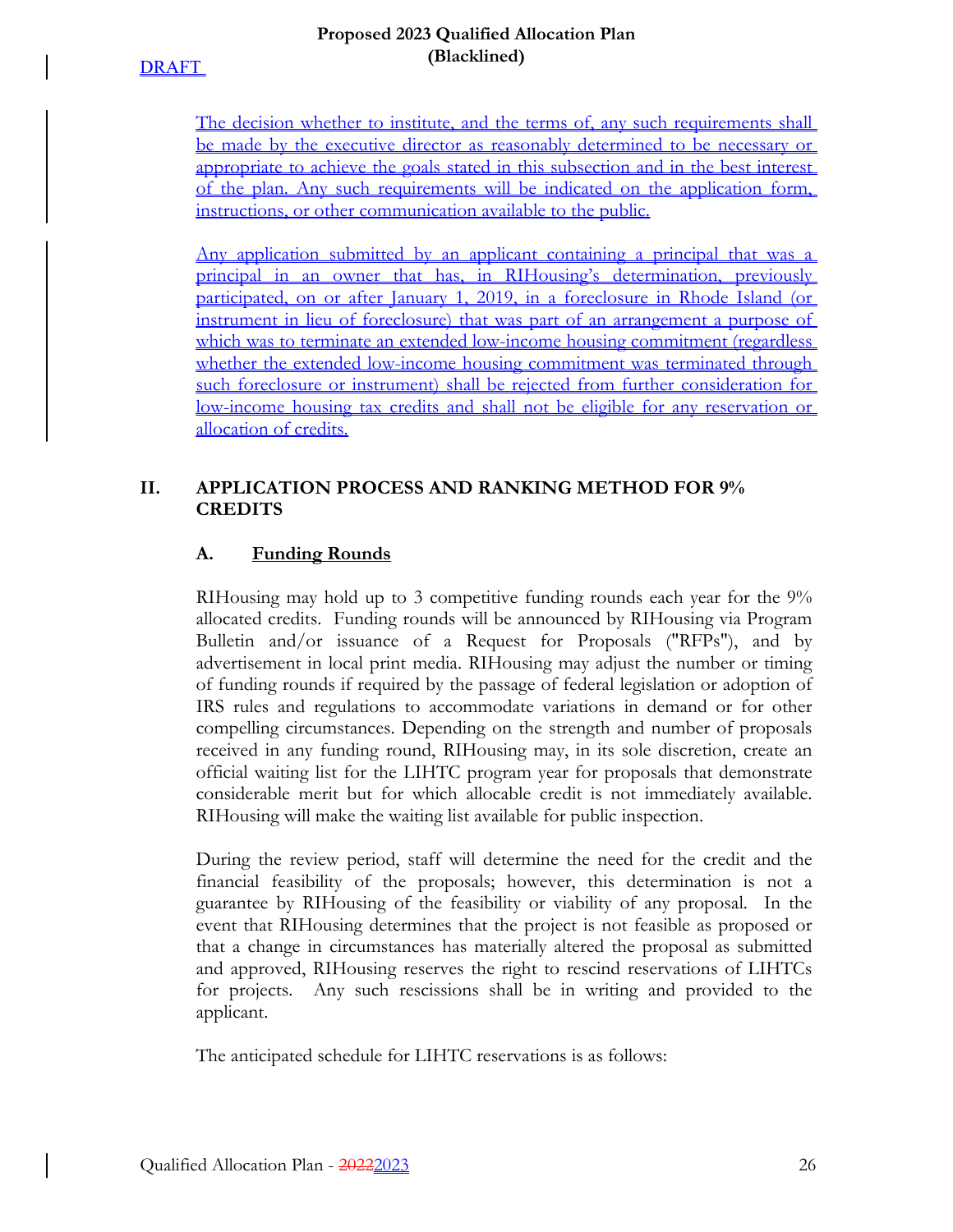The decision whether to institute, and the terms of, any such requirements shall be made by the executive director as reasonably determined to be necessary or appropriate to achieve the goals stated in this subsection and in the best interest of the plan. Any such requirements will be indicated on the application form, instructions, or other communication available to the public.

Any application submitted by an applicant containing a principal that was a principal in an owner that has, in RIHousing's determination, previously participated, on or after January 1, 2019, in a foreclosure in Rhode Island (or instrument in lieu of foreclosure) that was part of an arrangement a purpose of which was to terminate an extended low-income housing commitment (regardless whether the extended low-income housing commitment was terminated through such foreclosure or instrument) shall be rejected from further consideration for low-income housing tax credits and shall not be eligible for any reservation or allocation of credits.

## II. APPLICATION PROCESS AND RANKING METHOD FOR 9% CREDITS

### A. Funding Rounds

RIHousing may hold up to 3 competitive funding rounds each year for the 9% allocated credits. Funding rounds will be announced by RIHousing via Program Bulletin and/or issuance of a Request for Proposals ("RFPs"), and by advertisement in local print media. RIHousing may adjust the number or timing of funding rounds if required by the passage of federal legislation or adoption of IRS rules and regulations to accommodate variations in demand or for other compelling circumstances. Depending on the strength and number of proposals received in any funding round, RIHousing may, in its sole discretion, create an official waiting list for the LIHTC program year for proposals that demonstrate considerable merit but for which allocable credit is not immediately available. RIHousing will make the waiting list available for public inspection.

During the review period, staff will determine the need for the credit and the financial feasibility of the proposals; however, this determination is not a guarantee by RIHousing of the feasibility or viability of any proposal. In the event that RIHousing determines that the project is not feasible as proposed or that a change in circumstances has materially altered the proposal as submitted and approved, RIHousing reserves the right to rescind reservations of LIHTCs for projects. Any such rescissions shall be in writing and provided to the applicant.

The anticipated schedule for LIHTC reservations is as follows: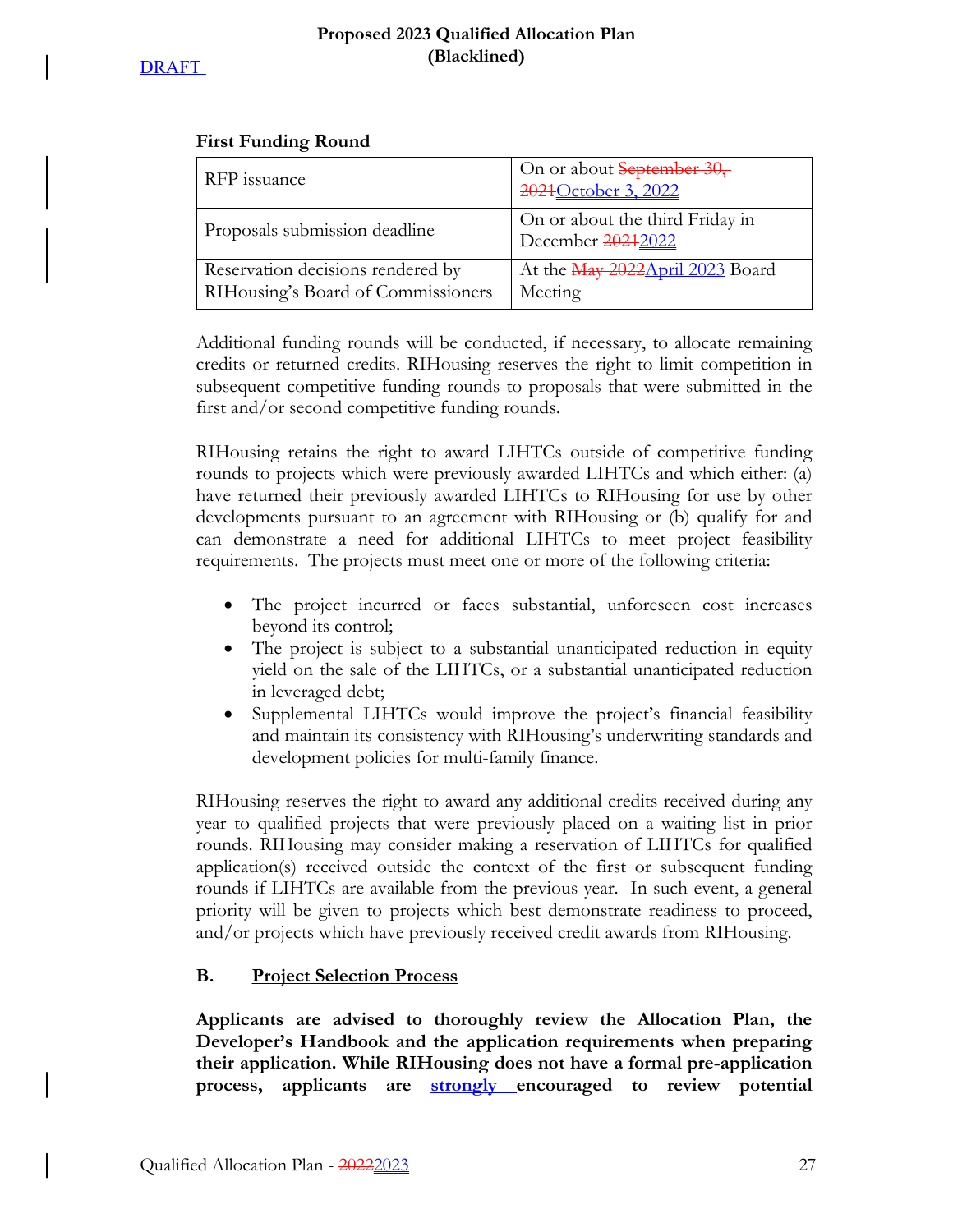**First Funding Round**

| RFP issuance | On or about ~~September 30, 2021~~October 3, 2022 |
|---|---|
| Proposals submission deadline | On or about the third Friday in December ~~2021~~2022 |
| Reservation decisions rendered by RIHousing's Board of Commissioners | At the ~~May 2022~~April 2023 Board Meeting |

Additional funding rounds will be conducted, if necessary, to allocate remaining credits or returned credits. RIHousing reserves the right to limit competition in subsequent competitive funding rounds to proposals that were submitted in the first and/or second competitive funding rounds.

RIHousing retains the right to award LIHTCs outside of competitive funding rounds to projects which were previously awarded LIHTCs and which either: (a) have returned their previously awarded LIHTCs to RIHousing for use by other developments pursuant to an agreement with RIHousing or (b) qualify for and can demonstrate a need for additional LIHTCs to meet project feasibility requirements. The projects must meet one or more of the following criteria:

- The project incurred or faces substantial, unforeseen cost increases beyond its control;
- The project is subject to a substantial unanticipated reduction in equity yield on the sale of the LIHTCs, or a substantial unanticipated reduction in leveraged debt;
- Supplemental LIHTCs would improve the project's financial feasibility and maintain its consistency with RIHousing's underwriting standards and development policies for multi-family finance.

RIHousing reserves the right to award any additional credits received during any year to qualified projects that were previously placed on a waiting list in prior rounds. RIHousing may consider making a reservation of LIHTCs for qualified application(s) received outside the context of the first or subsequent funding rounds if LIHTCs are available from the previous year. In such event, a general priority will be given to projects which best demonstrate readiness to proceed, and/or projects which have previously received credit awards from RIHousing.

### B. Project Selection Process

**Applicants are advised to thoroughly review the Allocation Plan, the Developer's Handbook and the application requirements when preparing their application. While RIHousing does not have a formal pre-application process, applicants are strongly encouraged to review potential**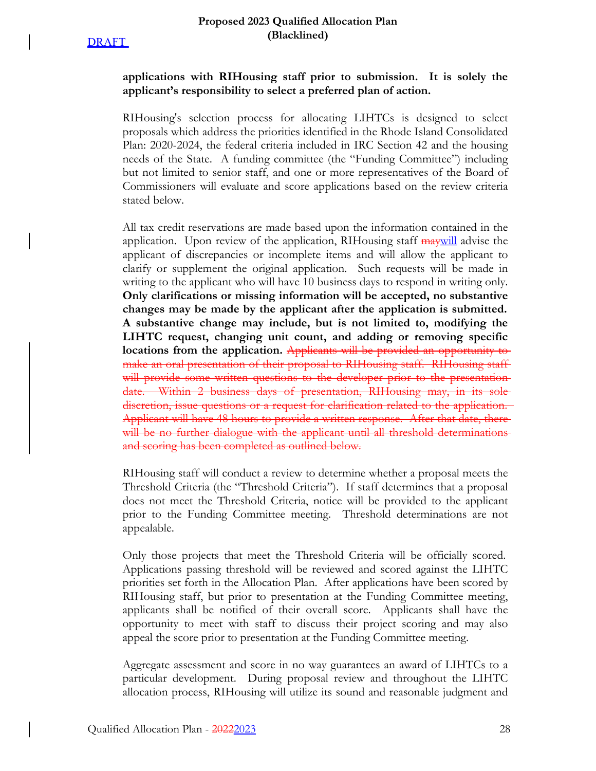**applications with RIHousing staff prior to submission. It is solely the applicant's responsibility to select a preferred plan of action.**

RIHousing's selection process for allocating LIHTCs is designed to select proposals which address the priorities identified in the Rhode Island Consolidated Plan: 2020-2024, the federal criteria included in IRC Section 42 and the housing needs of the State. A funding committee (the "Funding Committee") including but not limited to senior staff, and one or more representatives of the Board of Commissioners will evaluate and score applications based on the review criteria stated below.

All tax credit reservations are made based upon the information contained in the application. Upon review of the application, RIHousing staff ~~may~~will advise the applicant of discrepancies or incomplete items and will allow the applicant to clarify or supplement the original application. Such requests will be made in writing to the applicant who will have 10 business days to respond in writing only. **Only clarifications or missing information will be accepted, no substantive changes may be made by the applicant after the application is submitted. A substantive change may include, but is not limited to, modifying the LIHTC request, changing unit count, and adding or removing specific locations from the application.** ~~Applicants will be provided an opportunity to make an oral presentation of their proposal to RIHousing staff. RIHousing staff will provide some written questions to the developer prior to the presentation date. Within 2 business days of presentation, RIHousing may, in its sole discretion, issue questions or a request for clarification related to the application. Applicant will have 48 hours to provide a written response. After that date, there will be no further dialogue with the applicant until all threshold determinations and scoring has been completed as outlined below.~~

RIHousing staff will conduct a review to determine whether a proposal meets the Threshold Criteria (the "Threshold Criteria"). If staff determines that a proposal does not meet the Threshold Criteria, notice will be provided to the applicant prior to the Funding Committee meeting. Threshold determinations are not appealable.

Only those projects that meet the Threshold Criteria will be officially scored. Applications passing threshold will be reviewed and scored against the LIHTC priorities set forth in the Allocation Plan. After applications have been scored by RIHousing staff, but prior to presentation at the Funding Committee meeting, applicants shall be notified of their overall score. Applicants shall have the opportunity to meet with staff to discuss their project scoring and may also appeal the score prior to presentation at the Funding Committee meeting.

Aggregate assessment and score in no way guarantees an award of LIHTCs to a particular development. During proposal review and throughout the LIHTC allocation process, RIHousing will utilize its sound and reasonable judgment and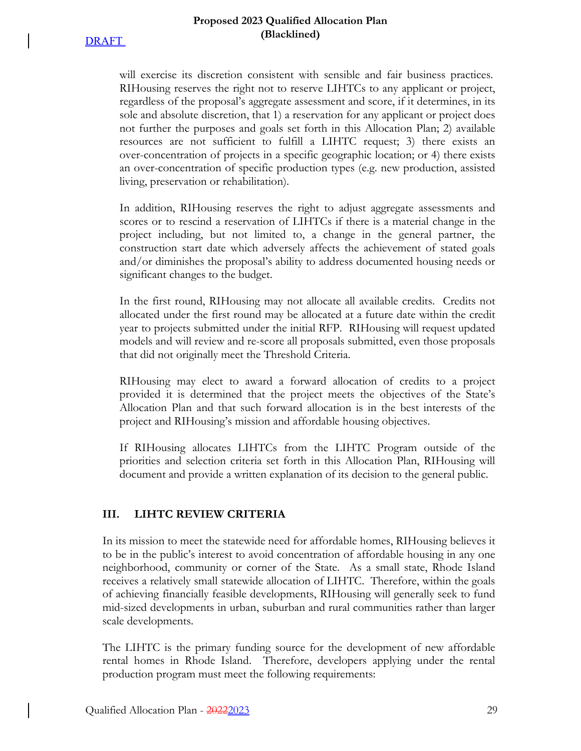will exercise its discretion consistent with sensible and fair business practices. RIHousing reserves the right not to reserve LIHTCs to any applicant or project, regardless of the proposal's aggregate assessment and score, if it determines, in its sole and absolute discretion, that 1) a reservation for any applicant or project does not further the purposes and goals set forth in this Allocation Plan; 2) available resources are not sufficient to fulfill a LIHTC request; 3) there exists an over-concentration of projects in a specific geographic location; or 4) there exists an over-concentration of specific production types (e.g. new production, assisted living, preservation or rehabilitation).

In addition, RIHousing reserves the right to adjust aggregate assessments and scores or to rescind a reservation of LIHTCs if there is a material change in the project including, but not limited to, a change in the general partner, the construction start date which adversely affects the achievement of stated goals and/or diminishes the proposal's ability to address documented housing needs or significant changes to the budget.

In the first round, RIHousing may not allocate all available credits. Credits not allocated under the first round may be allocated at a future date within the credit year to projects submitted under the initial RFP. RIHousing will request updated models and will review and re-score all proposals submitted, even those proposals that did not originally meet the Threshold Criteria.

RIHousing may elect to award a forward allocation of credits to a project provided it is determined that the project meets the objectives of the State's Allocation Plan and that such forward allocation is in the best interests of the project and RIHousing's mission and affordable housing objectives.

If RIHousing allocates LIHTCs from the LIHTC Program outside of the priorities and selection criteria set forth in this Allocation Plan, RIHousing will document and provide a written explanation of its decision to the general public.

## III. LIHTC REVIEW CRITERIA

In its mission to meet the statewide need for affordable homes, RIHousing believes it to be in the public's interest to avoid concentration of affordable housing in any one neighborhood, community or corner of the State. As a small state, Rhode Island receives a relatively small statewide allocation of LIHTC. Therefore, within the goals of achieving financially feasible developments, RIHousing will generally seek to fund mid-sized developments in urban, suburban and rural communities rather than larger scale developments.

The LIHTC is the primary funding source for the development of new affordable rental homes in Rhode Island. Therefore, developers applying under the rental production program must meet the following requirements: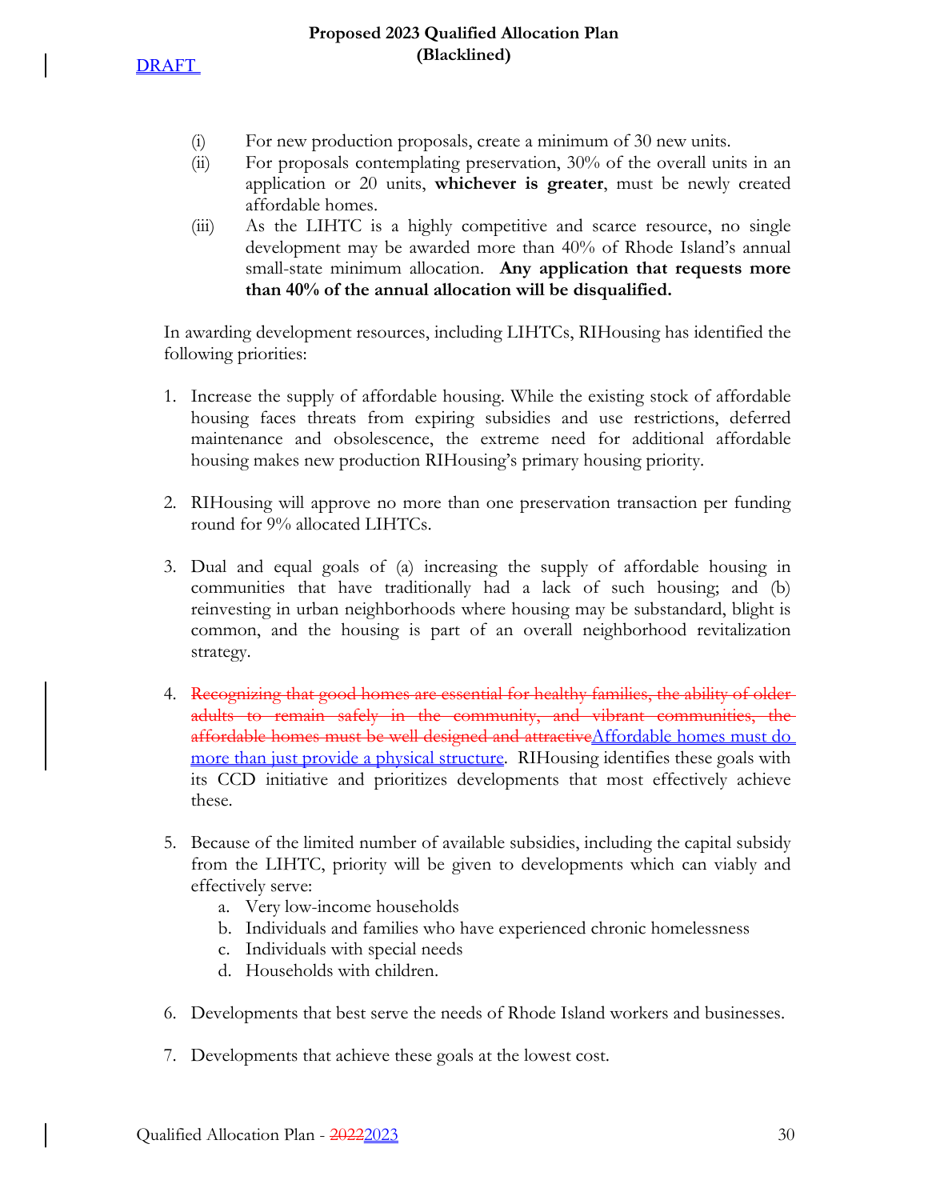(i) For new production proposals, create a minimum of 30 new units.

(ii) For proposals contemplating preservation, 30% of the overall units in an application or 20 units, **whichever is greater**, must be newly created affordable homes.

(iii) As the LIHTC is a highly competitive and scarce resource, no single development may be awarded more than 40% of Rhode Island's annual small-state minimum allocation. **Any application that requests more than 40% of the annual allocation will be disqualified.**

In awarding development resources, including LIHTCs, RIHousing has identified the following priorities:

1. Increase the supply of affordable housing. While the existing stock of affordable housing faces threats from expiring subsidies and use restrictions, deferred maintenance and obsolescence, the extreme need for additional affordable housing makes new production RIHousing's primary housing priority.

2. RIHousing will approve no more than one preservation transaction per funding round for 9% allocated LIHTCs.

3. Dual and equal goals of (a) increasing the supply of affordable housing in communities that have traditionally had a lack of such housing; and (b) reinvesting in urban neighborhoods where housing may be substandard, blight is common, and the housing is part of an overall neighborhood revitalization strategy.

4. ~~Recognizing that good homes are essential for healthy families, the ability of older adults to remain safely in the community, and vibrant communities, the affordable homes must be well designed and attractive~~Affordable homes must do more than just provide a physical structure. RIHousing identifies these goals with its CCD initiative and prioritizes developments that most effectively achieve these.

5. Because of the limited number of available subsidies, including the capital subsidy from the LIHTC, priority will be given to developments which can viably and effectively serve:
   a. Very low-income households
   b. Individuals and families who have experienced chronic homelessness
   c. Individuals with special needs
   d. Households with children.

6. Developments that best serve the needs of Rhode Island workers and businesses.

7. Developments that achieve these goals at the lowest cost.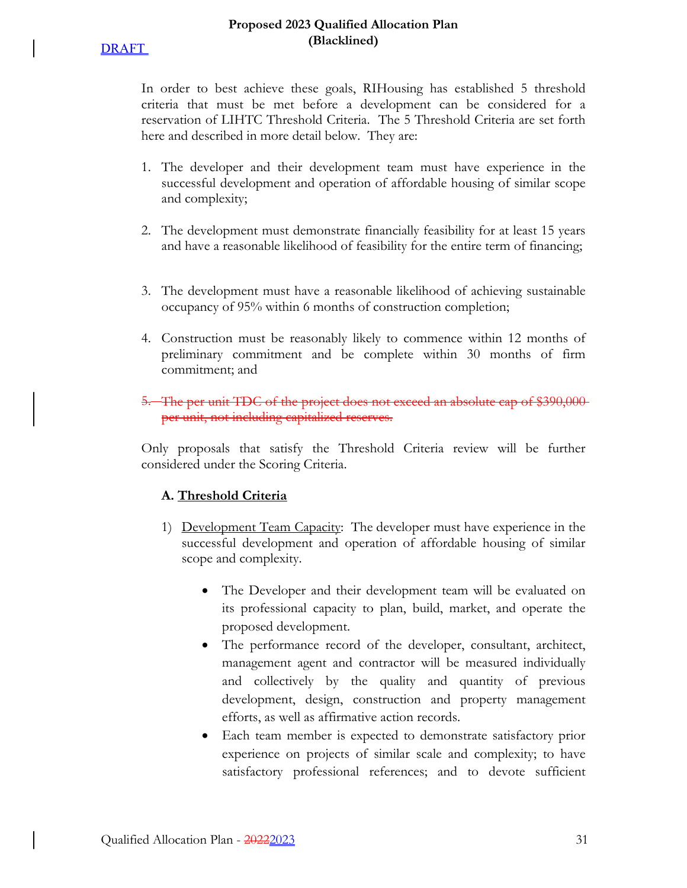In order to best achieve these goals, RIHousing has established 5 threshold criteria that must be met before a development can be considered for a reservation of LIHTC Threshold Criteria. The 5 Threshold Criteria are set forth here and described in more detail below. They are:

1. The developer and their development team must have experience in the successful development and operation of affordable housing of similar scope and complexity;

2. The development must demonstrate financially feasibility for at least 15 years and have a reasonable likelihood of feasibility for the entire term of financing;

3. The development must have a reasonable likelihood of achieving sustainable occupancy of 95% within 6 months of construction completion;

4. Construction must be reasonably likely to commence within 12 months of preliminary commitment and be complete within 30 months of firm commitment; and

5. ~~The per unit TDC of the project does not exceed an absolute cap of $390,000 per unit, not including capitalized reserves.~~

Only proposals that satisfy the Threshold Criteria review will be further considered under the Scoring Criteria.

**A. Threshold Criteria**

1) Development Team Capacity: The developer must have experience in the successful development and operation of affordable housing of similar scope and complexity.

   - The Developer and their development team will be evaluated on its professional capacity to plan, build, market, and operate the proposed development.
   - The performance record of the developer, consultant, architect, management agent and contractor will be measured individually and collectively by the quality and quantity of previous development, design, construction and property management efforts, as well as affirmative action records.
   - Each team member is expected to demonstrate satisfactory prior experience on projects of similar scale and complexity; to have satisfactory professional references; and to devote sufficient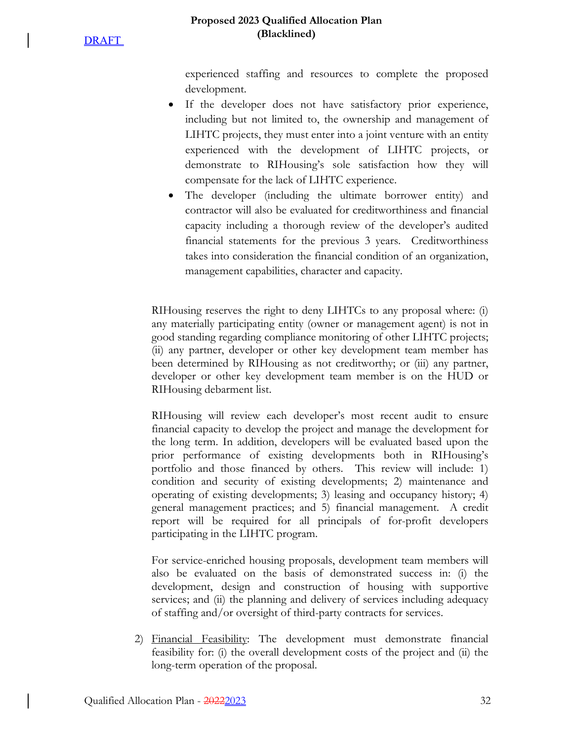experienced staffing and resources to complete the proposed development.

- If the developer does not have satisfactory prior experience, including but not limited to, the ownership and management of LIHTC projects, they must enter into a joint venture with an entity experienced with the development of LIHTC projects, or demonstrate to RIHousing's sole satisfaction how they will compensate for the lack of LIHTC experience.
- The developer (including the ultimate borrower entity) and contractor will also be evaluated for creditworthiness and financial capacity including a thorough review of the developer's audited financial statements for the previous 3 years. Creditworthiness takes into consideration the financial condition of an organization, management capabilities, character and capacity.

RIHousing reserves the right to deny LIHTCs to any proposal where: (i) any materially participating entity (owner or management agent) is not in good standing regarding compliance monitoring of other LIHTC projects; (ii) any partner, developer or other key development team member has been determined by RIHousing as not creditworthy; or (iii) any partner, developer or other key development team member is on the HUD or RIHousing debarment list.

RIHousing will review each developer's most recent audit to ensure financial capacity to develop the project and manage the development for the long term. In addition, developers will be evaluated based upon the prior performance of existing developments both in RIHousing's portfolio and those financed by others. This review will include: 1) condition and security of existing developments; 2) maintenance and operating of existing developments; 3) leasing and occupancy history; 4) general management practices; and 5) financial management. A credit report will be required for all principals of for-profit developers participating in the LIHTC program.

For service-enriched housing proposals, development team members will also be evaluated on the basis of demonstrated success in: (i) the development, design and construction of housing with supportive services; and (ii) the planning and delivery of services including adequacy of staffing and/or oversight of third-party contracts for services.

2) Financial Feasibility: The development must demonstrate financial feasibility for: (i) the overall development costs of the project and (ii) the long-term operation of the proposal.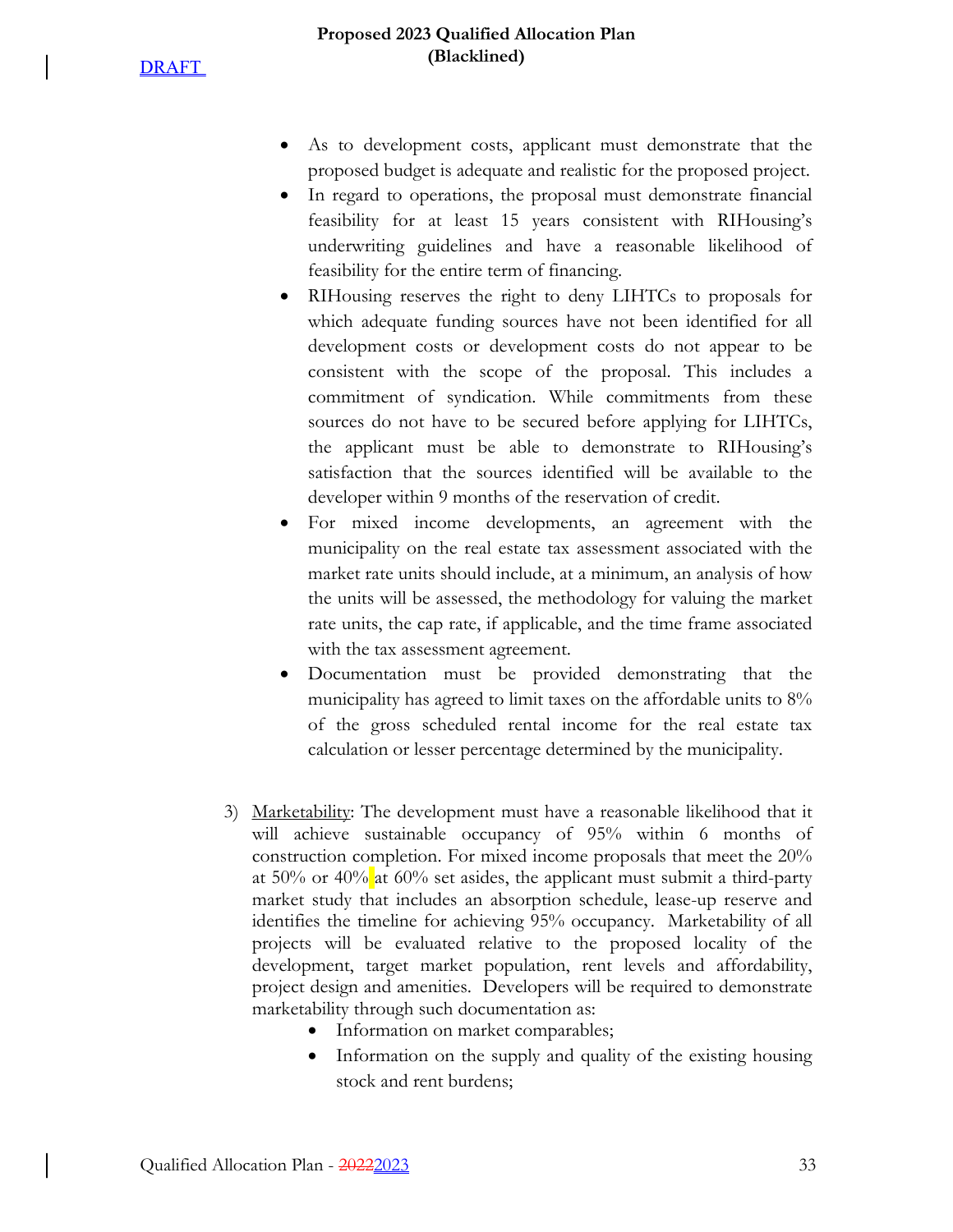- As to development costs, applicant must demonstrate that the proposed budget is adequate and realistic for the proposed project.
- In regard to operations, the proposal must demonstrate financial feasibility for at least 15 years consistent with RIHousing's underwriting guidelines and have a reasonable likelihood of feasibility for the entire term of financing.
- RIHousing reserves the right to deny LIHTCs to proposals for which adequate funding sources have not been identified for all development costs or development costs do not appear to be consistent with the scope of the proposal. This includes a commitment of syndication. While commitments from these sources do not have to be secured before applying for LIHTCs, the applicant must be able to demonstrate to RIHousing's satisfaction that the sources identified will be available to the developer within 9 months of the reservation of credit.
- For mixed income developments, an agreement with the municipality on the real estate tax assessment associated with the market rate units should include, at a minimum, an analysis of how the units will be assessed, the methodology for valuing the market rate units, the cap rate, if applicable, and the time frame associated with the tax assessment agreement.
- Documentation must be provided demonstrating that the municipality has agreed to limit taxes on the affordable units to 8% of the gross scheduled rental income for the real estate tax calculation or lesser percentage determined by the municipality.

3) Marketability: The development must have a reasonable likelihood that it will achieve sustainable occupancy of 95% within 6 months of construction completion. For mixed income proposals that meet the 20% at 50% or 40% at 60% set asides, the applicant must submit a third-party market study that includes an absorption schedule, lease-up reserve and identifies the timeline for achieving 95% occupancy. Marketability of all projects will be evaluated relative to the proposed locality of the development, target market population, rent levels and affordability, project design and amenities. Developers will be required to demonstrate marketability through such documentation as:
    - Information on market comparables;
    - Information on the supply and quality of the existing housing stock and rent burdens;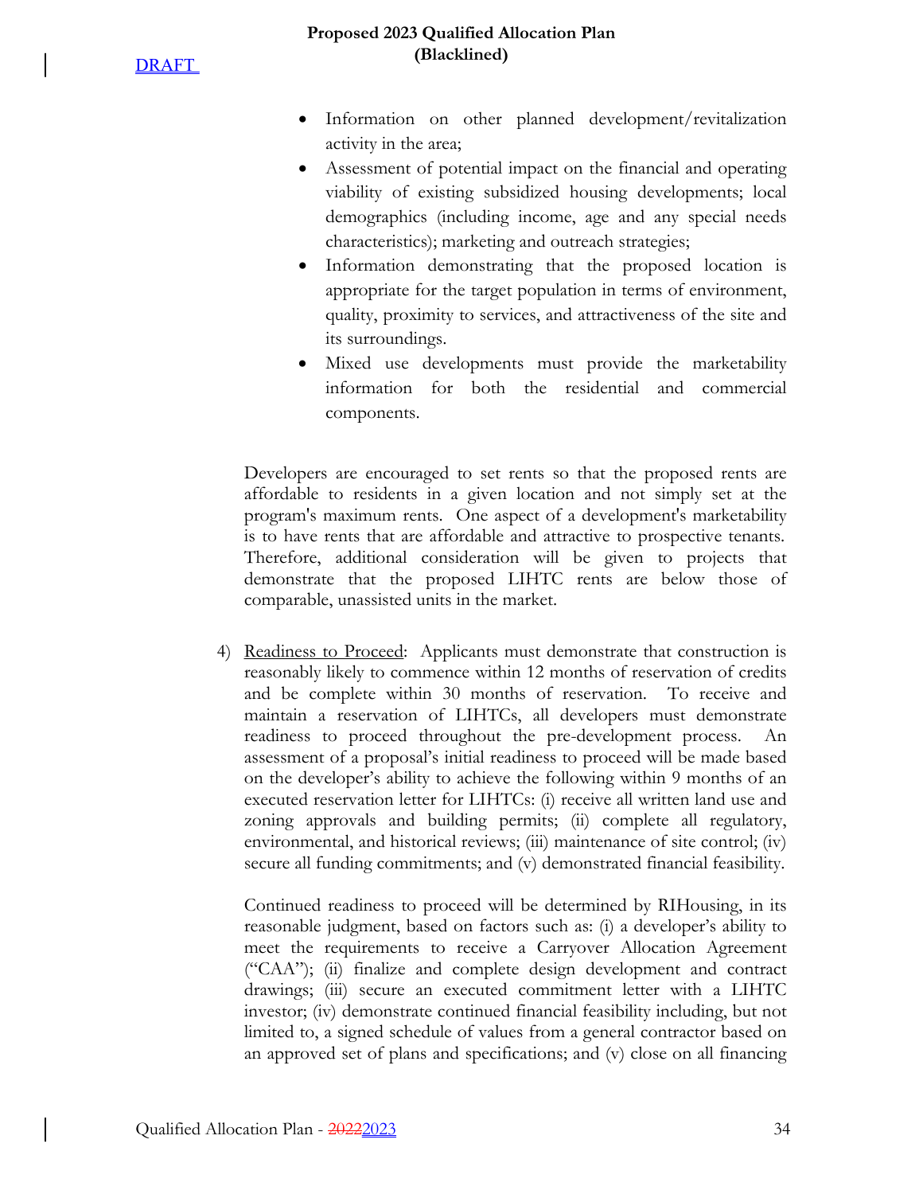- Information on other planned development/revitalization activity in the area;
- Assessment of potential impact on the financial and operating viability of existing subsidized housing developments; local demographics (including income, age and any special needs characteristics); marketing and outreach strategies;
- Information demonstrating that the proposed location is appropriate for the target population in terms of environment, quality, proximity to services, and attractiveness of the site and its surroundings.
- Mixed use developments must provide the marketability information for both the residential and commercial components.

Developers are encouraged to set rents so that the proposed rents are affordable to residents in a given location and not simply set at the program's maximum rents. One aspect of a development's marketability is to have rents that are affordable and attractive to prospective tenants. Therefore, additional consideration will be given to projects that demonstrate that the proposed LIHTC rents are below those of comparable, unassisted units in the market.

4) Readiness to Proceed: Applicants must demonstrate that construction is reasonably likely to commence within 12 months of reservation of credits and be complete within 30 months of reservation. To receive and maintain a reservation of LIHTCs, all developers must demonstrate readiness to proceed throughout the pre-development process. An assessment of a proposal's initial readiness to proceed will be made based on the developer's ability to achieve the following within 9 months of an executed reservation letter for LIHTCs: (i) receive all written land use and zoning approvals and building permits; (ii) complete all regulatory, environmental, and historical reviews; (iii) maintenance of site control; (iv) secure all funding commitments; and (v) demonstrated financial feasibility.

   Continued readiness to proceed will be determined by RIHousing, in its reasonable judgment, based on factors such as: (i) a developer's ability to meet the requirements to receive a Carryover Allocation Agreement ("CAA"); (ii) finalize and complete design development and contract drawings; (iii) secure an executed commitment letter with a LIHTC investor; (iv) demonstrate continued financial feasibility including, but not limited to, a signed schedule of values from a general contractor based on an approved set of plans and specifications; and (v) close on all financing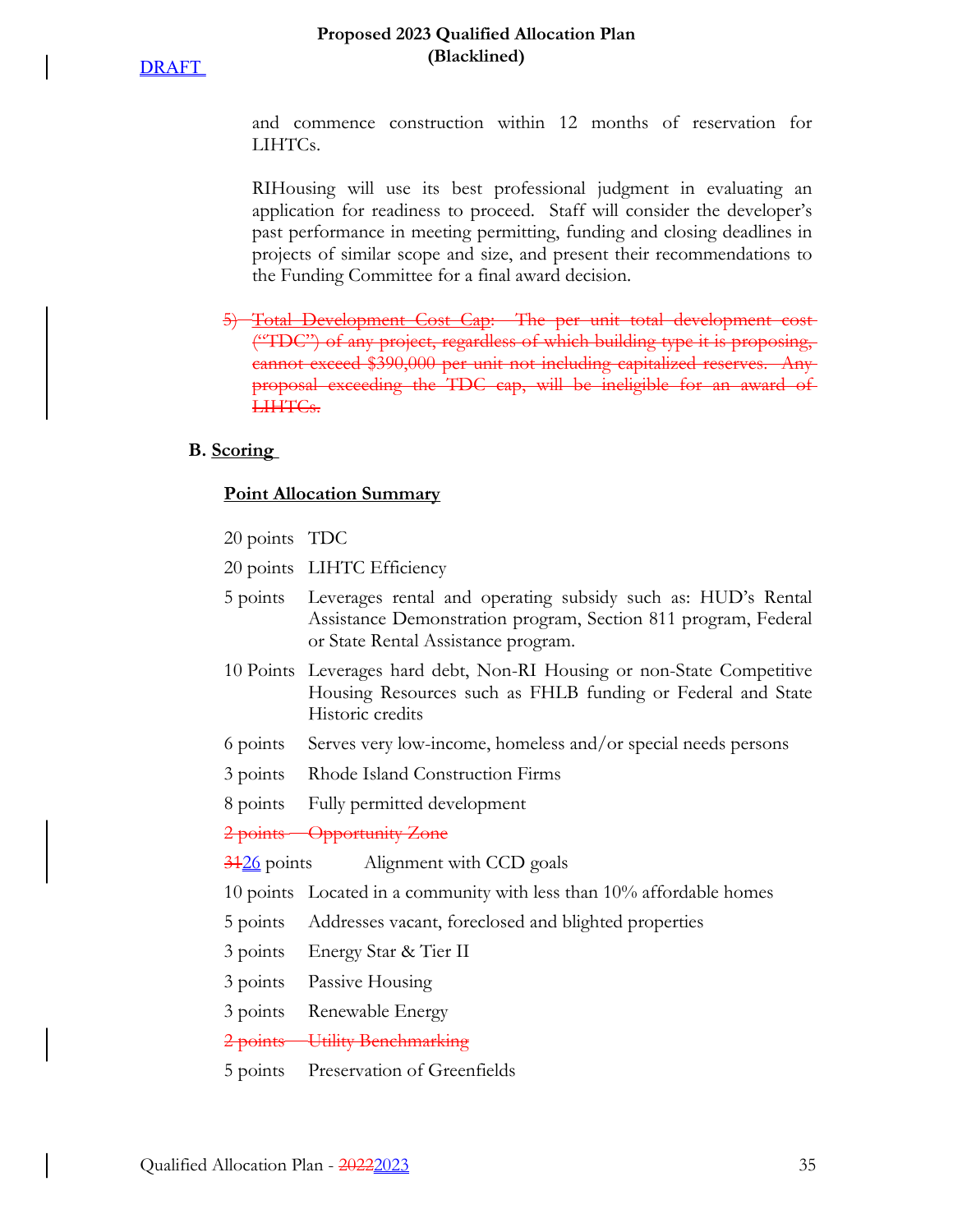and commence construction within 12 months of reservation for LIHTCs.

RIHousing will use its best professional judgment in evaluating an application for readiness to proceed. Staff will consider the developer's past performance in meeting permitting, funding and closing deadlines in projects of similar scope and size, and present their recommendations to the Funding Committee for a final award decision.

~~5) Total Development Cost Cap: The per unit total development cost ("TDC") of any project, regardless of which building type it is proposing, cannot exceed $390,000 per unit not including capitalized reserves. Any proposal exceeding the TDC cap, will be ineligible for an award of LIHTCs.~~

**B. Scoring**

**Point Allocation Summary**

| | |
|---|---|
| 20 points | TDC |
| 20 points | LIHTC Efficiency |
| 5 points | Leverages rental and operating subsidy such as: HUD's Rental Assistance Demonstration program, Section 811 program, Federal or State Rental Assistance program. |
| 10 Points | Leverages hard debt, Non-RI Housing or non-State Competitive Housing Resources such as FHLB funding or Federal and State Historic credits |
| 6 points | Serves very low-income, homeless and/or special needs persons |
| 3 points | Rhode Island Construction Firms |
| 8 points | Fully permitted development |
| ~~2 points~~ | ~~Opportunity Zone~~ |
| ~~31~~26 points | Alignment with CCD goals |
| 10 points | Located in a community with less than 10% affordable homes |
| 5 points | Addresses vacant, foreclosed and blighted properties |
| 3 points | Energy Star & Tier II |
| 3 points | Passive Housing |
| 3 points | Renewable Energy |
| ~~2 points~~ | ~~Utility Benchmarking~~ |
| 5 points | Preservation of Greenfields |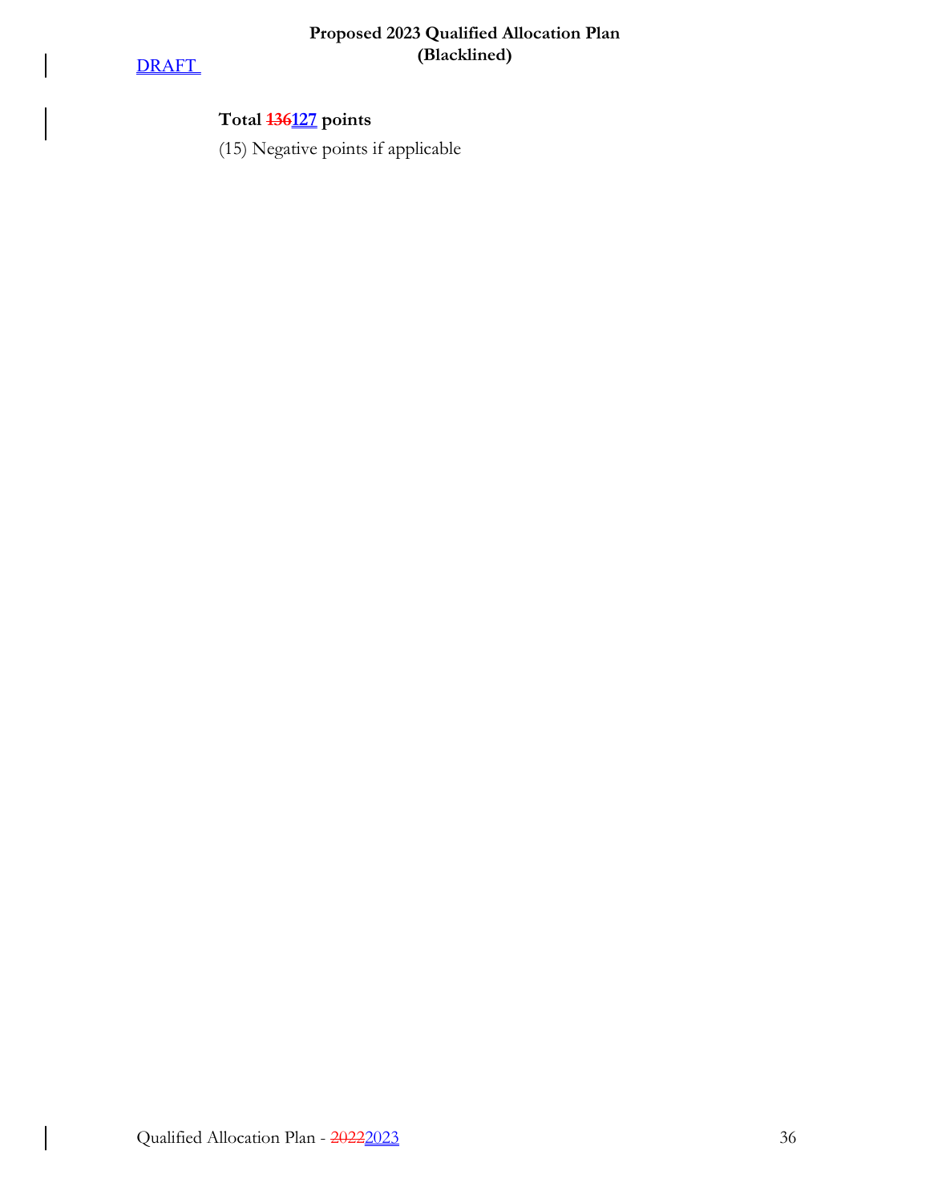**Total ~~136~~127 points**

(15) Negative points if applicable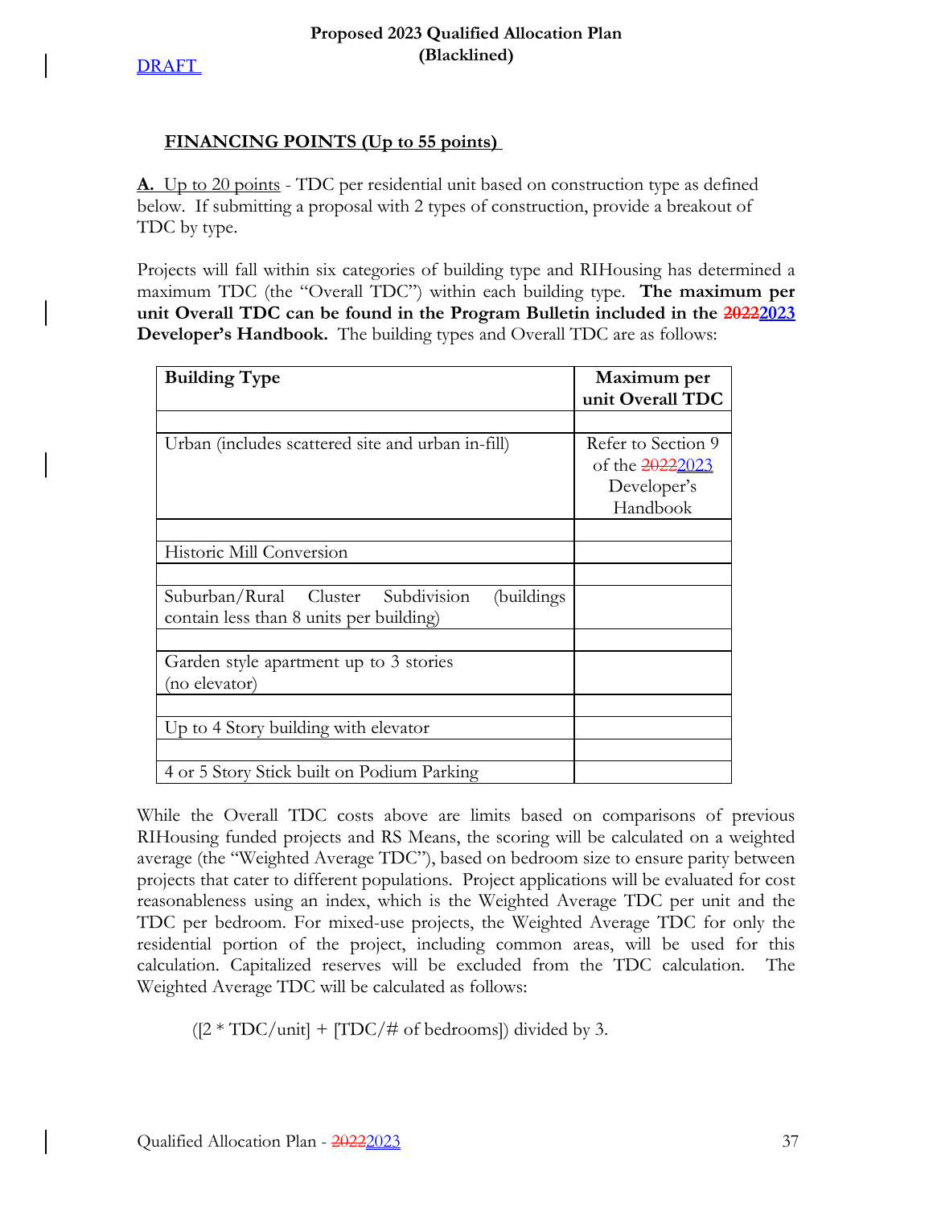## FINANCING POINTS (Up to 55 points)

**A.** Up to 20 points - TDC per residential unit based on construction type as defined below. If submitting a proposal with 2 types of construction, provide a breakout of TDC by type.

Projects will fall within six categories of building type and RIHousing has determined a maximum TDC (the "Overall TDC") within each building type. **The maximum per unit Overall TDC can be found in the Program Bulletin included in the ~~2022~~2023 Developer's Handbook.** The building types and Overall TDC are as follows:

| **Building Type** | **Maximum per unit Overall TDC** |
|---|---|
| | |
| Urban (includes scattered site and urban in-fill) | Refer to Section 9 of the ~~2022~~2023 Developer's Handbook |
| | |
| Historic Mill Conversion | |
| | |
| Suburban/Rural Cluster Subdivision (buildings contain less than 8 units per building) | |
| | |
| Garden style apartment up to 3 stories (no elevator) | |
| | |
| Up to 4 Story building with elevator | |
| | |
| 4 or 5 Story Stick built on Podium Parking | |

While the Overall TDC costs above are limits based on comparisons of previous RIHousing funded projects and RS Means, the scoring will be calculated on a weighted average (the "Weighted Average TDC"), based on bedroom size to ensure parity between projects that cater to different populations. Project applications will be evaluated for cost reasonableness using an index, which is the Weighted Average TDC per unit and the TDC per bedroom. For mixed-use projects, the Weighted Average TDC for only the residential portion of the project, including common areas, will be used for this calculation. Capitalized reserves will be excluded from the TDC calculation. The Weighted Average TDC will be calculated as follows:

([2 * TDC/unit] + [TDC/# of bedrooms]) divided by 3.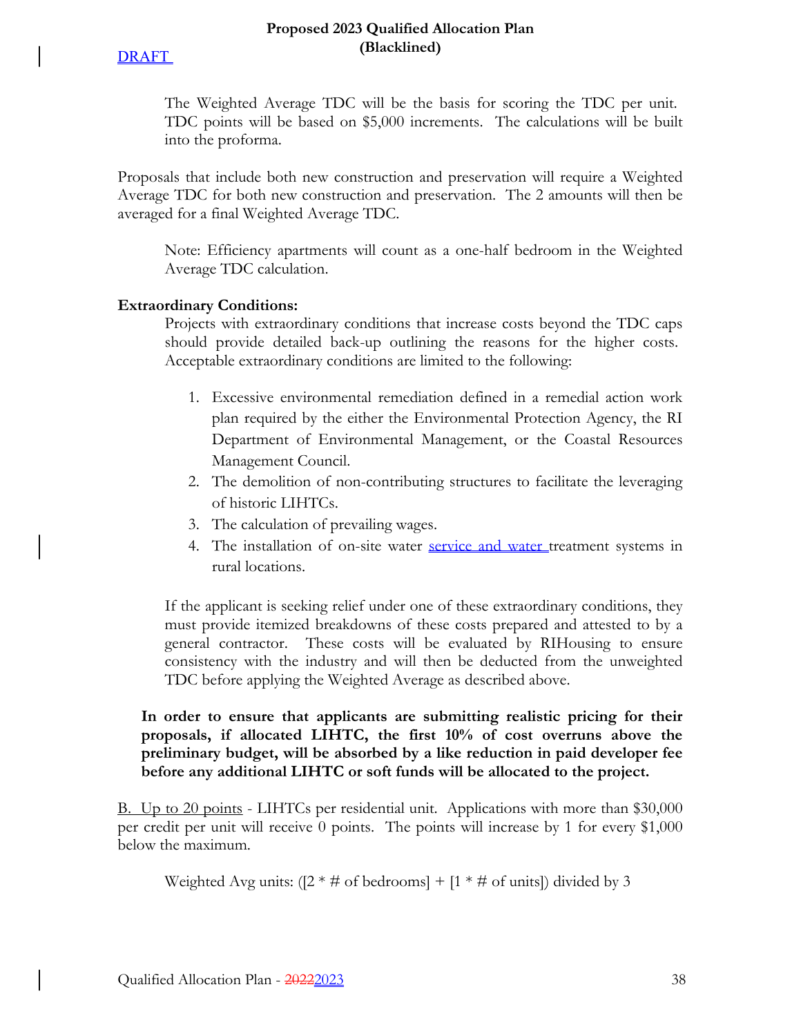The Weighted Average TDC will be the basis for scoring the TDC per unit. TDC points will be based on $5,000 increments. The calculations will be built into the proforma.

Proposals that include both new construction and preservation will require a Weighted Average TDC for both new construction and preservation. The 2 amounts will then be averaged for a final Weighted Average TDC.

Note: Efficiency apartments will count as a one-half bedroom in the Weighted Average TDC calculation.

**Extraordinary Conditions:**

Projects with extraordinary conditions that increase costs beyond the TDC caps should provide detailed back-up outlining the reasons for the higher costs. Acceptable extraordinary conditions are limited to the following:

1. Excessive environmental remediation defined in a remedial action work plan required by the either the Environmental Protection Agency, the RI Department of Environmental Management, or the Coastal Resources Management Council.
2. The demolition of non-contributing structures to facilitate the leveraging of historic LIHTCs.
3. The calculation of prevailing wages.
4. The installation of on-site water service and water treatment systems in rural locations.

If the applicant is seeking relief under one of these extraordinary conditions, they must provide itemized breakdowns of these costs prepared and attested to by a general contractor. These costs will be evaluated by RIHousing to ensure consistency with the industry and will then be deducted from the unweighted TDC before applying the Weighted Average as described above.

**In order to ensure that applicants are submitting realistic pricing for their proposals, if allocated LIHTC, the first 10% of cost overruns above the preliminary budget, will be absorbed by a like reduction in paid developer fee before any additional LIHTC or soft funds will be allocated to the project.**

B. Up to 20 points - LIHTCs per residential unit. Applications with more than $30,000 per credit per unit will receive 0 points. The points will increase by 1 for every $1,000 below the maximum.

Weighted Avg units: ([2 * # of bedrooms] + [1 * # of units]) divided by 3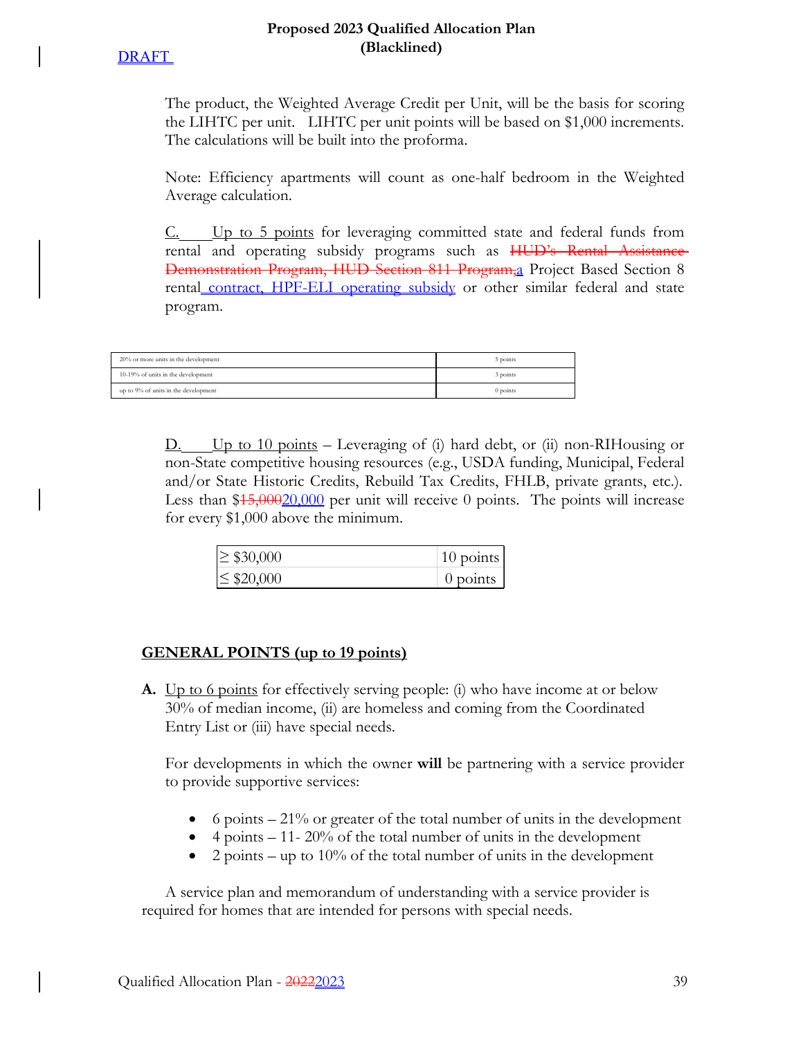The product, the Weighted Average Credit per Unit, will be the basis for scoring the LIHTC per unit. LIHTC per unit points will be based on $1,000 increments. The calculations will be built into the proforma.

Note: Efficiency apartments will count as one-half bedroom in the Weighted Average calculation.

C. Up to 5 points for leveraging committed state and federal funds from rental and operating subsidy programs such as ~~HUD's Rental Assistance Demonstration Program, HUD Section 811 Program,~~a Project Based Section 8 rental contract, HPF-ELI operating subsidy or other similar federal and state program.

| | |
|---|---|
| 20% or more units in the development | 5 points |
| 10-19% of units in the development | 3 points |
| up to 9% of units in the development | 0 points |

D. Up to 10 points – Leveraging of (i) hard debt, or (ii) non-RIHousing or non-State competitive housing resources (e.g., USDA funding, Municipal, Federal and/or State Historic Credits, Rebuild Tax Credits, FHLB, private grants, etc.). Less than $~~15,000~~20,000 per unit will receive 0 points. The points will increase for every $1,000 above the minimum.

| | |
|---|---|
| ≥ $30,000 | 10 points |
| ≤ $20,000 | 0 points |

## GENERAL POINTS (up to 19 points)

**A.** Up to 6 points for effectively serving people: (i) who have income at or below 30% of median income, (ii) are homeless and coming from the Coordinated Entry List or (iii) have special needs.

For developments in which the owner **will** be partnering with a service provider to provide supportive services:

- 6 points – 21% or greater of the total number of units in the development
- 4 points – 11- 20% of the total number of units in the development
- 2 points – up to 10% of the total number of units in the development

A service plan and memorandum of understanding with a service provider is required for homes that are intended for persons with special needs.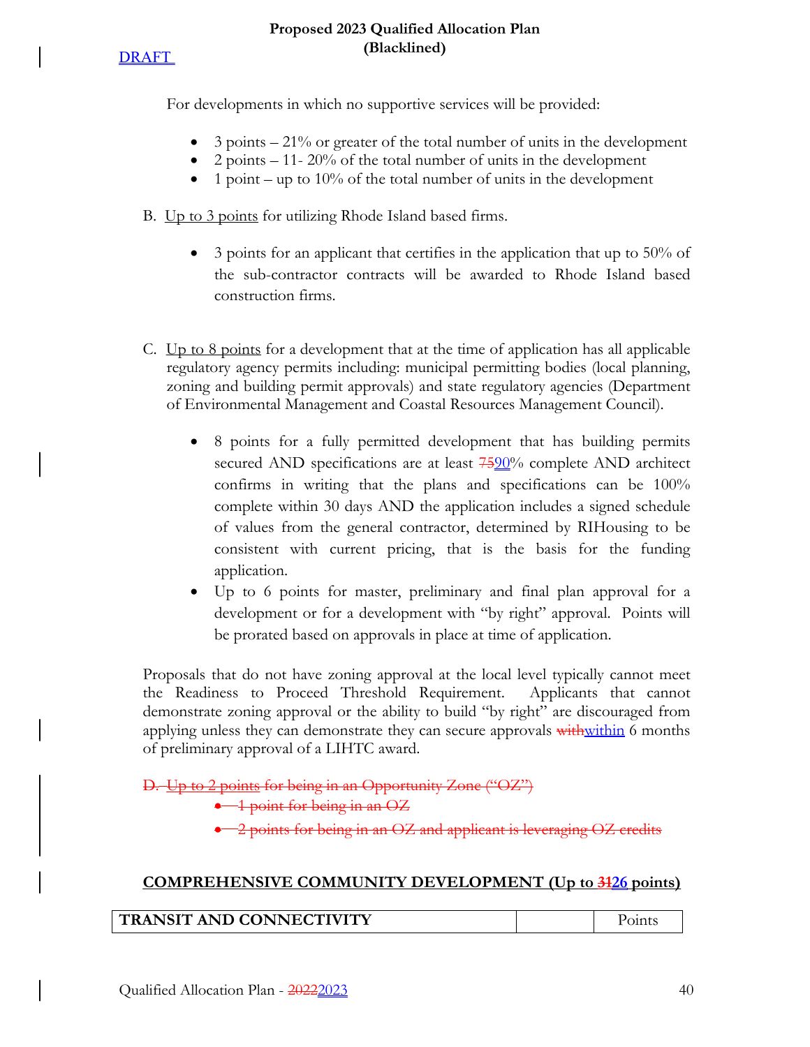For developments in which no supportive services will be provided:

- 3 points – 21% or greater of the total number of units in the development
- 2 points – 11- 20% of the total number of units in the development
- 1 point – up to 10% of the total number of units in the development

B. Up to 3 points for utilizing Rhode Island based firms.

- 3 points for an applicant that certifies in the application that up to 50% of the sub-contractor contracts will be awarded to Rhode Island based construction firms.

C. Up to 8 points for a development that at the time of application has all applicable regulatory agency permits including: municipal permitting bodies (local planning, zoning and building permit approvals) and state regulatory agencies (Department of Environmental Management and Coastal Resources Management Council).

- 8 points for a fully permitted development that has building permits secured AND specifications are at least ~~75~~90% complete AND architect confirms in writing that the plans and specifications can be 100% complete within 30 days AND the application includes a signed schedule of values from the general contractor, determined by RIHousing to be consistent with current pricing, that is the basis for the funding application.
- Up to 6 points for master, preliminary and final plan approval for a development or for a development with "by right" approval. Points will be prorated based on approvals in place at time of application.

Proposals that do not have zoning approval at the local level typically cannot meet the Readiness to Proceed Threshold Requirement. Applicants that cannot demonstrate zoning approval or the ability to build "by right" are discouraged from applying unless they can demonstrate they can secure approvals ~~with~~within 6 months of preliminary approval of a LIHTC award.

~~D. Up to 2 points for being in an Opportunity Zone ("OZ")~~

- ~~1 point for being in an OZ~~
- ~~2 points for being in an OZ and applicant is leveraging OZ credits~~

**COMPREHENSIVE COMMUNITY DEVELOPMENT (Up to ~~31~~26 points)**

| TRANSIT AND CONNECTIVITY | | Points |
|---|---|---|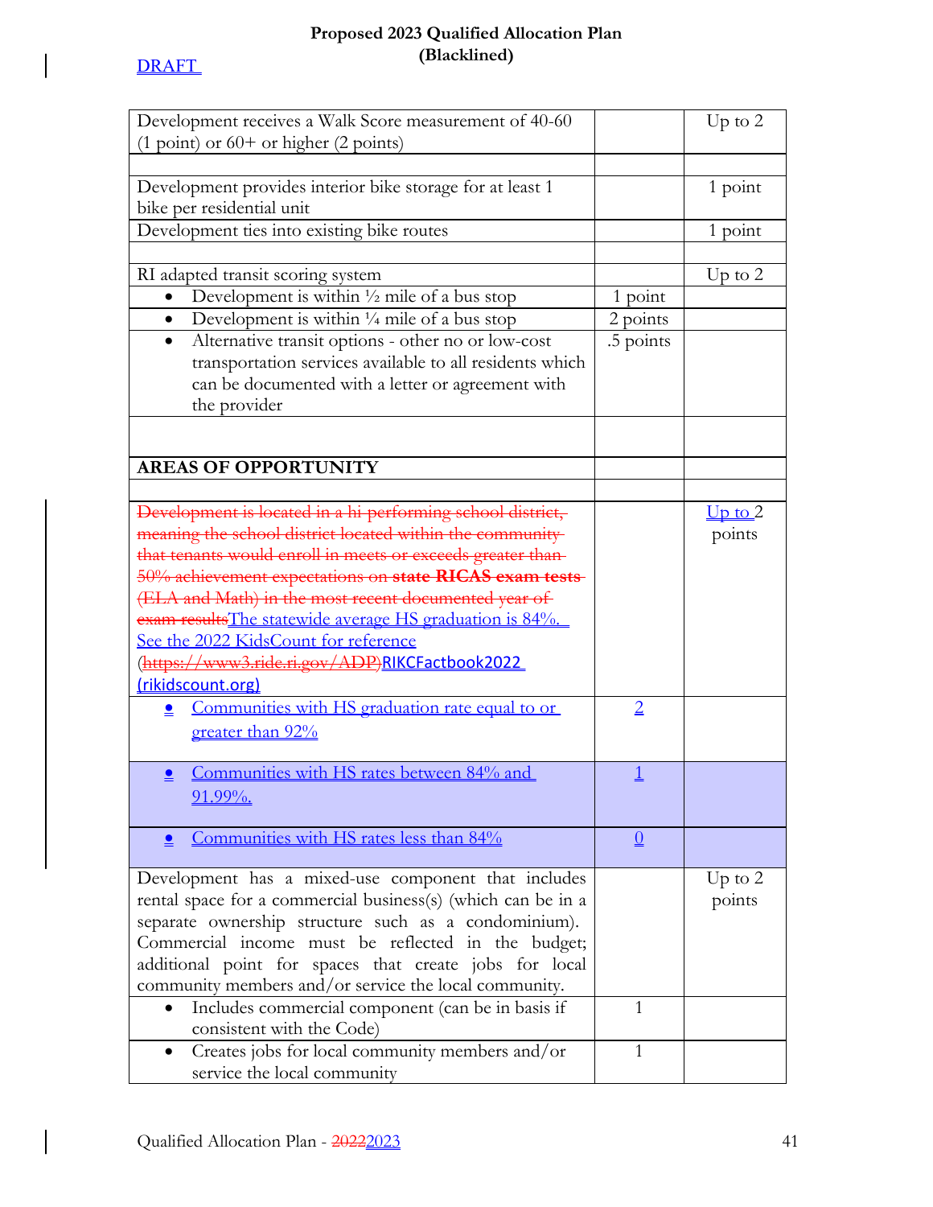| | | |
|---|---|---|
| Development receives a Walk Score measurement of 40-60 (1 point) or 60+ or higher (2 points) | | Up to 2 |
| | | |
| Development provides interior bike storage for at least 1 bike per residential unit | | 1 point |
| Development ties into existing bike routes | | 1 point |
| | | |
| RI adapted transit scoring system | | Up to 2 |
| • Development is within ½ mile of a bus stop | 1 point | |
| • Development is within ¼ mile of a bus stop | 2 points | |
| • Alternative transit options - other no or low-cost transportation services available to all residents which can be documented with a letter or agreement with the provider | .5 points | |
| | | |
| **AREAS OF OPPORTUNITY** | | |
| | | |
| ~~Development is located in a hi-performing school district, meaning the school district located within the community that tenants would enroll in meets or exceeds greater than 50% achievement expectations on **state RICAS exam tests** (ELA and Math) in the most recent documented year of exam results~~The statewide average HS graduation is 84%. See the 2022 KidsCount for reference (~~https://www3.ride.ri.gov/ADP)~~RIKCFactbook2022 (rikidscount.org) | | Up to 2 points |
| • Communities with HS graduation rate equal to or greater than 92% | 2 | |
| • Communities with HS rates between 84% and 91.99%. | 1 | |
| • Communities with HS rates less than 84% | 0 | |
| Development has a mixed-use component that includes rental space for a commercial business(s) (which can be in a separate ownership structure such as a condominium). Commercial income must be reflected in the budget; additional point for spaces that create jobs for local community members and/or service the local community. | | Up to 2 points |
| • Includes commercial component (can be in basis if consistent with the Code) | 1 | |
| • Creates jobs for local community members and/or service the local community | 1 | |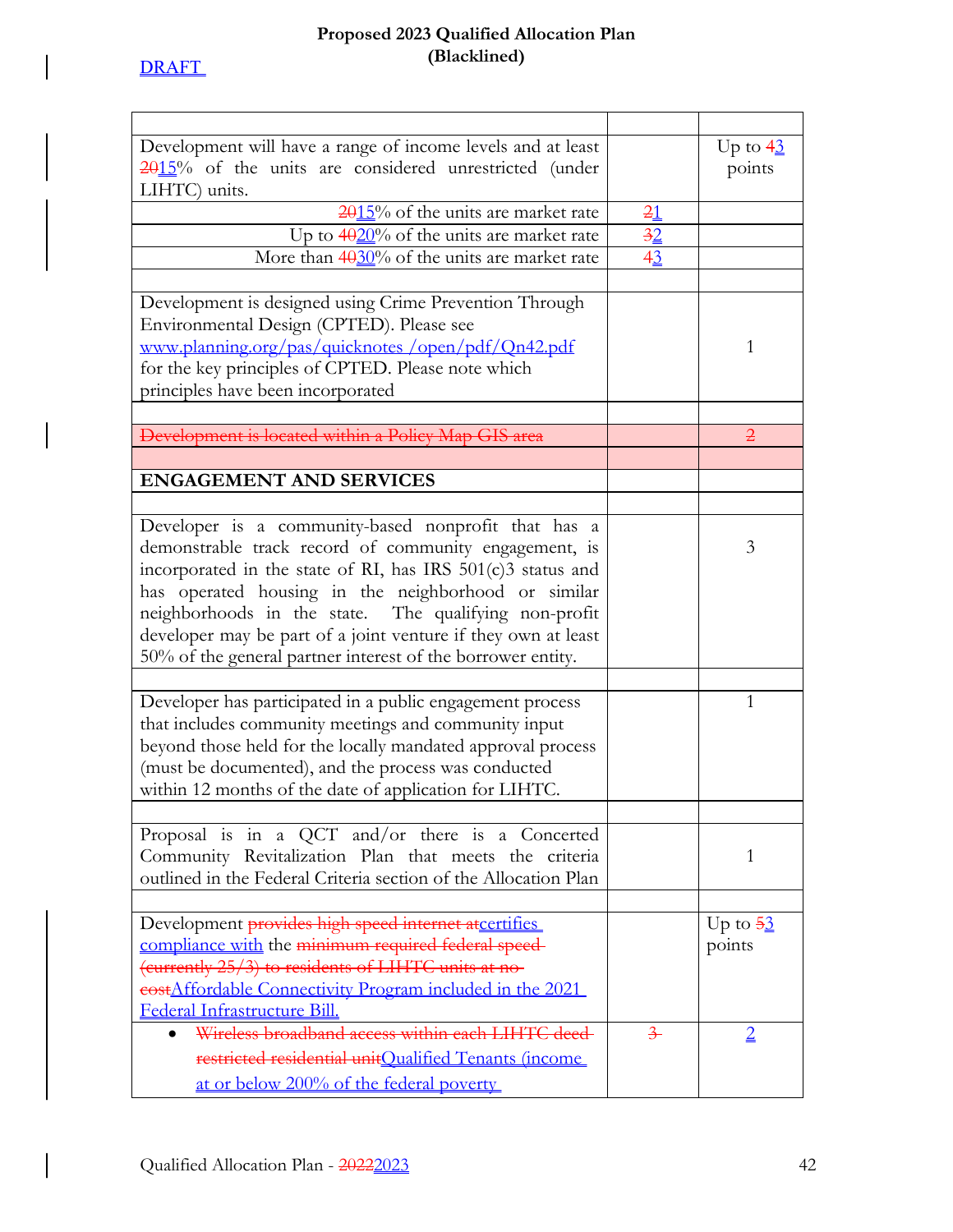| | | |
|---|---|---|
| | | |
| Development will have a range of income levels and at least ~~20~~15% of the units are considered unrestricted (under LIHTC) units. | | Up to ~~4~~3 points |
| ~~20~~15% of the units are market rate | ~~2~~1 | |
| Up to ~~40~~20% of the units are market rate | ~~3~~2 | |
| More than ~~40~~30% of the units are market rate | ~~4~~3 | |
| | | |
| Development is designed using Crime Prevention Through Environmental Design (CPTED). Please see www.planning.org/pas/quicknotes /open/pdf/Qn42.pdf for the key principles of CPTED. Please note which principles have been incorporated | | 1 |
| | | |
| ~~Development is located within a Policy Map GIS area~~ | | ~~2~~ |
| | | |
| **ENGAGEMENT AND SERVICES** | | |
| | | |
| Developer is a community-based nonprofit that has a demonstrable track record of community engagement, is incorporated in the state of RI, has IRS 501(c)3 status and has operated housing in the neighborhood or similar neighborhoods in the state. The qualifying non-profit developer may be part of a joint venture if they own at least 50% of the general partner interest of the borrower entity. | | 3 |
| | | |
| Developer has participated in a public engagement process that includes community meetings and community input beyond those held for the locally mandated approval process (must be documented), and the process was conducted within 12 months of the date of application for LIHTC. | | 1 |
| | | |
| Proposal is in a QCT and/or there is a Concerted Community Revitalization Plan that meets the criteria outlined in the Federal Criteria section of the Allocation Plan | | 1 |
| | | |
| Development ~~provides high speed internet at~~certifies compliance with the ~~minimum required federal speed (currently 25/3) to residents of LIHTC units at no cost~~Affordable Connectivity Program included in the 2021 Federal Infrastructure Bill. | | Up to ~~5~~3 points |
| • ~~Wireless broadband access within each LIHTC deed restricted residential unit~~Qualified Tenants (income at or below 200% of the federal poverty | ~~3~~ | 2 |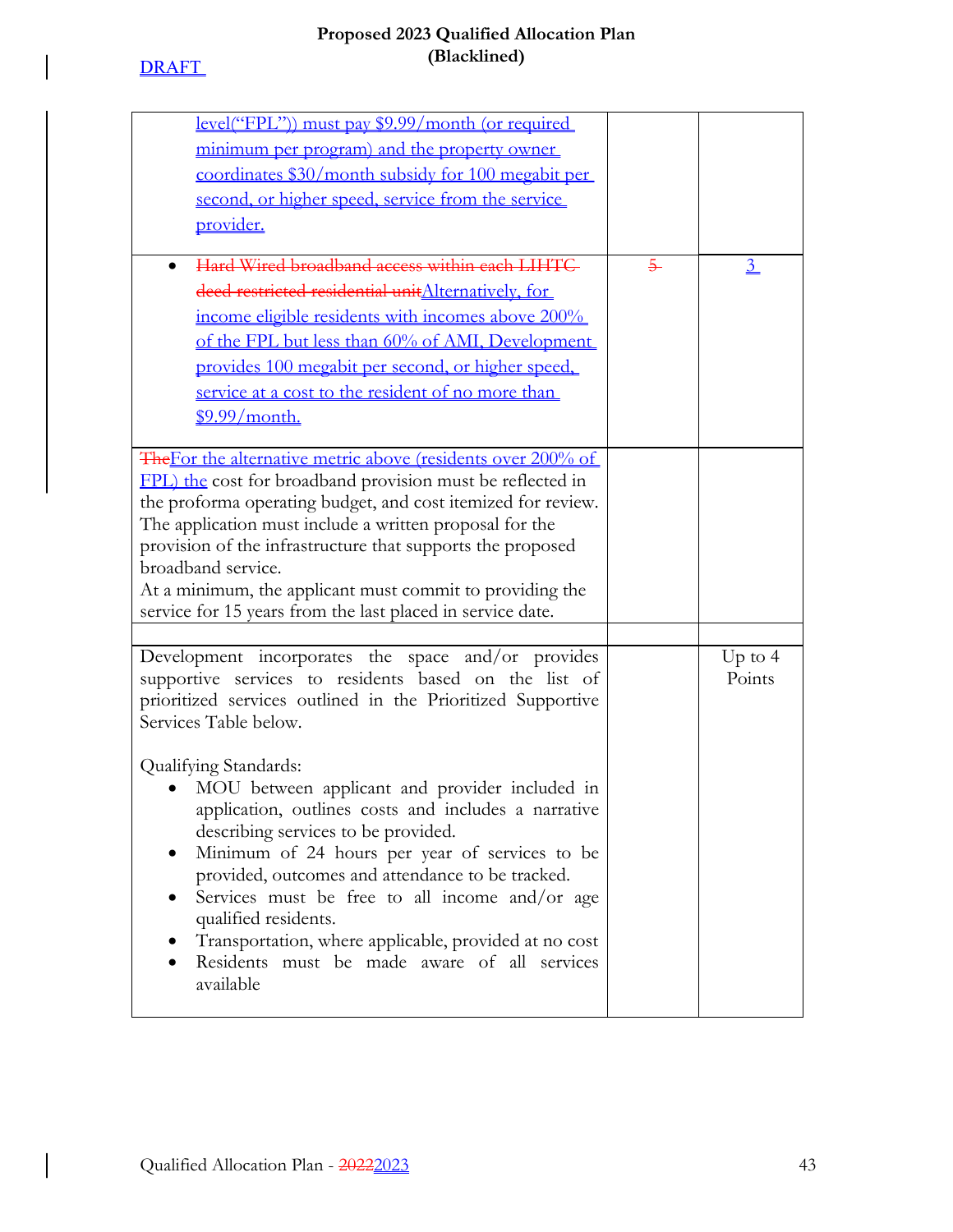| | | |
|---|---|---|
| level("FPL")) must pay $9.99/month (or required minimum per program) and the property owner coordinates $30/month subsidy for 100 megabit per second, or higher speed, service from the service provider. | | |
| • ~~Hard Wired broadband access within each LIHTC deed restricted residential unit~~Alternatively, for income eligible residents with incomes above 200% of the FPL but less than 60% of AMI, Development provides 100 megabit per second, or higher speed, service at a cost to the resident of no more than $9.99/month. | ~~5~~ | 3 |
| ~~The~~For the alternative metric above (residents over 200% of FPL) the cost for broadband provision must be reflected in the proforma operating budget, and cost itemized for review. The application must include a written proposal for the provision of the infrastructure that supports the proposed broadband service.<br>At a minimum, the applicant must commit to providing the service for 15 years from the last placed in service date. | | |
| | | |
| Development incorporates the space and/or provides supportive services to residents based on the list of prioritized services outlined in the Prioritized Supportive Services Table below.<br><br>Qualifying Standards:<br>• MOU between applicant and provider included in application, outlines costs and includes a narrative describing services to be provided.<br>• Minimum of 24 hours per year of services to be provided, outcomes and attendance to be tracked.<br>• Services must be free to all income and/or age qualified residents.<br>• Transportation, where applicable, provided at no cost<br>• Residents must be made aware of all services available | | Up to 4 Points |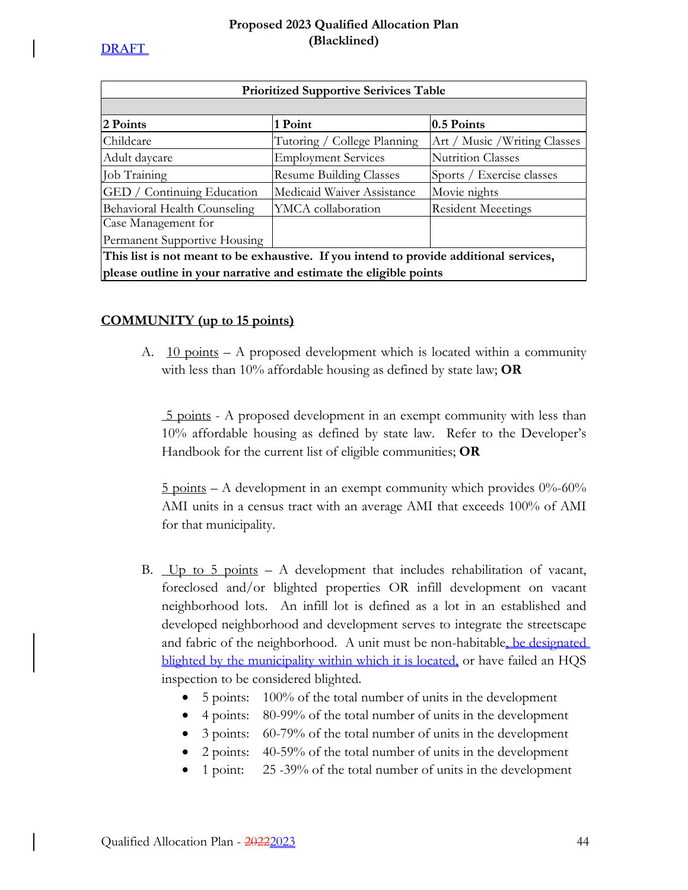| Prioritized Supportive Serivices Table | | |
|---|---|---|
| | | |
| **2 Points** | **1 Point** | **0.5 Points** |
| Childcare | Tutoring / College Planning | Art / Music /Writing Classes |
| Adult daycare | Employment Services | Nutrition Classes |
| Job Training | Resume Building Classes | Sports / Exercise classes |
| GED / Continuing Education | Medicaid Waiver Assistance | Movie nights |
| Behavioral Health Counseling | YMCA collaboration | Resident Meeetings |
| Case Management for Permanent Supportive Housing | | |
| **This list is not meant to be exhaustive. If you intend to provide additional services, please outline in your narrative and estimate the eligible points** | | |

## COMMUNITY (up to 15 points)

A. 10 points – A proposed development which is located within a community with less than 10% affordable housing as defined by state law; **OR**

5 points - A proposed development in an exempt community with less than 10% affordable housing as defined by state law. Refer to the Developer's Handbook for the current list of eligible communities; **OR**

5 points – A development in an exempt community which provides 0%-60% AMI units in a census tract with an average AMI that exceeds 100% of AMI for that municipality.

B. Up to 5 points – A development that includes rehabilitation of vacant, foreclosed and/or blighted properties OR infill development on vacant neighborhood lots. An infill lot is defined as a lot in an established and developed neighborhood and development serves to integrate the streetscape and fabric of the neighborhood. A unit must be non-habitable, be designated blighted by the municipality within which it is located, or have failed an HQS inspection to be considered blighted.

- 5 points: 100% of the total number of units in the development
- 4 points: 80-99% of the total number of units in the development
- 3 points: 60-79% of the total number of units in the development
- 2 points: 40-59% of the total number of units in the development
- 1 point: 25 -39% of the total number of units in the development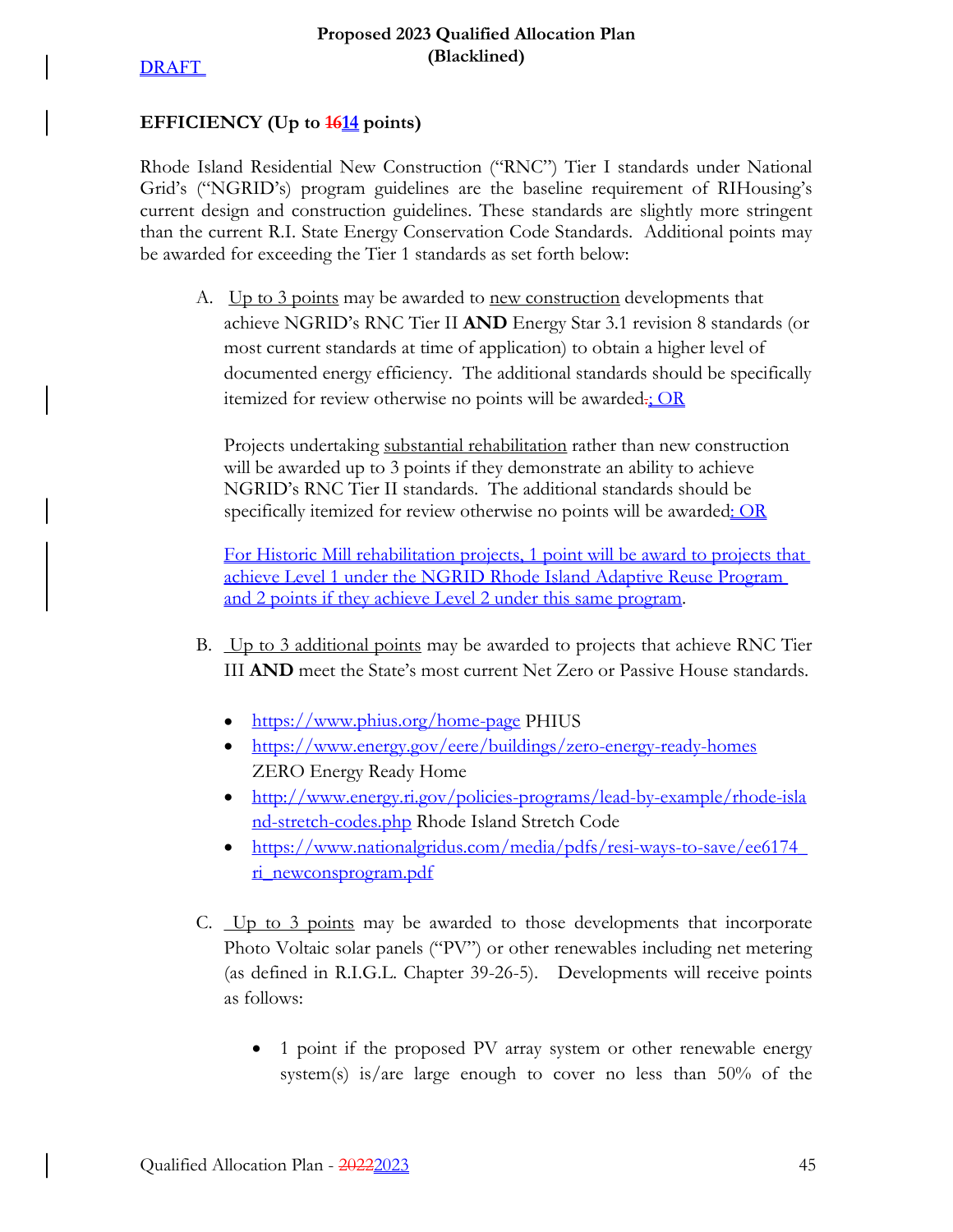DRAFT

## EFFICIENCY (Up to ~~16~~14 points)

Rhode Island Residential New Construction ("RNC") Tier I standards under National Grid's ("NGRID's) program guidelines are the baseline requirement of RIHousing's current design and construction guidelines. These standards are slightly more stringent than the current R.I. State Energy Conservation Code Standards. Additional points may be awarded for exceeding the Tier 1 standards as set forth below:

A. Up to 3 points may be awarded to new construction developments that achieve NGRID's RNC Tier II **AND** Energy Star 3.1 revision 8 standards (or most current standards at time of application) to obtain a higher level of documented energy efficiency. The additional standards should be specifically itemized for review otherwise no points will be awarded~~.~~; OR

   Projects undertaking substantial rehabilitation rather than new construction will be awarded up to 3 points if they demonstrate an ability to achieve NGRID's RNC Tier II standards. The additional standards should be specifically itemized for review otherwise no points will be awarded: OR

   For Historic Mill rehabilitation projects, 1 point will be award to projects that achieve Level 1 under the NGRID Rhode Island Adaptive Reuse Program and 2 points if they achieve Level 2 under this same program.

B. Up to 3 additional points may be awarded to projects that achieve RNC Tier III **AND** meet the State's most current Net Zero or Passive House standards.

   - https://www.phius.org/home-page PHIUS
   - https://www.energy.gov/eere/buildings/zero-energy-ready-homes ZERO Energy Ready Home
   - http://www.energy.ri.gov/policies-programs/lead-by-example/rhode-island-stretch-codes.php Rhode Island Stretch Code
   - https://www.nationalgridus.com/media/pdfs/resi-ways-to-save/ee6174_ri_newconsprogram.pdf

C. Up to 3 points may be awarded to those developments that incorporate Photo Voltaic solar panels ("PV") or other renewables including net metering (as defined in R.I.G.L. Chapter 39-26-5). Developments will receive points as follows:

   - 1 point if the proposed PV array system or other renewable energy system(s) is/are large enough to cover no less than 50% of the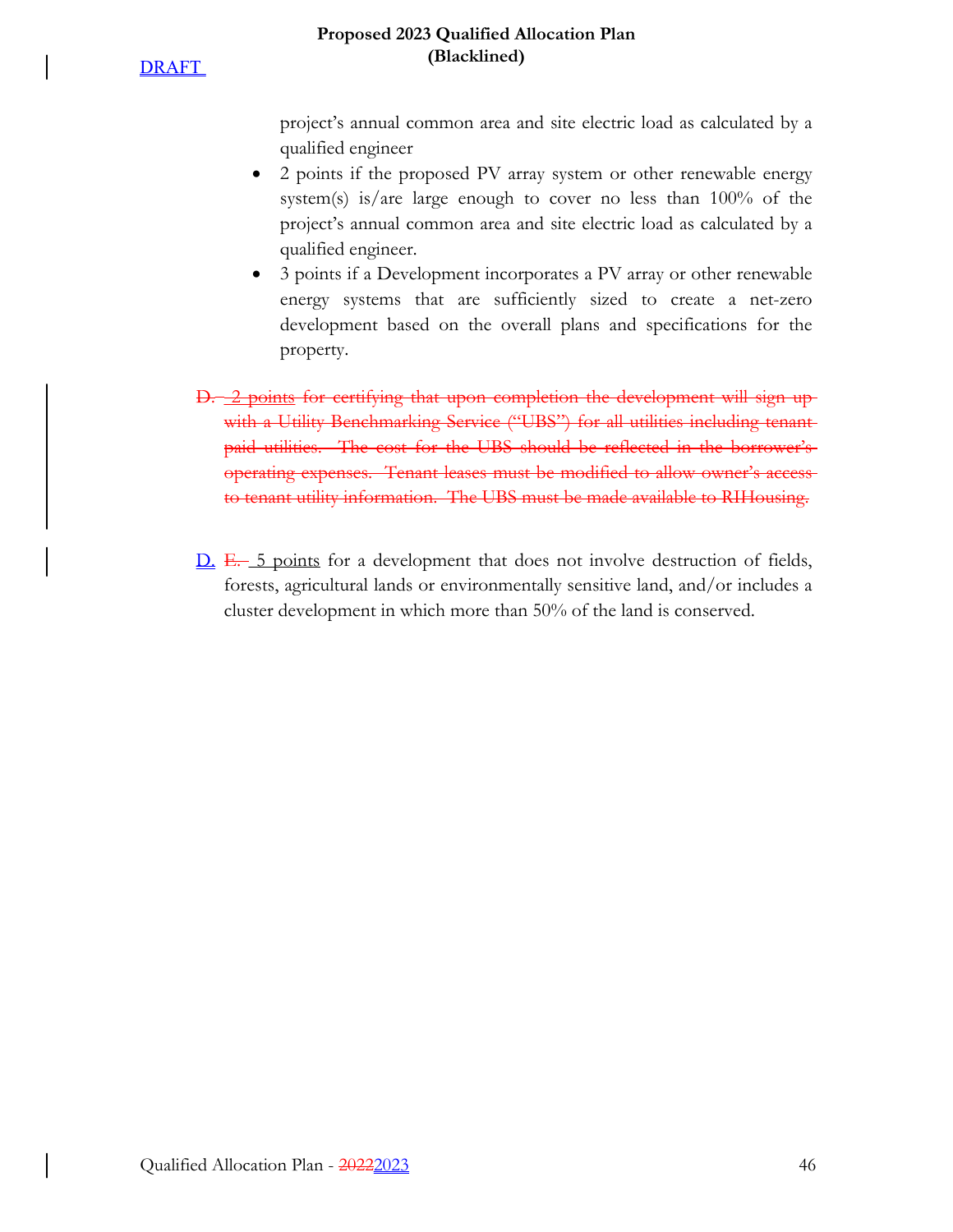project's annual common area and site electric load as calculated by a qualified engineer

- 2 points if the proposed PV array system or other renewable energy system(s) is/are large enough to cover no less than 100% of the project's annual common area and site electric load as calculated by a qualified engineer.
- 3 points if a Development incorporates a PV array or other renewable energy systems that are sufficiently sized to create a net-zero development based on the overall plans and specifications for the property.

~~D. 2 points for certifying that upon completion the development will sign up with a Utility Benchmarking Service ("UBS") for all utilities including tenant paid utilities. The cost for the UBS should be reflected in the borrower's operating expenses. Tenant leases must be modified to allow owner's access to tenant utility information. The UBS must be made available to RIHousing.~~

D. ~~E.~~ 5 points for a development that does not involve destruction of fields, forests, agricultural lands or environmentally sensitive land, and/or includes a cluster development in which more than 50% of the land is conserved.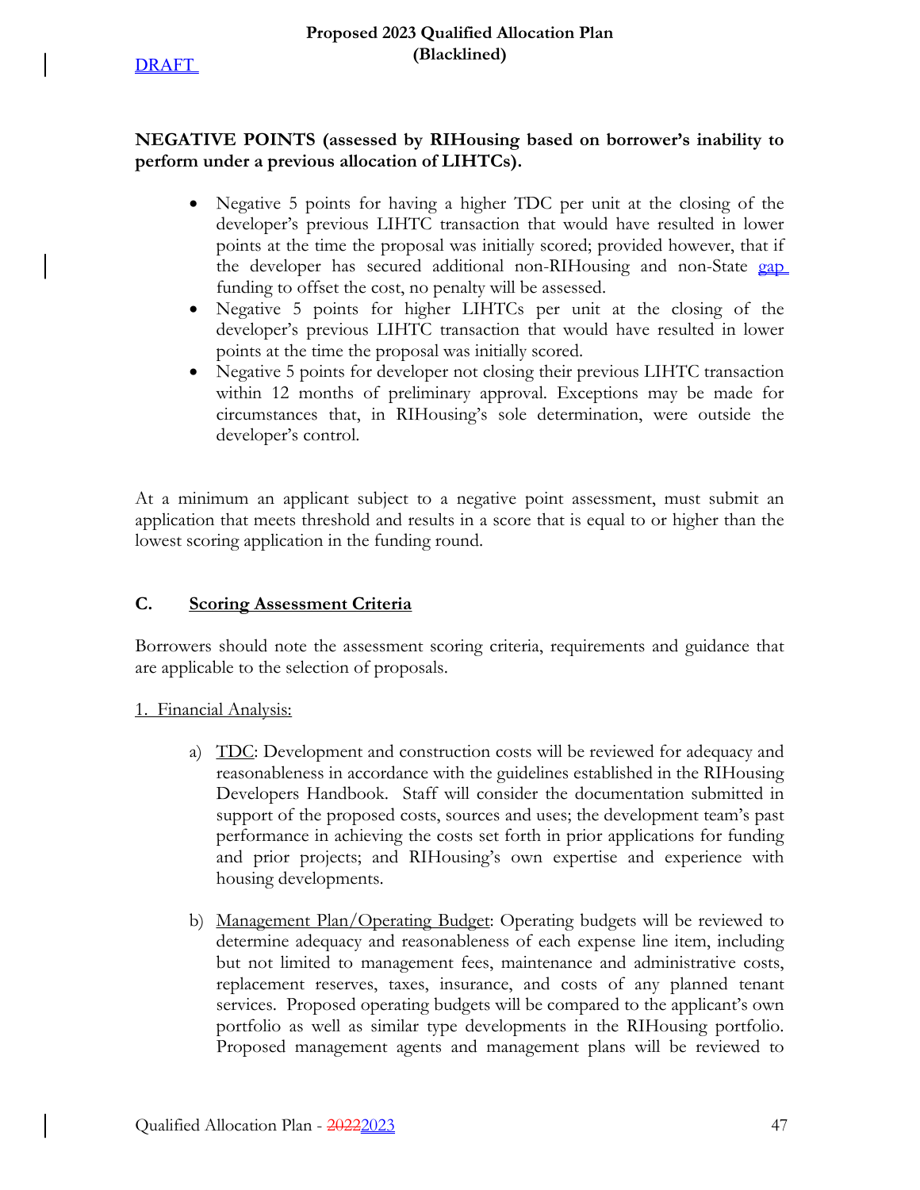**NEGATIVE POINTS (assessed by RIHousing based on borrower's inability to perform under a previous allocation of LIHTCs).**

- Negative 5 points for having a higher TDC per unit at the closing of the developer's previous LIHTC transaction that would have resulted in lower points at the time the proposal was initially scored; provided however, that if the developer has secured additional non-RIHousing and non-State gap funding to offset the cost, no penalty will be assessed.
- Negative 5 points for higher LIHTCs per unit at the closing of the developer's previous LIHTC transaction that would have resulted in lower points at the time the proposal was initially scored.
- Negative 5 points for developer not closing their previous LIHTC transaction within 12 months of preliminary approval. Exceptions may be made for circumstances that, in RIHousing's sole determination, were outside the developer's control.

At a minimum an applicant subject to a negative point assessment, must submit an application that meets threshold and results in a score that is equal to or higher than the lowest scoring application in the funding round.

## C. Scoring Assessment Criteria

Borrowers should note the assessment scoring criteria, requirements and guidance that are applicable to the selection of proposals.

1. Financial Analysis:

a) TDC: Development and construction costs will be reviewed for adequacy and reasonableness in accordance with the guidelines established in the RIHousing Developers Handbook. Staff will consider the documentation submitted in support of the proposed costs, sources and uses; the development team's past performance in achieving the costs set forth in prior applications for funding and prior projects; and RIHousing's own expertise and experience with housing developments.

b) Management Plan/Operating Budget: Operating budgets will be reviewed to determine adequacy and reasonableness of each expense line item, including but not limited to management fees, maintenance and administrative costs, replacement reserves, taxes, insurance, and costs of any planned tenant services. Proposed operating budgets will be compared to the applicant's own portfolio as well as similar type developments in the RIHousing portfolio. Proposed management agents and management plans will be reviewed to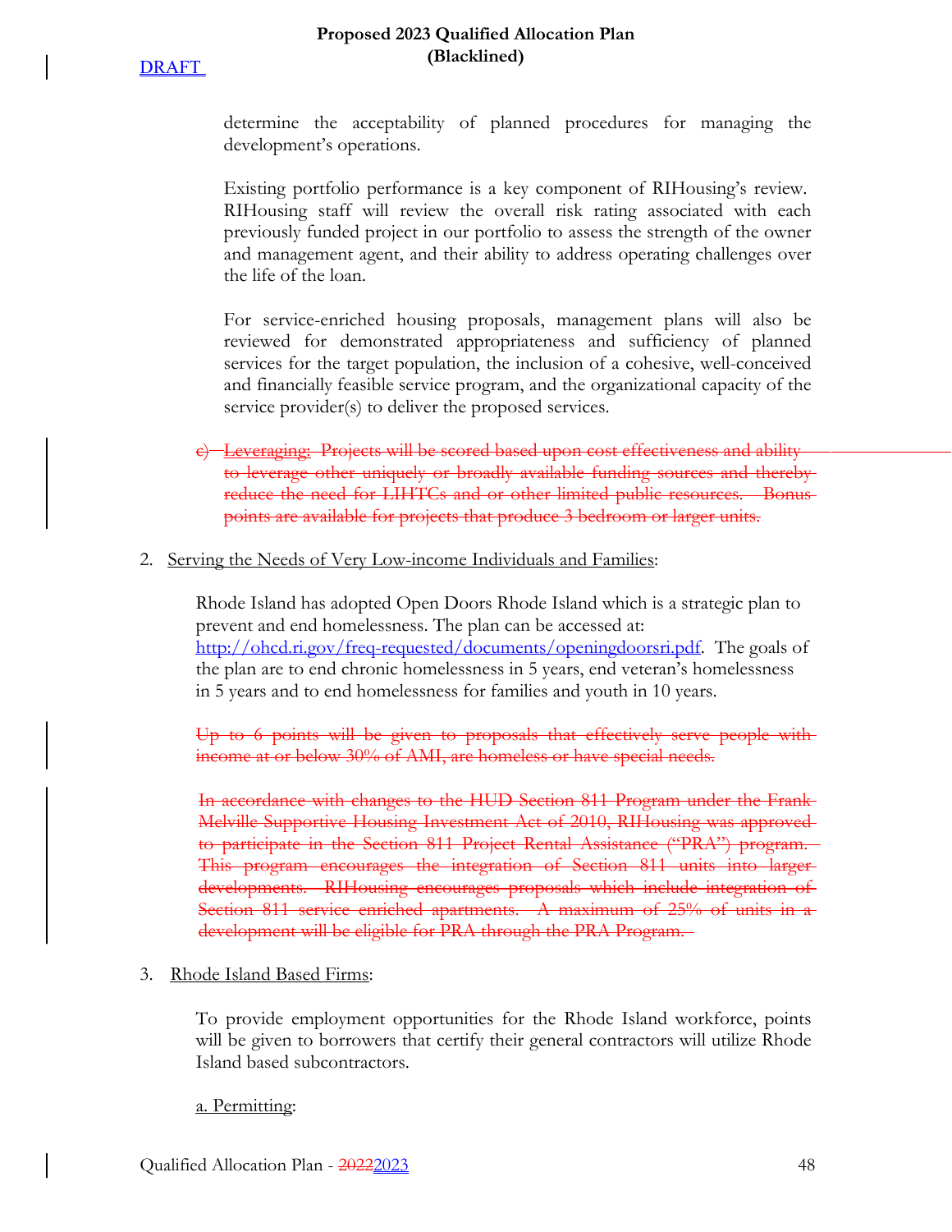determine the acceptability of planned procedures for managing the development's operations.

Existing portfolio performance is a key component of RIHousing's review. RIHousing staff will review the overall risk rating associated with each previously funded project in our portfolio to assess the strength of the owner and management agent, and their ability to address operating challenges over the life of the loan.

For service-enriched housing proposals, management plans will also be reviewed for demonstrated appropriateness and sufficiency of planned services for the target population, the inclusion of a cohesive, well-conceived and financially feasible service program, and the organizational capacity of the service provider(s) to deliver the proposed services.

~~c) Leveraging: Projects will be scored based upon cost effectiveness and ability to leverage other uniquely or broadly available funding sources and thereby reduce the need for LIHTCs and or other limited public resources. Bonus points are available for projects that produce 3 bedroom or larger units.~~

2. Serving the Needs of Very Low-income Individuals and Families:

Rhode Island has adopted Open Doors Rhode Island which is a strategic plan to prevent and end homelessness. The plan can be accessed at: http://ohcd.ri.gov/freq-requested/documents/openingdoorsri.pdf. The goals of the plan are to end chronic homelessness in 5 years, end veteran's homelessness in 5 years and to end homelessness for families and youth in 10 years.

~~Up to 6 points will be given to proposals that effectively serve people with income at or below 30% of AMI, are homeless or have special needs.~~

~~In accordance with changes to the HUD Section 811 Program under the Frank Melville Supportive Housing Investment Act of 2010, RIHousing was approved to participate in the Section 811 Project Rental Assistance ("PRA") program. This program encourages the integration of Section 811 units into larger developments. RIHousing encourages proposals which include integration of Section 811 service enriched apartments. A maximum of 25% of units in a development will be eligible for PRA through the PRA Program.~~

3. Rhode Island Based Firms:

To provide employment opportunities for the Rhode Island workforce, points will be given to borrowers that certify their general contractors will utilize Rhode Island based subcontractors.

a. Permitting: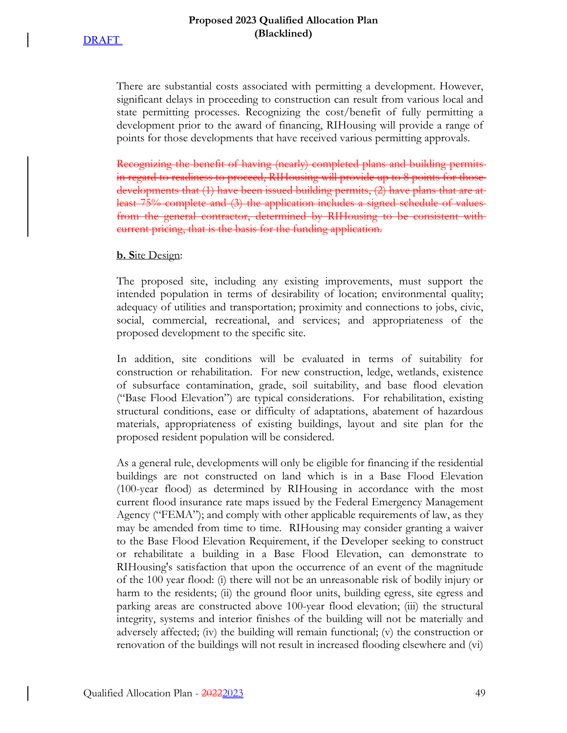There are substantial costs associated with permitting a development. However, significant delays in proceeding to construction can result from various local and state permitting processes. Recognizing the cost/benefit of fully permitting a development prior to the award of financing, RIHousing will provide a range of points for those developments that have received various permitting approvals.

~~Recognizing the benefit of having (nearly) completed plans and building permits in regard to readiness to proceed, RIHousing will provide up to 8 points for those developments that (1) have been issued building permits, (2) have plans that are at least 75% complete and (3) the application includes a signed schedule of values from the general contractor, determined by RIHousing to be consistent with current pricing, that is the basis for the funding application.~~

**b. S**ite Design:

The proposed site, including any existing improvements, must support the intended population in terms of desirability of location; environmental quality; adequacy of utilities and transportation; proximity and connections to jobs, civic, social, commercial, recreational, and services; and appropriateness of the proposed development to the specific site.

In addition, site conditions will be evaluated in terms of suitability for construction or rehabilitation. For new construction, ledge, wetlands, existence of subsurface contamination, grade, soil suitability, and base flood elevation ("Base Flood Elevation") are typical considerations. For rehabilitation, existing structural conditions, ease or difficulty of adaptations, abatement of hazardous materials, appropriateness of existing buildings, layout and site plan for the proposed resident population will be considered.

As a general rule, developments will only be eligible for financing if the residential buildings are not constructed on land which is in a Base Flood Elevation (100-year flood) as determined by RIHousing in accordance with the most current flood insurance rate maps issued by the Federal Emergency Management Agency ("FEMA"); and comply with other applicable requirements of law, as they may be amended from time to time. RIHousing may consider granting a waiver to the Base Flood Elevation Requirement, if the Developer seeking to construct or rehabilitate a building in a Base Flood Elevation, can demonstrate to RIHousing's satisfaction that upon the occurrence of an event of the magnitude of the 100 year flood: (i) there will not be an unreasonable risk of bodily injury or harm to the residents; (ii) the ground floor units, building egress, site egress and parking areas are constructed above 100-year flood elevation; (iii) the structural integrity, systems and interior finishes of the building will not be materially and adversely affected; (iv) the building will remain functional; (v) the construction or renovation of the buildings will not result in increased flooding elsewhere and (vi)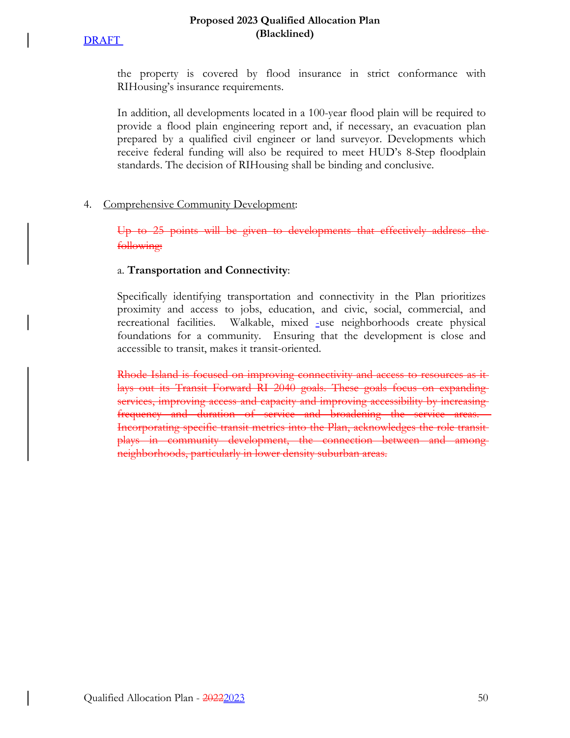the property is covered by flood insurance in strict conformance with RIHousing's insurance requirements.

In addition, all developments located in a 100-year flood plain will be required to provide a flood plain engineering report and, if necessary, an evacuation plan prepared by a qualified civil engineer or land surveyor. Developments which receive federal funding will also be required to meet HUD's 8-Step floodplain standards. The decision of RIHousing shall be binding and conclusive.

4. Comprehensive Community Development:

~~Up to 25 points will be given to developments that effectively address the following:~~

a. **Transportation and Connectivity**:

Specifically identifying transportation and connectivity in the Plan prioritizes proximity and access to jobs, education, and civic, social, commercial, and recreational facilities. Walkable, mixed -use neighborhoods create physical foundations for a community. Ensuring that the development is close and accessible to transit, makes it transit-oriented.

~~Rhode Island is focused on improving connectivity and access to resources as it lays out its Transit Forward RI 2040 goals. These goals focus on expanding services, improving access and capacity and improving accessibility by increasing frequency and duration of service and broadening the service areas. Incorporating specific transit metrics into the Plan, acknowledges the role transit plays in community development, the connection between and among neighborhoods, particularly in lower density suburban areas.~~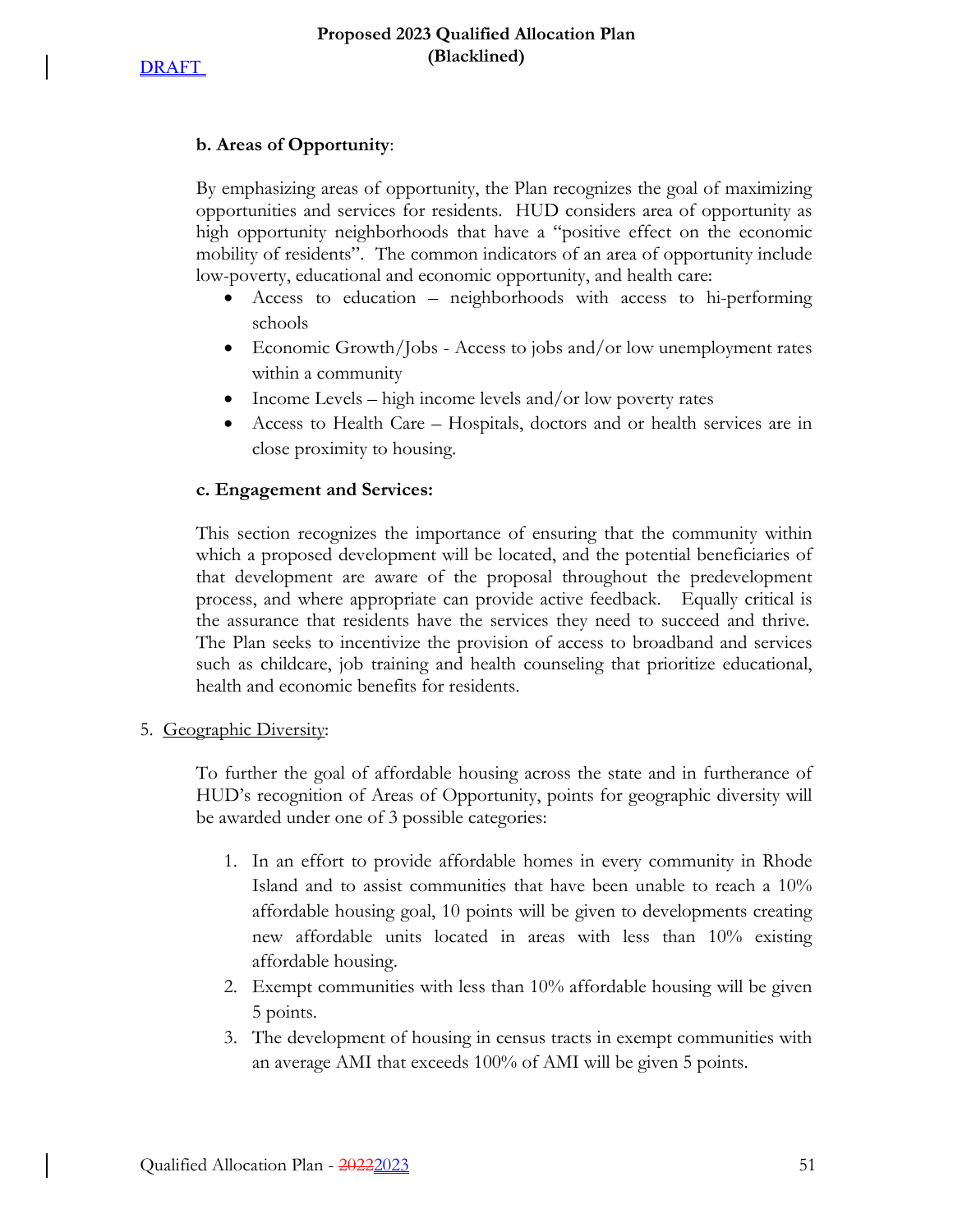**b. Areas of Opportunity**:

By emphasizing areas of opportunity, the Plan recognizes the goal of maximizing opportunities and services for residents. HUD considers area of opportunity as high opportunity neighborhoods that have a "positive effect on the economic mobility of residents". The common indicators of an area of opportunity include low-poverty, educational and economic opportunity, and health care:

- Access to education – neighborhoods with access to hi-performing schools
- Economic Growth/Jobs - Access to jobs and/or low unemployment rates within a community
- Income Levels – high income levels and/or low poverty rates
- Access to Health Care – Hospitals, doctors and or health services are in close proximity to housing.

**c. Engagement and Services:**

This section recognizes the importance of ensuring that the community within which a proposed development will be located, and the potential beneficiaries of that development are aware of the proposal throughout the predevelopment process, and where appropriate can provide active feedback. Equally critical is the assurance that residents have the services they need to succeed and thrive. The Plan seeks to incentivize the provision of access to broadband and services such as childcare, job training and health counseling that prioritize educational, health and economic benefits for residents.

5. Geographic Diversity:

To further the goal of affordable housing across the state and in furtherance of HUD's recognition of Areas of Opportunity, points for geographic diversity will be awarded under one of 3 possible categories:

1. In an effort to provide affordable homes in every community in Rhode Island and to assist communities that have been unable to reach a 10% affordable housing goal, 10 points will be given to developments creating new affordable units located in areas with less than 10% existing affordable housing.
2. Exempt communities with less than 10% affordable housing will be given 5 points.
3. The development of housing in census tracts in exempt communities with an average AMI that exceeds 100% of AMI will be given 5 points.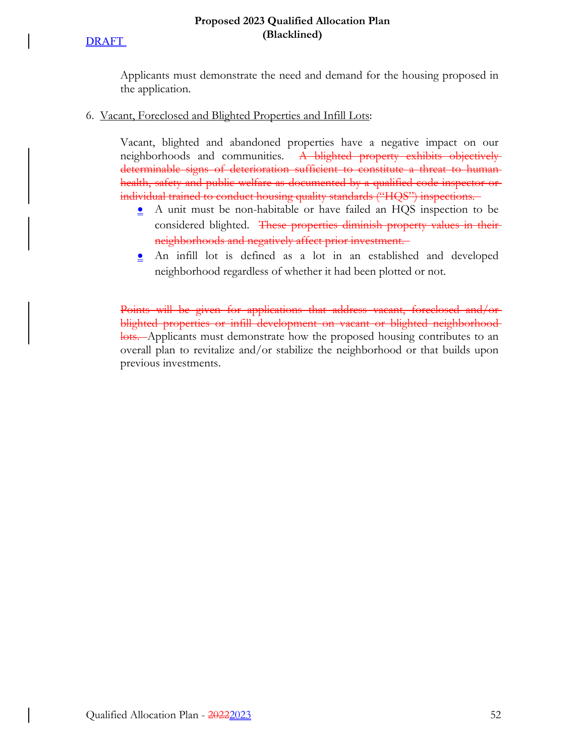Applicants must demonstrate the need and demand for the housing proposed in the application.

6. Vacant, Foreclosed and Blighted Properties and Infill Lots:

Vacant, blighted and abandoned properties have a negative impact on our neighborhoods and communities. ~~A blighted property exhibits objectively determinable signs of deterioration sufficient to constitute a threat to human health, safety and public welfare as documented by a qualified code inspector or individual trained to conduct housing quality standards ("HQS") inspections.~~

- A unit must be non-habitable or have failed an HQS inspection to be considered blighted. ~~These properties diminish property values in their neighborhoods and negatively affect prior investment.~~
- An infill lot is defined as a lot in an established and developed neighborhood regardless of whether it had been plotted or not.

~~Points will be given for applications that address vacant, foreclosed and/or blighted properties or infill development on vacant or blighted neighborhood lots.~~ Applicants must demonstrate how the proposed housing contributes to an overall plan to revitalize and/or stabilize the neighborhood or that builds upon previous investments.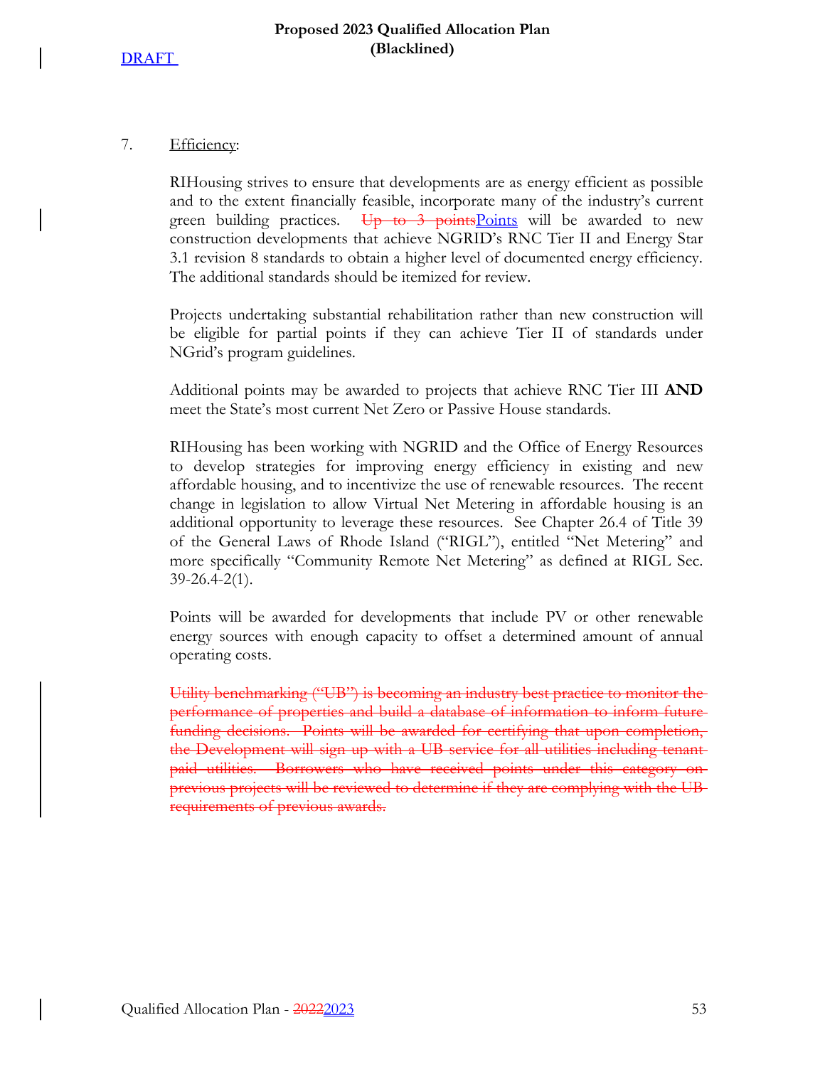7. Efficiency:

RIHousing strives to ensure that developments are as energy efficient as possible and to the extent financially feasible, incorporate many of the industry's current green building practices. ~~Up to 3 points~~Points will be awarded to new construction developments that achieve NGRID's RNC Tier II and Energy Star 3.1 revision 8 standards to obtain a higher level of documented energy efficiency. The additional standards should be itemized for review.

Projects undertaking substantial rehabilitation rather than new construction will be eligible for partial points if they can achieve Tier II of standards under NGrid's program guidelines.

Additional points may be awarded to projects that achieve RNC Tier III **AND** meet the State's most current Net Zero or Passive House standards.

RIHousing has been working with NGRID and the Office of Energy Resources to develop strategies for improving energy efficiency in existing and new affordable housing, and to incentivize the use of renewable resources. The recent change in legislation to allow Virtual Net Metering in affordable housing is an additional opportunity to leverage these resources. See Chapter 26.4 of Title 39 of the General Laws of Rhode Island ("RIGL"), entitled "Net Metering" and more specifically "Community Remote Net Metering" as defined at RIGL Sec. 39-26.4-2(1).

Points will be awarded for developments that include PV or other renewable energy sources with enough capacity to offset a determined amount of annual operating costs.

~~Utility benchmarking ("UB") is becoming an industry best practice to monitor the performance of properties and build a database of information to inform future funding decisions. Points will be awarded for certifying that upon completion, the Development will sign up with a UB service for all utilities including tenant paid utilities. Borrowers who have received points under this category on previous projects will be reviewed to determine if they are complying with the UB requirements of previous awards.~~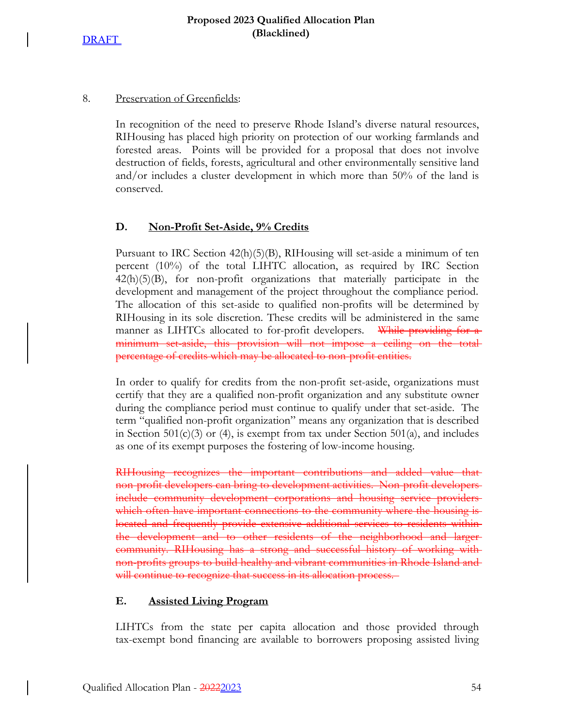8. Preservation of Greenfields:

In recognition of the need to preserve Rhode Island's diverse natural resources, RIHousing has placed high priority on protection of our working farmlands and forested areas. Points will be provided for a proposal that does not involve destruction of fields, forests, agricultural and other environmentally sensitive land and/or includes a cluster development in which more than 50% of the land is conserved.

### D. Non-Profit Set-Aside, 9% Credits

Pursuant to IRC Section 42(h)(5)(B), RIHousing will set-aside a minimum of ten percent (10%) of the total LIHTC allocation, as required by IRC Section 42(h)(5)(B), for non-profit organizations that materially participate in the development and management of the project throughout the compliance period. The allocation of this set-aside to qualified non-profits will be determined by RIHousing in its sole discretion. These credits will be administered in the same manner as LIHTCs allocated to for-profit developers. ~~While providing for a minimum set-aside, this provision will not impose a ceiling on the total percentage of credits which may be allocated to non-profit entities.~~

In order to qualify for credits from the non-profit set-aside, organizations must certify that they are a qualified non-profit organization and any substitute owner during the compliance period must continue to qualify under that set-aside. The term "qualified non-profit organization" means any organization that is described in Section 501(c)(3) or (4), is exempt from tax under Section 501(a), and includes as one of its exempt purposes the fostering of low-income housing.

~~RIHousing recognizes the important contributions and added value that non-profit developers can bring to development activities. Non-profit developers include community development corporations and housing service providers which often have important connections to the community where the housing is located and frequently provide extensive additional services to residents within the development and to other residents of the neighborhood and larger community. RIHousing has a strong and successful history of working with non-profits groups to build healthy and vibrant communities in Rhode Island and will continue to recognize that success in its allocation process.~~

### E. Assisted Living Program

LIHTCs from the state per capita allocation and those provided through tax-exempt bond financing are available to borrowers proposing assisted living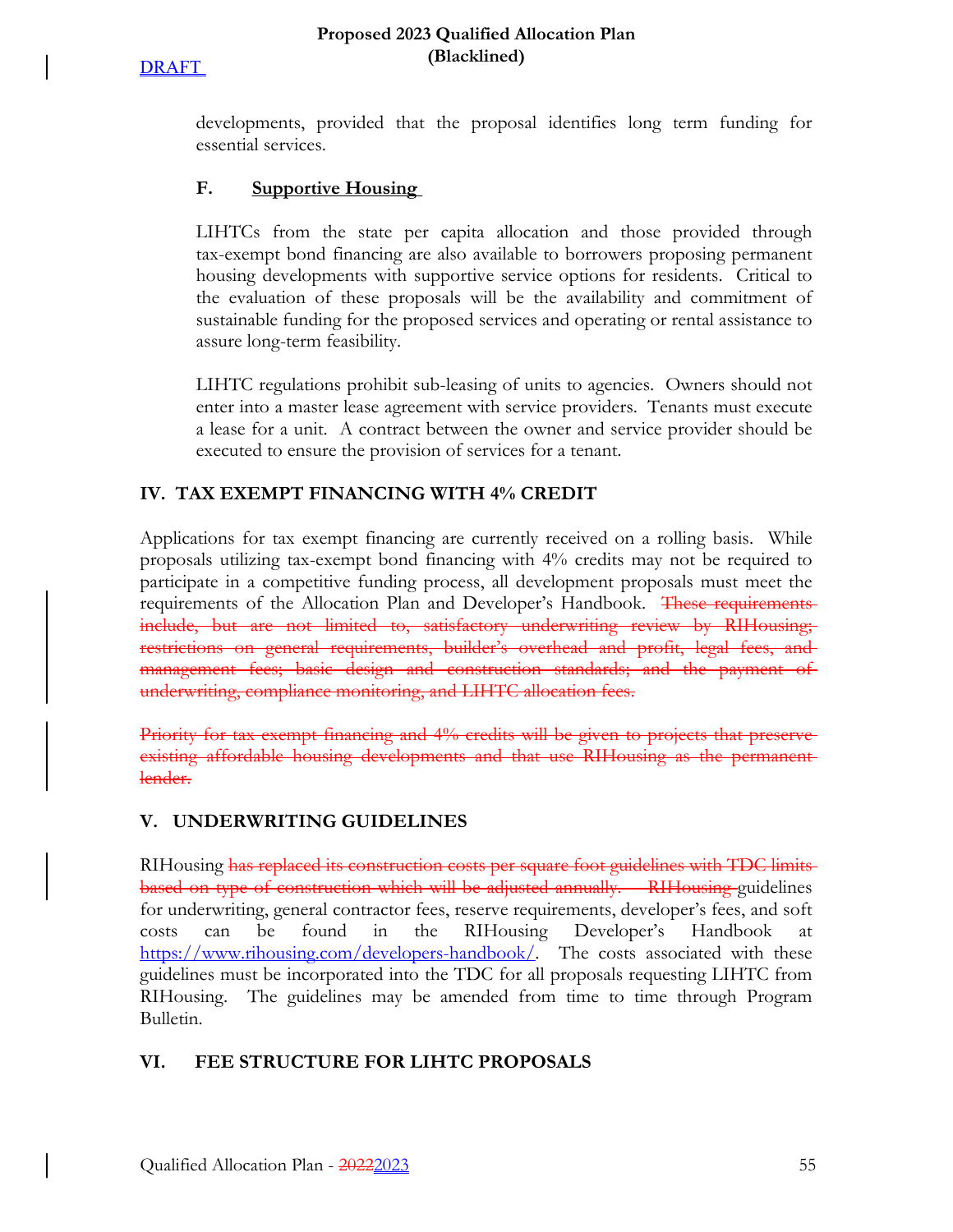developments, provided that the proposal identifies long term funding for essential services.

### F. Supportive Housing

LIHTCs from the state per capita allocation and those provided through tax-exempt bond financing are also available to borrowers proposing permanent housing developments with supportive service options for residents. Critical to the evaluation of these proposals will be the availability and commitment of sustainable funding for the proposed services and operating or rental assistance to assure long-term feasibility.

LIHTC regulations prohibit sub-leasing of units to agencies. Owners should not enter into a master lease agreement with service providers. Tenants must execute a lease for a unit. A contract between the owner and service provider should be executed to ensure the provision of services for a tenant.

## IV. TAX EXEMPT FINANCING WITH 4% CREDIT

Applications for tax exempt financing are currently received on a rolling basis. While proposals utilizing tax-exempt bond financing with 4% credits may not be required to participate in a competitive funding process, all development proposals must meet the requirements of the Allocation Plan and Developer's Handbook. ~~These requirements include, but are not limited to, satisfactory underwriting review by RIHousing; restrictions on general requirements, builder's overhead and profit, legal fees, and management fees; basic design and construction standards; and the payment of underwriting, compliance monitoring, and LIHTC allocation fees.~~

~~Priority for tax exempt financing and 4% credits will be given to projects that preserve existing affordable housing developments and that use RIHousing as the permanent lender.~~

## V. UNDERWRITING GUIDELINES

RIHousing ~~has replaced its construction costs per square foot guidelines with TDC limits based on type of construction which will be adjusted annually. RIHousing~~ guidelines for underwriting, general contractor fees, reserve requirements, developer's fees, and soft costs can be found in the RIHousing Developer's Handbook at https://www.rihousing.com/developers-handbook/. The costs associated with these guidelines must be incorporated into the TDC for all proposals requesting LIHTC from RIHousing. The guidelines may be amended from time to time through Program Bulletin.

## VI. FEE STRUCTURE FOR LIHTC PROPOSALS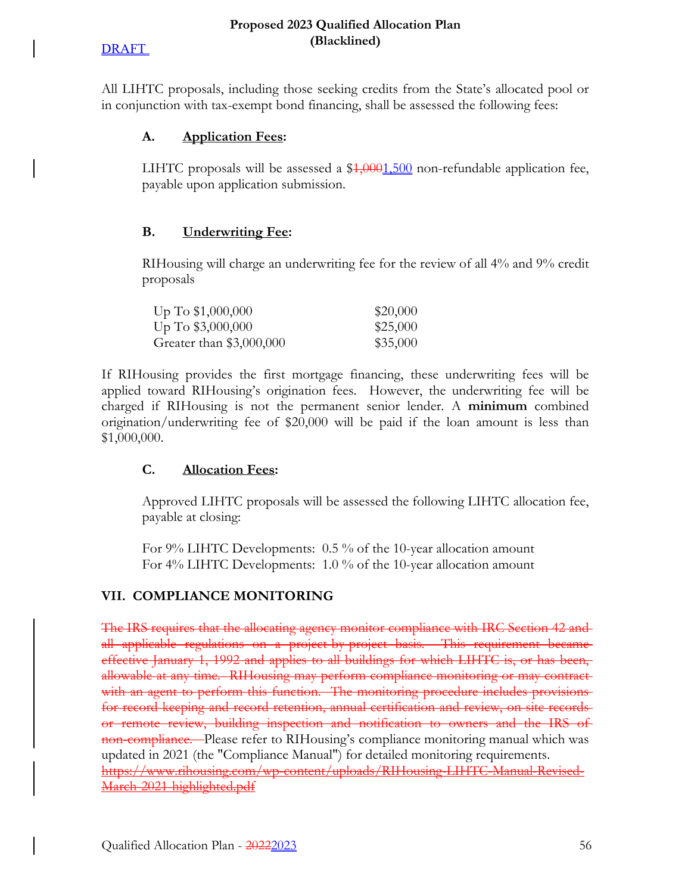All LIHTC proposals, including those seeking credits from the State's allocated pool or in conjunction with tax-exempt bond financing, shall be assessed the following fees:

**A. Application Fees:**

LIHTC proposals will be assessed a $~~1,000~~1,500 non-refundable application fee, payable upon application submission.

**B. Underwriting Fee:**

RIHousing will charge an underwriting fee for the review of all 4% and 9% credit proposals

| | |
|---|---|
| Up To $1,000,000 | $20,000 |
| Up To $3,000,000 | $25,000 |
| Greater than $3,000,000 | $35,000 |

If RIHousing provides the first mortgage financing, these underwriting fees will be applied toward RIHousing's origination fees. However, the underwriting fee will be charged if RIHousing is not the permanent senior lender. A **minimum** combined origination/underwriting fee of $20,000 will be paid if the loan amount is less than $1,000,000.

**C. Allocation Fees:**

Approved LIHTC proposals will be assessed the following LIHTC allocation fee, payable at closing:

For 9% LIHTC Developments: 0.5 % of the 10-year allocation amount
For 4% LIHTC Developments: 1.0 % of the 10-year allocation amount

## VII. COMPLIANCE MONITORING

~~The IRS requires that the allocating agency monitor compliance with IRC Section 42 and all applicable regulations on a project by project basis. This requirement became effective January 1, 1992 and applies to all buildings for which LIHTC is, or has been, allowable at any time. RIHousing may perform compliance monitoring or may contract with an agent to perform this function. The monitoring procedure includes provisions for record keeping and record retention, annual certification and review, on site records or remote review, building inspection and notification to owners and the IRS of non-compliance.~~ Please refer to RIHousing's compliance monitoring manual which was updated in 2021 (the "Compliance Manual") for detailed monitoring requirements. ~~https://www.rihousing.com/wp-content/uploads/RIHousing-LIHTC-Manual-Revised-March-2021-highlighted.pdf~~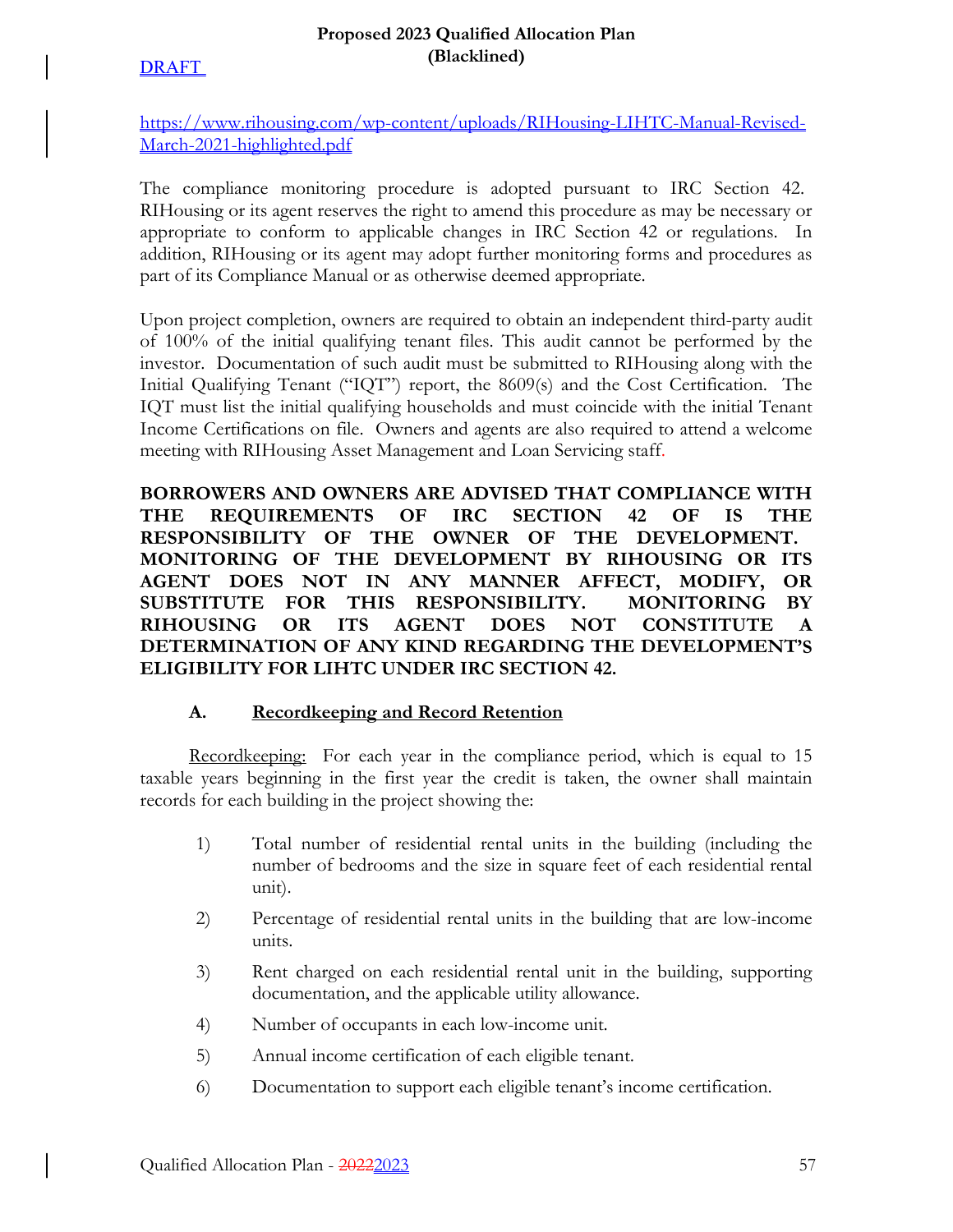DRAFT

https://www.rihousing.com/wp-content/uploads/RIHousing-LIHTC-Manual-Revised-March-2021-highlighted.pdf

The compliance monitoring procedure is adopted pursuant to IRC Section 42. RIHousing or its agent reserves the right to amend this procedure as may be necessary or appropriate to conform to applicable changes in IRC Section 42 or regulations. In addition, RIHousing or its agent may adopt further monitoring forms and procedures as part of its Compliance Manual or as otherwise deemed appropriate.

Upon project completion, owners are required to obtain an independent third-party audit of 100% of the initial qualifying tenant files. This audit cannot be performed by the investor. Documentation of such audit must be submitted to RIHousing along with the Initial Qualifying Tenant ("IQT") report, the 8609(s) and the Cost Certification. The IQT must list the initial qualifying households and must coincide with the initial Tenant Income Certifications on file. Owners and agents are also required to attend a welcome meeting with RIHousing Asset Management and Loan Servicing staff.

**BORROWERS AND OWNERS ARE ADVISED THAT COMPLIANCE WITH THE REQUIREMENTS OF IRC SECTION 42 OF IS THE RESPONSIBILITY OF THE OWNER OF THE DEVELOPMENT. MONITORING OF THE DEVELOPMENT BY RIHOUSING OR ITS AGENT DOES NOT IN ANY MANNER AFFECT, MODIFY, OR SUBSTITUTE FOR THIS RESPONSIBILITY. MONITORING BY RIHOUSING OR ITS AGENT DOES NOT CONSTITUTE A DETERMINATION OF ANY KIND REGARDING THE DEVELOPMENT'S ELIGIBILITY FOR LIHTC UNDER IRC SECTION 42.**

### A. Recordkeeping and Record Retention

Recordkeeping: For each year in the compliance period, which is equal to 15 taxable years beginning in the first year the credit is taken, the owner shall maintain records for each building in the project showing the:

1) Total number of residential rental units in the building (including the number of bedrooms and the size in square feet of each residential rental unit).
2) Percentage of residential rental units in the building that are low-income units.
3) Rent charged on each residential rental unit in the building, supporting documentation, and the applicable utility allowance.
4) Number of occupants in each low-income unit.
5) Annual income certification of each eligible tenant.
6) Documentation to support each eligible tenant's income certification.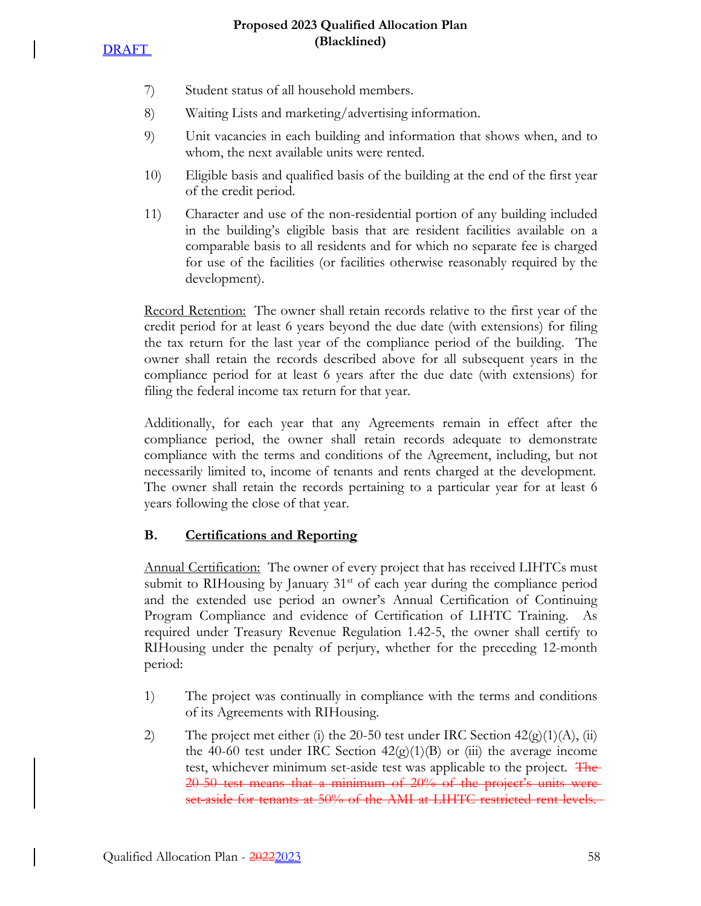7) Student status of all household members.

8) Waiting Lists and marketing/advertising information.

9) Unit vacancies in each building and information that shows when, and to whom, the next available units were rented.

10) Eligible basis and qualified basis of the building at the end of the first year of the credit period.

11) Character and use of the non-residential portion of any building included in the building's eligible basis that are resident facilities available on a comparable basis to all residents and for which no separate fee is charged for use of the facilities (or facilities otherwise reasonably required by the development).

Record Retention: The owner shall retain records relative to the first year of the credit period for at least 6 years beyond the due date (with extensions) for filing the tax return for the last year of the compliance period of the building. The owner shall retain the records described above for all subsequent years in the compliance period for at least 6 years after the due date (with extensions) for filing the federal income tax return for that year.

Additionally, for each year that any Agreements remain in effect after the compliance period, the owner shall retain records adequate to demonstrate compliance with the terms and conditions of the Agreement, including, but not necessarily limited to, income of tenants and rents charged at the development. The owner shall retain the records pertaining to a particular year for at least 6 years following the close of that year.

### B. Certifications and Reporting

Annual Certification: The owner of every project that has received LIHTCs must submit to RIHousing by January 31st of each year during the compliance period and the extended use period an owner's Annual Certification of Continuing Program Compliance and evidence of Certification of LIHTC Training. As required under Treasury Revenue Regulation 1.42-5, the owner shall certify to RIHousing under the penalty of perjury, whether for the preceding 12-month period:

1) The project was continually in compliance with the terms and conditions of its Agreements with RIHousing.

2) The project met either (i) the 20-50 test under IRC Section 42(g)(1)(A), (ii) the 40-60 test under IRC Section 42(g)(1)(B) or (iii) the average income test, whichever minimum set-aside test was applicable to the project. ~~The 20-50 test means that a minimum of 20% of the project's units were set-aside for tenants at 50% of the AMI at LIHTC restricted rent levels.~~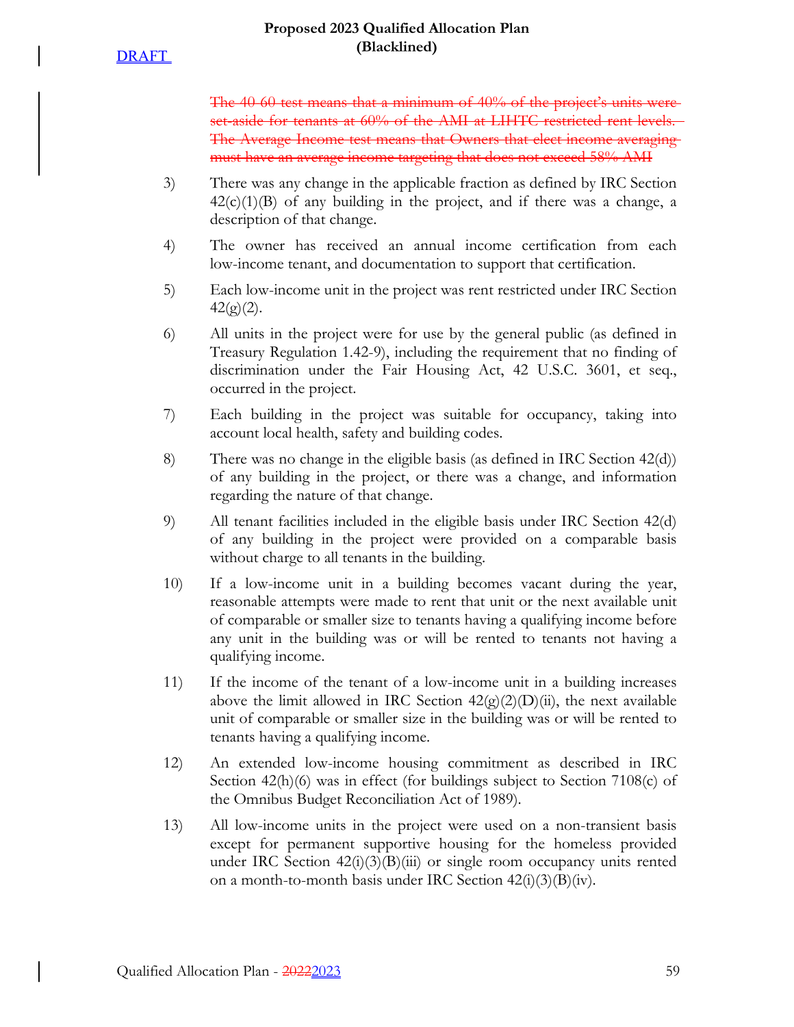~~The 40-60 test means that a minimum of 40% of the project's units were set-aside for tenants at 60% of the AMI at LIHTC restricted rent levels. The Average Income test means that Owners that elect income averaging must have an average income targeting that does not exceed 58% AMI~~

3) There was any change in the applicable fraction as defined by IRC Section 42(c)(1)(B) of any building in the project, and if there was a change, a description of that change.

4) The owner has received an annual income certification from each low-income tenant, and documentation to support that certification.

5) Each low-income unit in the project was rent restricted under IRC Section 42(g)(2).

6) All units in the project were for use by the general public (as defined in Treasury Regulation 1.42-9), including the requirement that no finding of discrimination under the Fair Housing Act, 42 U.S.C. 3601, et seq., occurred in the project.

7) Each building in the project was suitable for occupancy, taking into account local health, safety and building codes.

8) There was no change in the eligible basis (as defined in IRC Section 42(d)) of any building in the project, or there was a change, and information regarding the nature of that change.

9) All tenant facilities included in the eligible basis under IRC Section 42(d) of any building in the project were provided on a comparable basis without charge to all tenants in the building.

10) If a low-income unit in a building becomes vacant during the year, reasonable attempts were made to rent that unit or the next available unit of comparable or smaller size to tenants having a qualifying income before any unit in the building was or will be rented to tenants not having a qualifying income.

11) If the income of the tenant of a low-income unit in a building increases above the limit allowed in IRC Section 42(g)(2)(D)(ii), the next available unit of comparable or smaller size in the building was or will be rented to tenants having a qualifying income.

12) An extended low-income housing commitment as described in IRC Section 42(h)(6) was in effect (for buildings subject to Section 7108(c) of the Omnibus Budget Reconciliation Act of 1989).

13) All low-income units in the project were used on a non-transient basis except for permanent supportive housing for the homeless provided under IRC Section 42(i)(3)(B)(iii) or single room occupancy units rented on a month-to-month basis under IRC Section 42(i)(3)(B)(iv).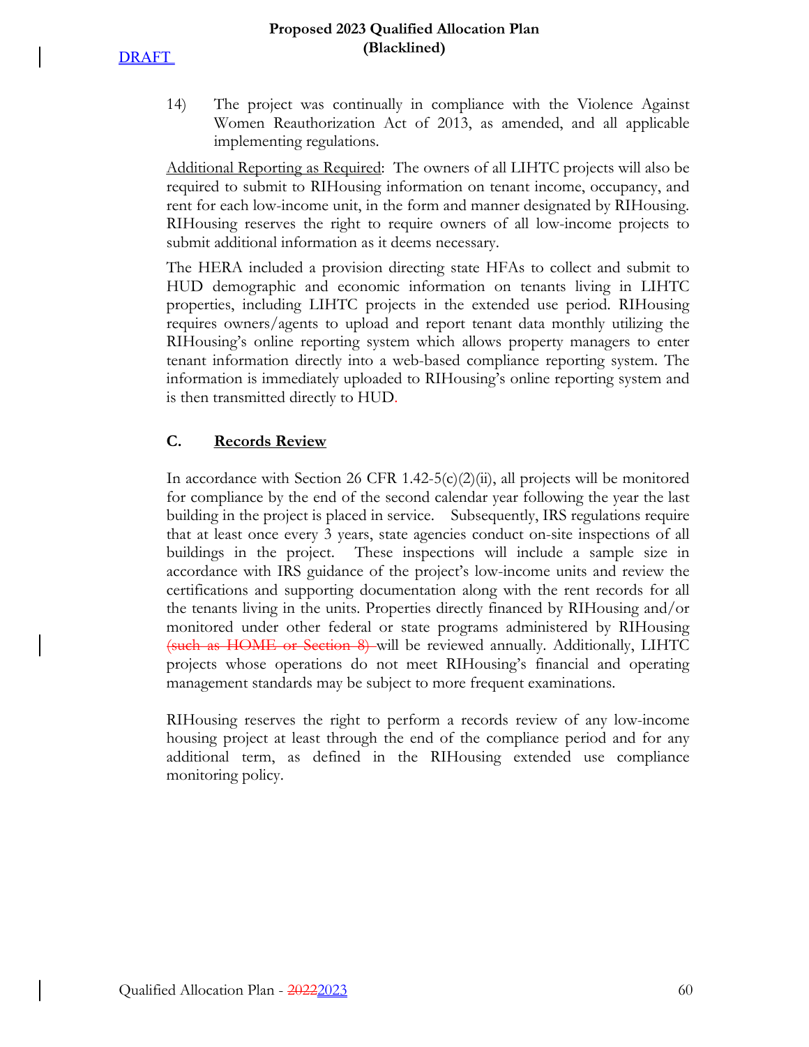14) The project was continually in compliance with the Violence Against Women Reauthorization Act of 2013, as amended, and all applicable implementing regulations.

Additional Reporting as Required: The owners of all LIHTC projects will also be required to submit to RIHousing information on tenant income, occupancy, and rent for each low-income unit, in the form and manner designated by RIHousing. RIHousing reserves the right to require owners of all low-income projects to submit additional information as it deems necessary.

The HERA included a provision directing state HFAs to collect and submit to HUD demographic and economic information on tenants living in LIHTC properties, including LIHTC projects in the extended use period. RIHousing requires owners/agents to upload and report tenant data monthly utilizing the RIHousing's online reporting system which allows property managers to enter tenant information directly into a web-based compliance reporting system. The information is immediately uploaded to RIHousing's online reporting system and is then transmitted directly to HUD.

## C. Records Review

In accordance with Section 26 CFR 1.42-5(c)(2)(ii), all projects will be monitored for compliance by the end of the second calendar year following the year the last building in the project is placed in service. Subsequently, IRS regulations require that at least once every 3 years, state agencies conduct on-site inspections of all buildings in the project. These inspections will include a sample size in accordance with IRS guidance of the project's low-income units and review the certifications and supporting documentation along with the rent records for all the tenants living in the units. Properties directly financed by RIHousing and/or monitored under other federal or state programs administered by RIHousing ~~(such as HOME or Section 8)~~ will be reviewed annually. Additionally, LIHTC projects whose operations do not meet RIHousing's financial and operating management standards may be subject to more frequent examinations.

RIHousing reserves the right to perform a records review of any low-income housing project at least through the end of the compliance period and for any additional term, as defined in the RIHousing extended use compliance monitoring policy.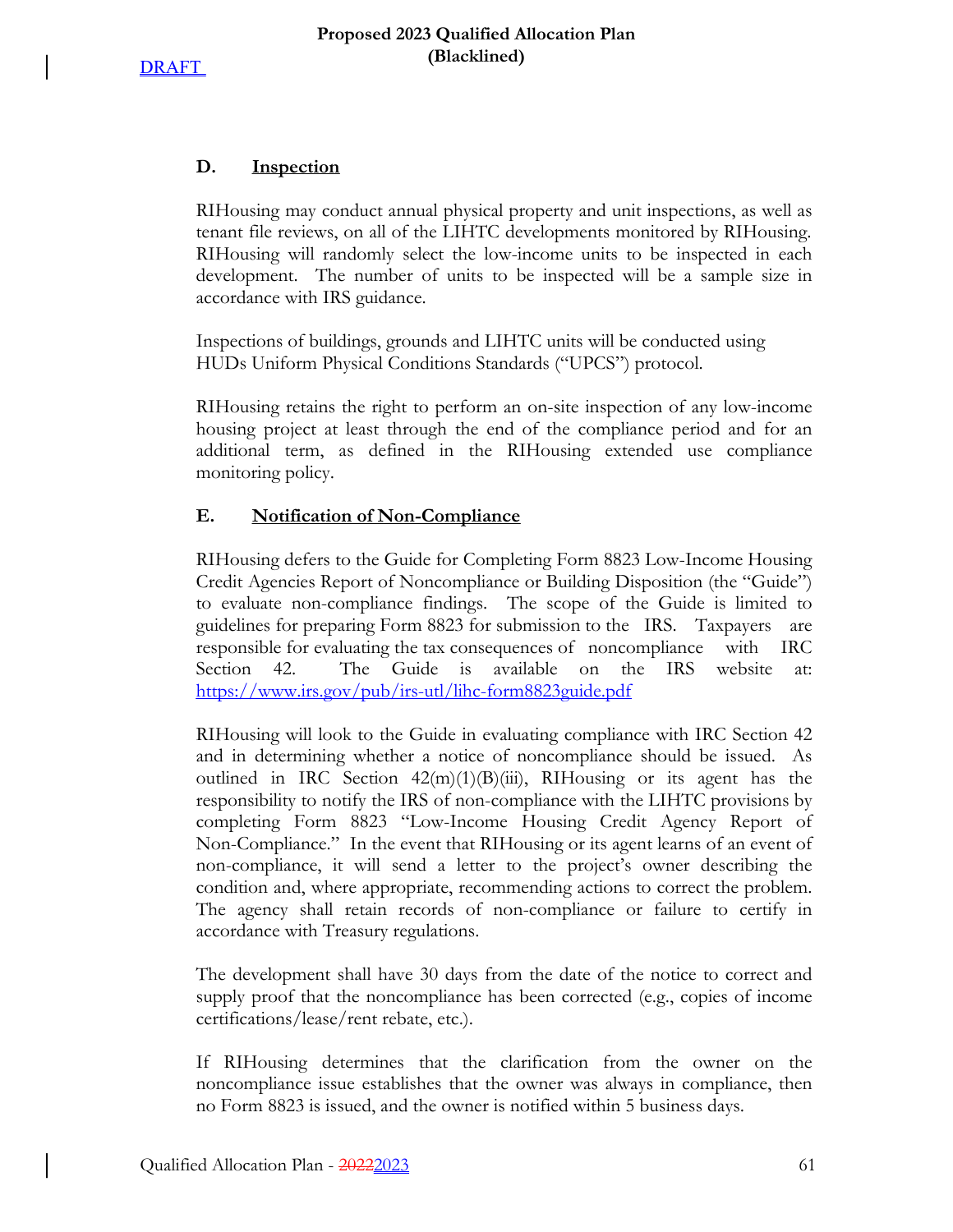### D. Inspection

RIHousing may conduct annual physical property and unit inspections, as well as tenant file reviews, on all of the LIHTC developments monitored by RIHousing. RIHousing will randomly select the low-income units to be inspected in each development. The number of units to be inspected will be a sample size in accordance with IRS guidance.

Inspections of buildings, grounds and LIHTC units will be conducted using HUDs Uniform Physical Conditions Standards ("UPCS") protocol.

RIHousing retains the right to perform an on-site inspection of any low-income housing project at least through the end of the compliance period and for an additional term, as defined in the RIHousing extended use compliance monitoring policy.

### E. Notification of Non-Compliance

RIHousing defers to the Guide for Completing Form 8823 Low-Income Housing Credit Agencies Report of Noncompliance or Building Disposition (the "Guide") to evaluate non-compliance findings. The scope of the Guide is limited to guidelines for preparing Form 8823 for submission to the IRS. Taxpayers are responsible for evaluating the tax consequences of noncompliance with IRC Section 42. The Guide is available on the IRS website at: https://www.irs.gov/pub/irs-utl/lihc-form8823guide.pdf

RIHousing will look to the Guide in evaluating compliance with IRC Section 42 and in determining whether a notice of noncompliance should be issued. As outlined in IRC Section 42(m)(1)(B)(iii), RIHousing or its agent has the responsibility to notify the IRS of non-compliance with the LIHTC provisions by completing Form 8823 "Low-Income Housing Credit Agency Report of Non-Compliance." In the event that RIHousing or its agent learns of an event of non-compliance, it will send a letter to the project's owner describing the condition and, where appropriate, recommending actions to correct the problem. The agency shall retain records of non-compliance or failure to certify in accordance with Treasury regulations.

The development shall have 30 days from the date of the notice to correct and supply proof that the noncompliance has been corrected (e.g., copies of income certifications/lease/rent rebate, etc.).

If RIHousing determines that the clarification from the owner on the noncompliance issue establishes that the owner was always in compliance, then no Form 8823 is issued, and the owner is notified within 5 business days.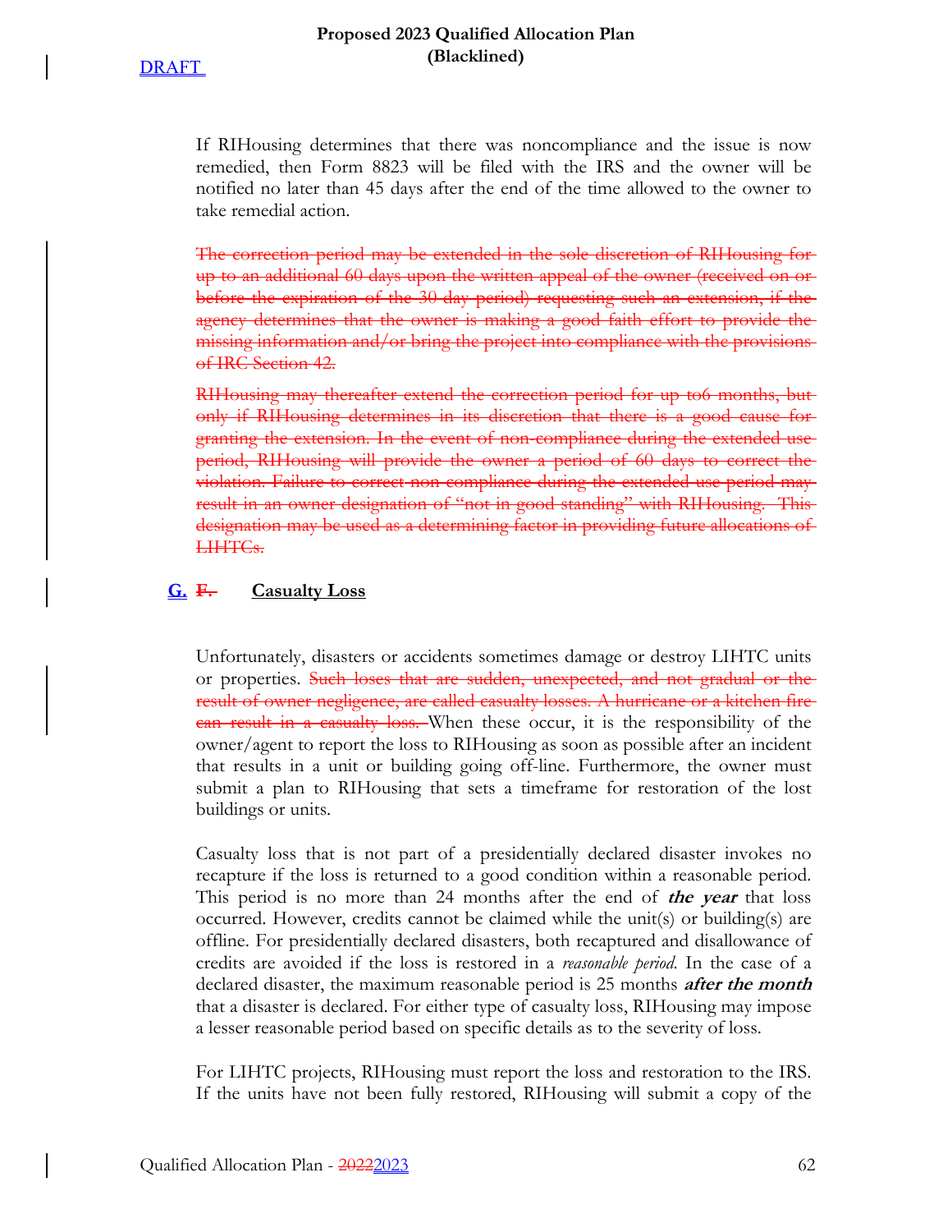If RIHousing determines that there was noncompliance and the issue is now remedied, then Form 8823 will be filed with the IRS and the owner will be notified no later than 45 days after the end of the time allowed to the owner to take remedial action.

~~The correction period may be extended in the sole discretion of RIHousing for up to an additional 60 days upon the written appeal of the owner (received on or before the expiration of the 30 day period) requesting such an extension, if the agency determines that the owner is making a good faith effort to provide the missing information and/or bring the project into compliance with the provisions of IRC Section 42.~~

~~RIHousing may thereafter extend the correction period for up to6 months, but only if RIHousing determines in its discretion that there is a good cause for granting the extension. In the event of non-compliance during the extended use period, RIHousing will provide the owner a period of 60 days to correct the violation. Failure to correct non-compliance during the extended use period may result in an owner designation of "not in good standing" with RIHousing. This designation may be used as a determining factor in providing future allocations of LIHTCs.~~

## G. ~~F.~~ Casualty Loss

Unfortunately, disasters or accidents sometimes damage or destroy LIHTC units or properties. ~~Such loses that are sudden, unexpected, and not gradual or the result of owner negligence, are called casualty losses. A hurricane or a kitchen fire can result in a casualty loss.~~ When these occur, it is the responsibility of the owner/agent to report the loss to RIHousing as soon as possible after an incident that results in a unit or building going off-line. Furthermore, the owner must submit a plan to RIHousing that sets a timeframe for restoration of the lost buildings or units.

Casualty loss that is not part of a presidentially declared disaster invokes no recapture if the loss is returned to a good condition within a reasonable period. This period is no more than 24 months after the end of ***the year*** that loss occurred. However, credits cannot be claimed while the unit(s) or building(s) are offline. For presidentially declared disasters, both recaptured and disallowance of credits are avoided if the loss is restored in a *reasonable period*. In the case of a declared disaster, the maximum reasonable period is 25 months ***after the month*** that a disaster is declared. For either type of casualty loss, RIHousing may impose a lesser reasonable period based on specific details as to the severity of loss.

For LIHTC projects, RIHousing must report the loss and restoration to the IRS. If the units have not been fully restored, RIHousing will submit a copy of the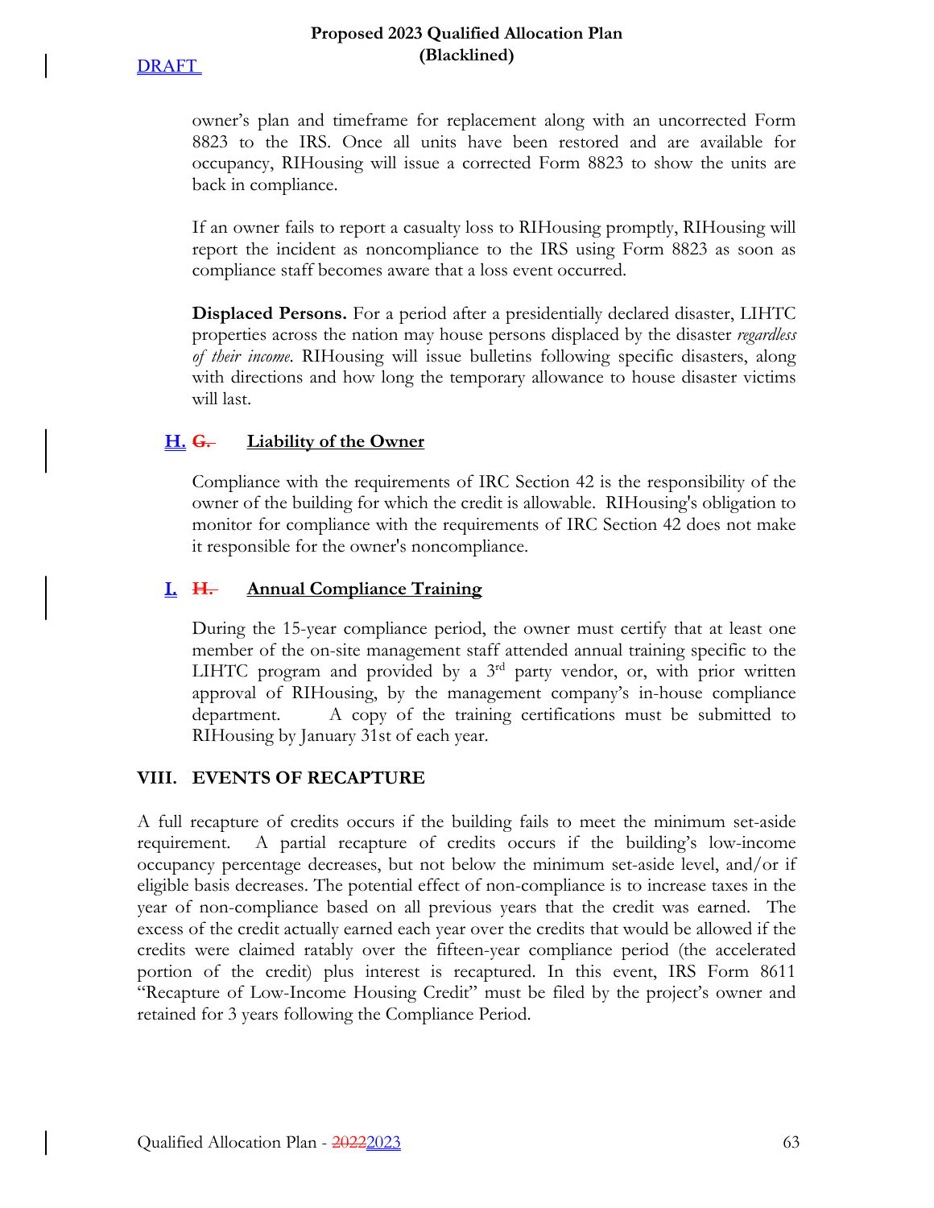owner's plan and timeframe for replacement along with an uncorrected Form 8823 to the IRS. Once all units have been restored and are available for occupancy, RIHousing will issue a corrected Form 8823 to show the units are back in compliance.

If an owner fails to report a casualty loss to RIHousing promptly, RIHousing will report the incident as noncompliance to the IRS using Form 8823 as soon as compliance staff becomes aware that a loss event occurred.

**Displaced Persons.** For a period after a presidentially declared disaster, LIHTC properties across the nation may house persons displaced by the disaster *regardless of their income*. RIHousing will issue bulletins following specific disasters, along with directions and how long the temporary allowance to house disaster victims will last.

### H. ~~G.~~ Liability of the Owner

Compliance with the requirements of IRC Section 42 is the responsibility of the owner of the building for which the credit is allowable. RIHousing's obligation to monitor for compliance with the requirements of IRC Section 42 does not make it responsible for the owner's noncompliance.

### I. ~~H.~~ Annual Compliance Training

During the 15-year compliance period, the owner must certify that at least one member of the on-site management staff attended annual training specific to the LIHTC program and provided by a 3rd party vendor, or, with prior written approval of RIHousing, by the management company's in-house compliance department. A copy of the training certifications must be submitted to RIHousing by January 31st of each year.

## VIII. EVENTS OF RECAPTURE

A full recapture of credits occurs if the building fails to meet the minimum set-aside requirement. A partial recapture of credits occurs if the building's low-income occupancy percentage decreases, but not below the minimum set-aside level, and/or if eligible basis decreases. The potential effect of non-compliance is to increase taxes in the year of non-compliance based on all previous years that the credit was earned. The excess of the credit actually earned each year over the credits that would be allowed if the credits were claimed ratably over the fifteen-year compliance period (the accelerated portion of the credit) plus interest is recaptured. In this event, IRS Form 8611 "Recapture of Low-Income Housing Credit" must be filed by the project's owner and retained for 3 years following the Compliance Period.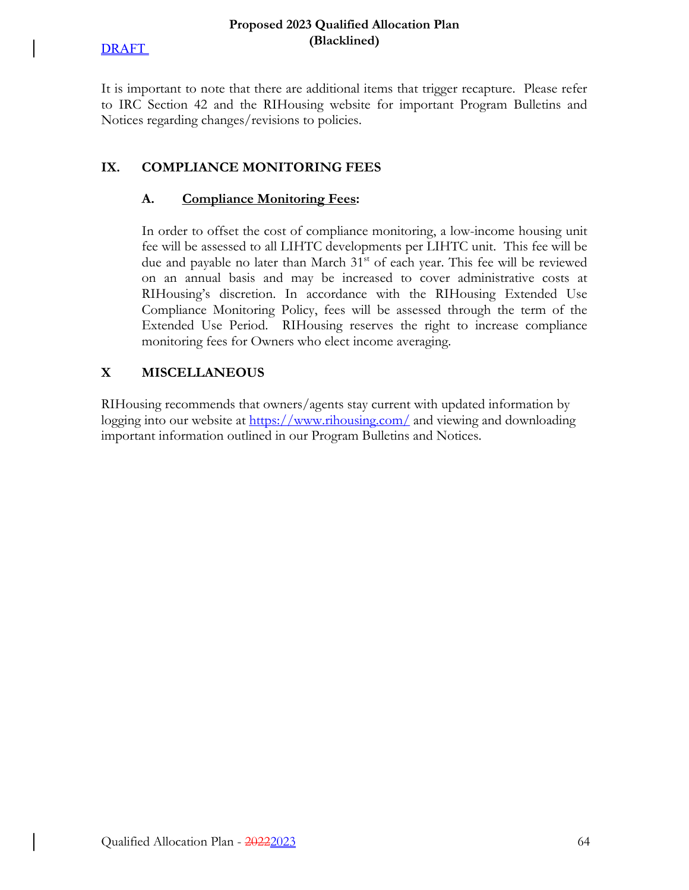It is important to note that there are additional items that trigger recapture. Please refer to IRC Section 42 and the RIHousing website for important Program Bulletins and Notices regarding changes/revisions to policies.

## IX. COMPLIANCE MONITORING FEES

### A. **Compliance Monitoring Fees:**

In order to offset the cost of compliance monitoring, a low-income housing unit fee will be assessed to all LIHTC developments per LIHTC unit. This fee will be due and payable no later than March 31st of each year. This fee will be reviewed on an annual basis and may be increased to cover administrative costs at RIHousing's discretion. In accordance with the RIHousing Extended Use Compliance Monitoring Policy, fees will be assessed through the term of the Extended Use Period. RIHousing reserves the right to increase compliance monitoring fees for Owners who elect income averaging.

## X MISCELLANEOUS

RIHousing recommends that owners/agents stay current with updated information by logging into our website at https://www.rihousing.com/ and viewing and downloading important information outlined in our Program Bulletins and Notices.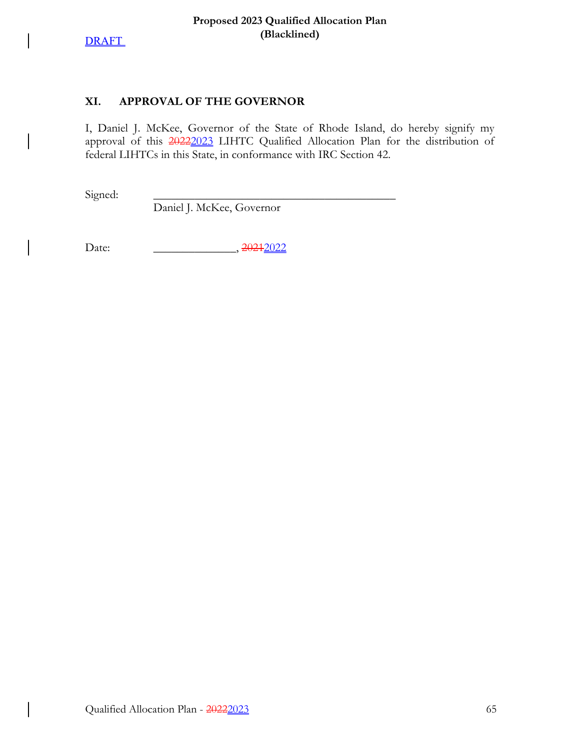DRAFT

## XI. APPROVAL OF THE GOVERNOR

I, Daniel J. McKee, Governor of the State of Rhode Island, do hereby signify my approval of this ~~2022~~2023 LIHTC Qualified Allocation Plan for the distribution of federal LIHTCs in this State, in conformance with IRC Section 42.

Signed: ___________________________________________

Daniel J. McKee, Governor

Date: ______________, ~~2021~~2022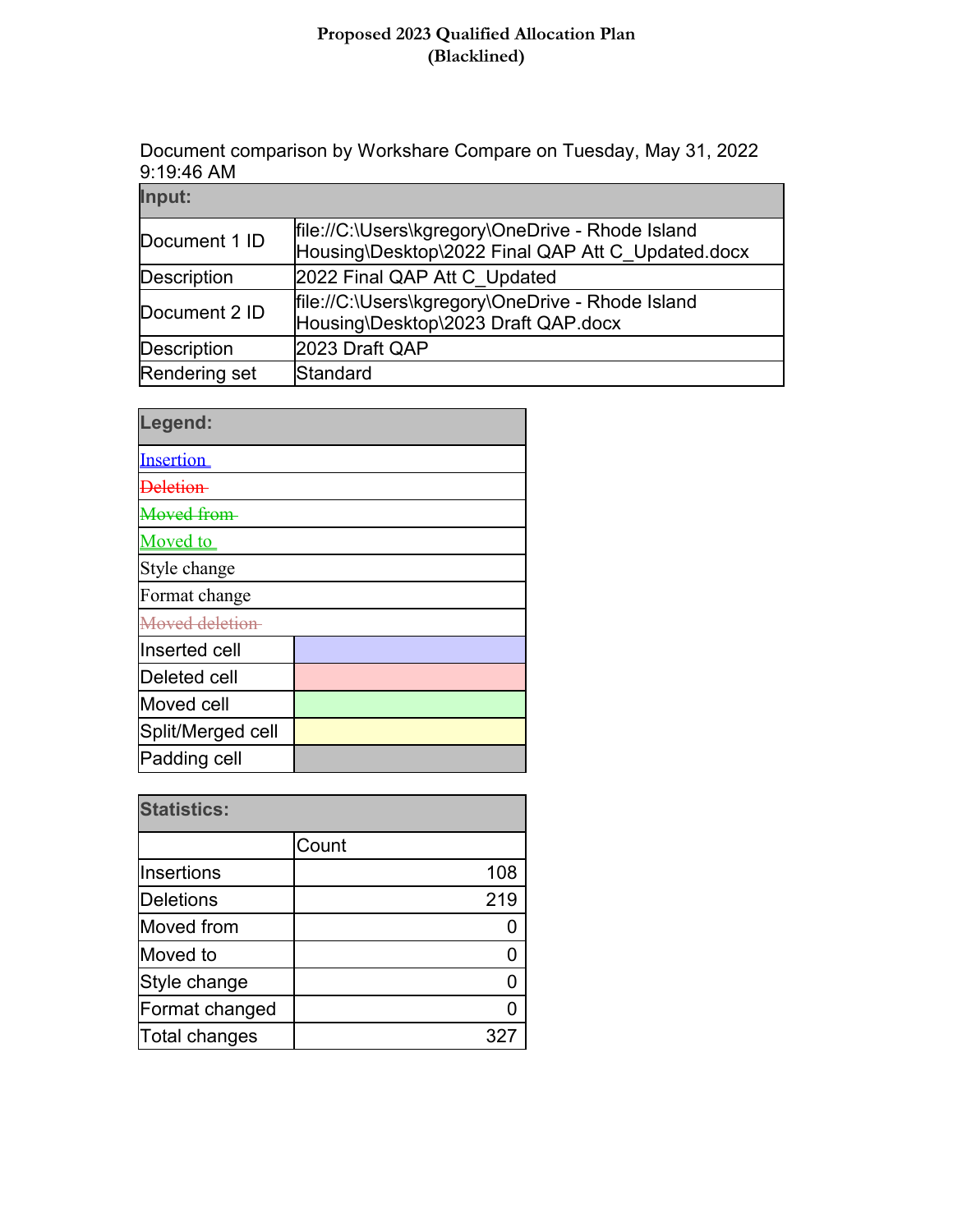**Proposed 2023 Qualified Allocation Plan**
**(Blacklined)**

Document comparison by Workshare Compare on Tuesday, May 31, 2022 9:19:46 AM

| **Input:** | |
|---|---|
| Document 1 ID | file://C:\Users\kgregory\OneDrive - Rhode Island Housing\Desktop\2022 Final QAP Att C_Updated.docx |
| Description | 2022 Final QAP Att C_Updated |
| Document 2 ID | file://C:\Users\kgregory\OneDrive - Rhode Island Housing\Desktop\2023 Draft QAP.docx |
| Description | 2023 Draft QAP |
| Rendering set | Standard |

| **Legend:** | |
|---|---|
| Insertion | |
| ~~Deletion~~ | |
| ~~Moved from~~ | |
| Moved to | |
| Style change | |
| Format change | |
| ~~Moved deletion~~ | |
| Inserted cell | |
| Deleted cell | |
| Moved cell | |
| Split/Merged cell | |
| Padding cell | |

| **Statistics:** | |
|---|---|
| | Count |
| Insertions | 108 |
| Deletions | 219 |
| Moved from | 0 |
| Moved to | 0 |
| Style change | 0 |
| Format changed | 0 |
| Total changes | 327 |